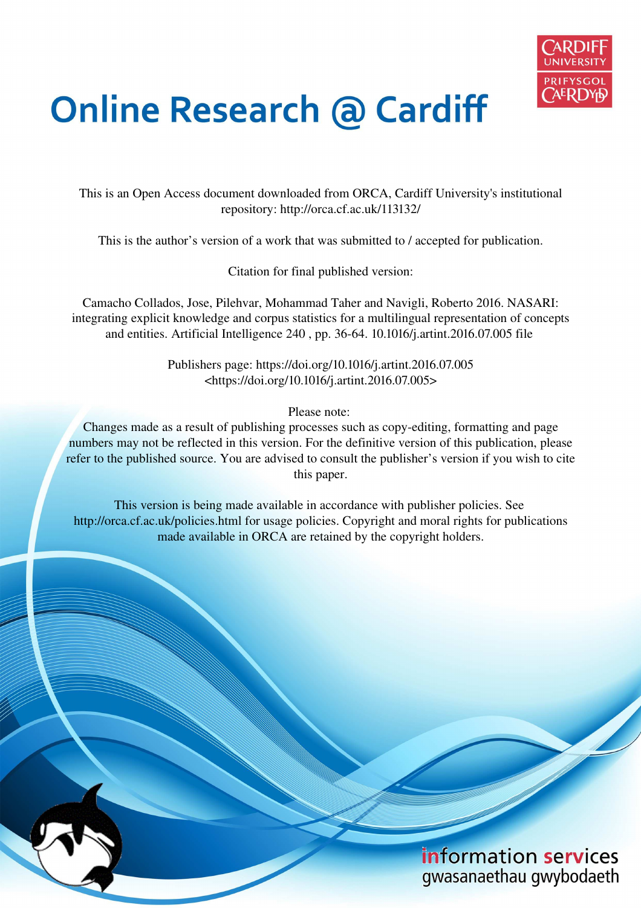# Online Research @ Cardiff

This is an Open Access document downloaded from ORCA, Cardiff University's institutional repository: http://orca.cf.ac.uk/113132/

This is the author's version of a work that was submitted to / accepted for publication.

Citation for final published version:

Camacho Collados, Jose, Pilehvar, Mohammad Taher and Navigli, Roberto 2016. NASARI: integrating explicit knowledge and corpus statistics for a multilingual representation of concepts and entities. Artificial Intelligence 240 , pp. 36-64. 10.1016/j.artint.2016.07.005 file

Publishers page: https://doi.org/10.1016/j.artint.2016.07.005 <https://doi.org/10.1016/j.artint.2016.07.005>

Please note:
Changes made as a result of publishing processes such as copy-editing, formatting and page numbers may not be reflected in this version. For the definitive version of this publication, please refer to the published source. You are advised to consult the publisher's version if you wish to cite this paper.

This version is being made available in accordance with publisher policies. See http://orca.cf.ac.uk/policies.html for usage policies. Copyright and moral rights for publications made available in ORCA are retained by the copyright holders.

information services
gwasanaethau gwybodaeth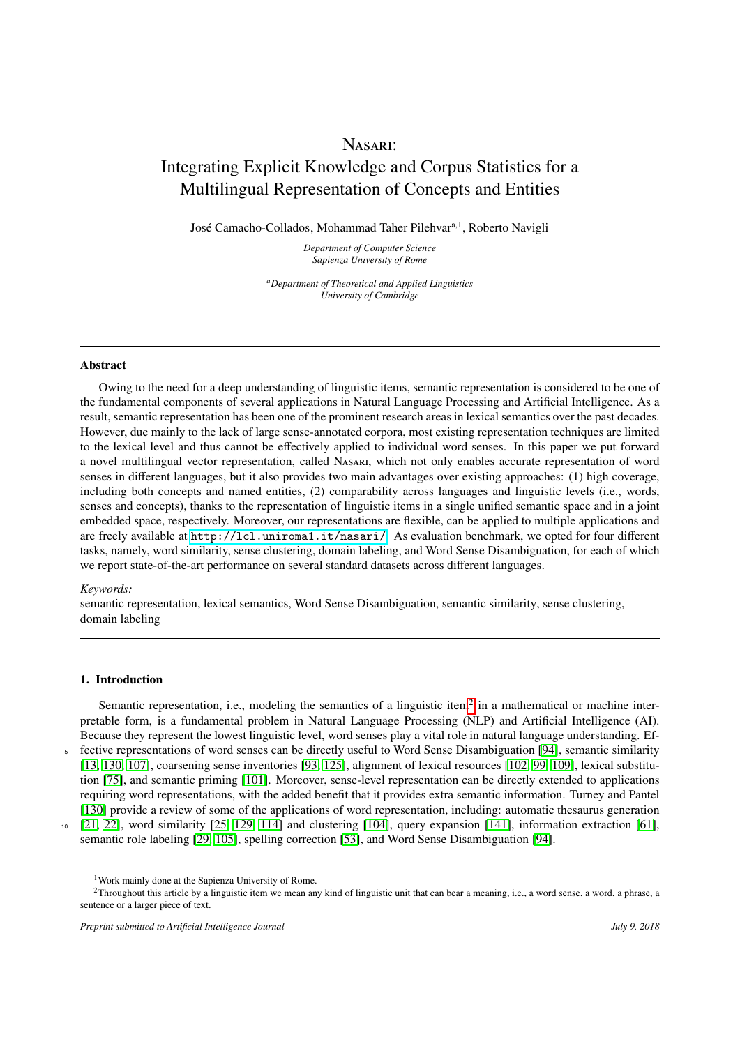# Nasari: Integrating Explicit Knowledge and Corpus Statistics for a Multilingual Representation of Concepts and Entities

José Camacho-Collados, Mohammad Taher Pilehvar[a,1], Roberto Navigli

*Department of Computer Science*
*Sapienza University of Rome*

[a]*Department of Theoretical and Applied Linguistics*
*University of Cambridge*

---

### Abstract

Owing to the need for a deep understanding of linguistic items, semantic representation is considered to be one of the fundamental components of several applications in Natural Language Processing and Artificial Intelligence. As a result, semantic representation has been one of the prominent research areas in lexical semantics over the past decades. However, due mainly to the lack of large sense-annotated corpora, most existing representation techniques are limited to the lexical level and thus cannot be effectively applied to individual word senses. In this paper we put forward a novel multilingual vector representation, called Nasari, which not only enables accurate representation of word senses in different languages, but it also provides two main advantages over existing approaches: (1) high coverage, including both concepts and named entities, (2) comparability across languages and linguistic levels (i.e., words, senses and concepts), thanks to the representation of linguistic items in a single unified semantic space and in a joint embedded space, respectively. Moreover, our representations are flexible, can be applied to multiple applications and are freely available at http://lcl.uniroma1.it/nasari/. As evaluation benchmark, we opted for four different tasks, namely, word similarity, sense clustering, domain labeling, and Word Sense Disambiguation, for each of which we report state-of-the-art performance on several standard datasets across different languages.

*Keywords:*
semantic representation, lexical semantics, Word Sense Disambiguation, semantic similarity, sense clustering, domain labeling

---

## 1. Introduction

Semantic representation, i.e., modeling the semantics of a linguistic item[2] in a mathematical or machine interpretable form, is a fundamental problem in Natural Language Processing (NLP) and Artificial Intelligence (AI). Because they represent the lowest linguistic level, word senses play a vital role in natural language understanding. Effective representations of word senses can be directly useful to Word Sense Disambiguation [94], semantic similarity [13, 130, 107], coarsening sense inventories [93, 125], alignment of lexical resources [102, 99, 109], lexical substitution [75], and semantic priming [101]. Moreover, sense-level representation can be directly extended to applications requiring word representations, with the added benefit that it provides extra semantic information. Turney and Pantel [130] provide a review of some of the applications of word representation, including: automatic thesaurus generation [21, 22], word similarity [25, 129, 114] and clustering [104], query expansion [141], information extraction [61], semantic role labeling [29, 105], spelling correction [53], and Word Sense Disambiguation [94].

---

[1] Work mainly done at the Sapienza University of Rome.

[2] Throughout this article by a linguistic item we mean any kind of linguistic unit that can bear a meaning, i.e., a word sense, a word, a phrase, a sentence or a larger piece of text.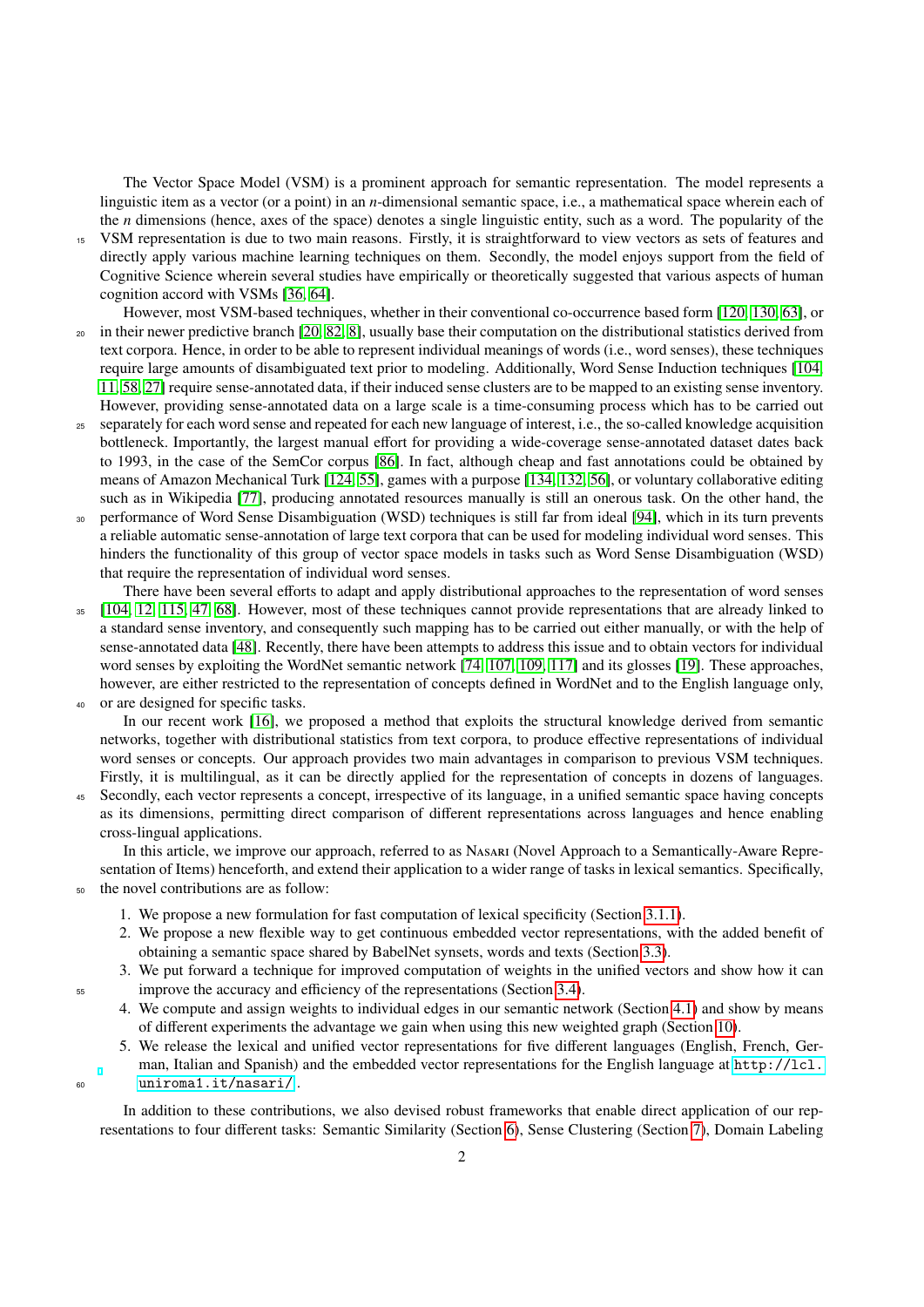The Vector Space Model (VSM) is a prominent approach for semantic representation. The model represents a linguistic item as a vector (or a point) in an $n$-dimensional semantic space, i.e., a mathematical space wherein each of the $n$ dimensions (hence, axes of the space) denotes a single linguistic entity, such as a word. The popularity of the VSM representation is due to two main reasons. Firstly, it is straightforward to view vectors as sets of features and directly apply various machine learning techniques on them. Secondly, the model enjoys support from the field of Cognitive Science wherein several studies have empirically or theoretically suggested that various aspects of human cognition accord with VSMs [36, 64].

However, most VSM-based techniques, whether in their conventional co-occurrence based form [120, 130, 63], or in their newer predictive branch [20, 82, 8], usually base their computation on the distributional statistics derived from text corpora. Hence, in order to be able to represent individual meanings of words (i.e., word senses), these techniques require large amounts of disambiguated text prior to modeling. Additionally, Word Sense Induction techniques [104, 11, 58, 27] require sense-annotated data, if their induced sense clusters are to be mapped to an existing sense inventory. However, providing sense-annotated data on a large scale is a time-consuming process which has to be carried out separately for each word sense and repeated for each new language of interest, i.e., the so-called knowledge acquisition bottleneck. Importantly, the largest manual effort for providing a wide-coverage sense-annotated dataset dates back to 1993, in the case of the SemCor corpus [86]. In fact, although cheap and fast annotations could be obtained by means of Amazon Mechanical Turk [124, 55], games with a purpose [134, 132, 56], or voluntary collaborative editing such as in Wikipedia [77], producing annotated resources manually is still an onerous task. On the other hand, the performance of Word Sense Disambiguation (WSD) techniques is still far from ideal [94], which in its turn prevents a reliable automatic sense-annotation of large text corpora that can be used for modeling individual word senses. This hinders the functionality of this group of vector space models in tasks such as Word Sense Disambiguation (WSD) that require the representation of individual word senses.

There have been several efforts to adapt and apply distributional approaches to the representation of word senses [104, 12, 115, 47, 68]. However, most of these techniques cannot provide representations that are already linked to a standard sense inventory, and consequently such mapping has to be carried out either manually, or with the help of sense-annotated data [48]. Recently, there have been attempts to address this issue and to obtain vectors for individual word senses by exploiting the WordNet semantic network [74, 107, 109, 117] and its glosses [19]. These approaches, however, are either restricted to the representation of concepts defined in WordNet and to the English language only, or are designed for specific tasks.

In our recent work [16], we proposed a method that exploits the structural knowledge derived from semantic networks, together with distributional statistics from text corpora, to produce effective representations of individual word senses or concepts. Our approach provides two main advantages in comparison to previous VSM techniques. Firstly, it is multilingual, as it can be directly applied for the representation of concepts in dozens of languages. Secondly, each vector represents a concept, irrespective of its language, in a unified semantic space having concepts as its dimensions, permitting direct comparison of different representations across languages and hence enabling cross-lingual applications.

In this article, we improve our approach, referred to as Nasari (Novel Approach to a Semantically-Aware Representation of Items) henceforth, and extend their application to a wider range of tasks in lexical semantics. Specifically, the novel contributions are as follow:

1. We propose a new formulation for fast computation of lexical specificity (Section 3.1.1).
2. We propose a new flexible way to get continuous embedded vector representations, with the added benefit of obtaining a semantic space shared by BabelNet synsets, words and texts (Section 3.3).
3. We put forward a technique for improved computation of weights in the unified vectors and show how it can improve the accuracy and efficiency of the representations (Section 3.4).
4. We compute and assign weights to individual edges in our semantic network (Section 4.1) and show by means of different experiments the advantage we gain when using this new weighted graph (Section 10).
5. We release the lexical and unified vector representations for five different languages (English, French, German, Italian and Spanish) and the embedded vector representations for the English language at http://lcl.uniroma1.it/nasari/.

In addition to these contributions, we also devised robust frameworks that enable direct application of our representations to four different tasks: Semantic Similarity (Section 6), Sense Clustering (Section 7), Domain Labeling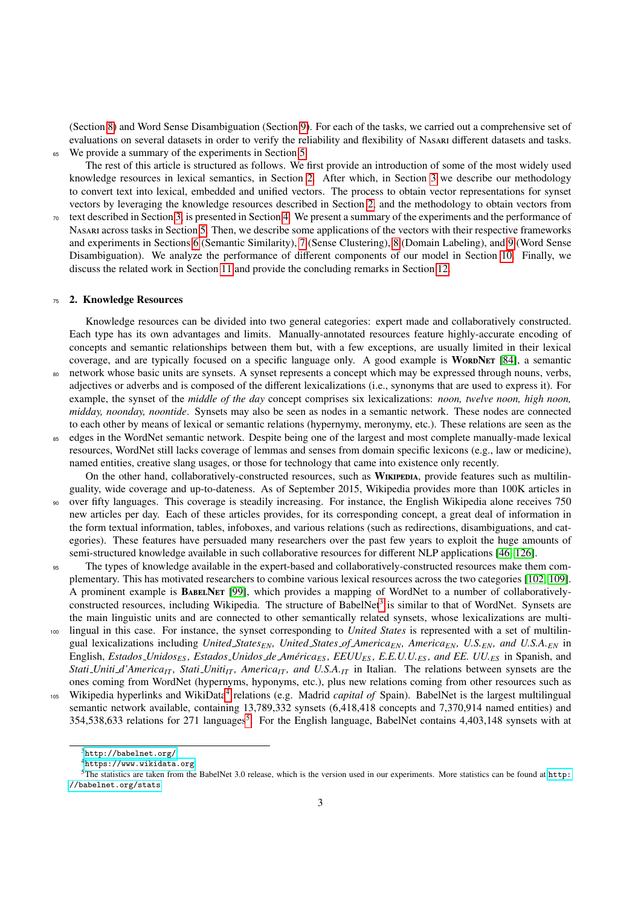(Section 8) and Word Sense Disambiguation (Section 9). For each of the tasks, we carried out a comprehensive set of evaluations on several datasets in order to verify the reliability and flexibility of NASARI different datasets and tasks. We provide a summary of the experiments in Section 5.

The rest of this article is structured as follows. We first provide an introduction of some of the most widely used knowledge resources in lexical semantics, in Section 2. After which, in Section 3 we describe our methodology to convert text into lexical, embedded and unified vectors. The process to obtain vector representations for synset vectors by leveraging the knowledge resources described in Section 2, and the methodology to obtain vectors from text described in Section 3, is presented in Section 4. We present a summary of the experiments and the performance of NASARI across tasks in Section 5. Then, we describe some applications of the vectors with their respective frameworks and experiments in Sections 6 (Semantic Similarity), 7 (Sense Clustering), 8 (Domain Labeling), and 9 (Word Sense Disambiguation). We analyze the performance of different components of our model in Section 10. Finally, we discuss the related work in Section 11 and provide the concluding remarks in Section 12.

## 2. Knowledge Resources

Knowledge resources can be divided into two general categories: expert made and collaboratively constructed. Each type has its own advantages and limits. Manually-annotated resources feature highly-accurate encoding of concepts and semantic relationships between them but, with a few exceptions, are usually limited in their lexical coverage, and are typically focused on a specific language only. A good example is **WORDNET** [84], a semantic network whose basic units are synsets. A synset represents a concept which may be expressed through nouns, verbs, adjectives or adverbs and is composed of the different lexicalizations (i.e., synonyms that are used to express it). For example, the synset of the *middle of the day* concept comprises six lexicalizations: *noon, twelve noon, high noon, midday, noonday, noontide*. Synsets may also be seen as nodes in a semantic network. These nodes are connected to each other by means of lexical or semantic relations (hypernymy, meronymy, etc.). These relations are seen as the edges in the WordNet semantic network. Despite being one of the largest and most complete manually-made lexical resources, WordNet still lacks coverage of lemmas and senses from domain specific lexicons (e.g., law or medicine), named entities, creative slang usages, or those for technology that came into existence only recently.

On the other hand, collaboratively-constructed resources, such as **WIKIPEDIA**, provide features such as multilinguality, wide coverage and up-to-dateness. As of September 2015, Wikipedia provides more than 100K articles in over fifty languages. This coverage is steadily increasing. For instance, the English Wikipedia alone receives 750 new articles per day. Each of these articles provides, for its corresponding concept, a great deal of information in the form textual information, tables, infoboxes, and various relations (such as redirections, disambiguations, and categories). These features have persuaded many researchers over the past few years to exploit the huge amounts of semi-structured knowledge available in such collaborative resources for different NLP applications [46, 126].

The types of knowledge available in the expert-based and collaboratively-constructed resources make them complementary. This has motivated researchers to combine various lexical resources across the two categories [102, 109]. A prominent example is **BABELNET** [99], which provides a mapping of WordNet to a number of collaboratively-constructed resources, including Wikipedia. The structure of BabelNet[3] is similar to that of WordNet. Synsets are the main linguistic units and are connected to other semantically related synsets, whose lexicalizations are multilingual in this case. For instance, the synset corresponding to *United States* is represented with a set of multilingual lexicalizations including *United_States$_{EN}$, United_States_of_America$_{EN}$, America$_{EN}$, U.S.$_{EN}$, and U.S.A.$_{EN}$* in English, *Estados_Unidos$_{ES}$, Estados_Unidos_de_América$_{ES}$, EEUU$_{ES}$, E.E.U.U.$_{ES}$, and EE. UU.$_{ES}$* in Spanish, and *Stati_Uniti_d'America$_{IT}$, Stati_Uniti$_{IT}$, America$_{IT}$, and U.S.A.$_{IT}$* in Italian. The relations between synsets are the ones coming from WordNet (hypernyms, hyponyms, etc.), plus new relations coming from other resources such as Wikipedia hyperlinks and WikiData[4] relations (e.g. Madrid *capital of* Spain). BabelNet is the largest multilingual semantic network available, containing 13,789,332 synsets (6,418,418 concepts and 7,370,914 named entities) and 354,538,633 relations for 271 languages[5]. For the English language, BabelNet contains 4,403,148 synsets with at

[3] http://babelnet.org/

[4] https://www.wikidata.org

[5] The statistics are taken from the BabelNet 3.0 release, which is the version used in our experiments. More statistics can be found at http://babelnet.org/stats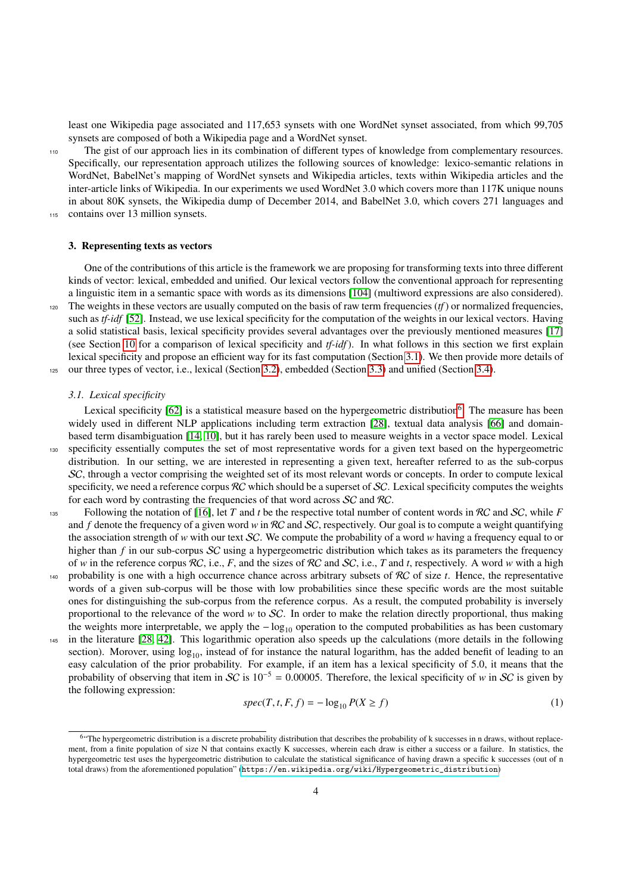least one Wikipedia page associated and 117,653 synsets with one WordNet synset associated, from which 99,705 synsets are composed of both a Wikipedia page and a WordNet synset.

The gist of our approach lies in its combination of different types of knowledge from complementary resources. Specifically, our representation approach utilizes the following sources of knowledge: lexico-semantic relations in WordNet, BabelNet's mapping of WordNet synsets and Wikipedia articles, texts within Wikipedia articles and the inter-article links of Wikipedia. In our experiments we used WordNet 3.0 which covers more than 117K unique nouns in about 80K synsets, the Wikipedia dump of December 2014, and BabelNet 3.0, which covers 271 languages and contains over 13 million synsets.

## 3. Representing texts as vectors

One of the contributions of this article is the framework we are proposing for transforming texts into three different kinds of vector: lexical, embedded and unified. Our lexical vectors follow the conventional approach for representing a linguistic item in a semantic space with words as its dimensions [104] (multiword expressions are also considered). The weights in these vectors are usually computed on the basis of raw term frequencies (*tf*) or normalized frequencies, such as *tf-idf* [52]. Instead, we use lexical specificity for the computation of the weights in our lexical vectors. Having a solid statistical basis, lexical specificity provides several advantages over the previously mentioned measures [17] (see Section 10 for a comparison of lexical specificity and *tf-idf*). In what follows in this section we first explain lexical specificity and propose an efficient way for its fast computation (Section 3.1). We then provide more details of our three types of vector, i.e., lexical (Section 3.2), embedded (Section 3.3) and unified (Section 3.4).

### *3.1. Lexical specificity*

Lexical specificity [62] is a statistical measure based on the hypergeometric distribution[6]. The measure has been widely used in different NLP applications including term extraction [28], textual data analysis [66] and domain-based term disambiguation [14, 10], but it has rarely been used to measure weights in a vector space model. Lexical specificity essentially computes the set of most representative words for a given text based on the hypergeometric distribution. In our setting, we are interested in representing a given text, hereafter referred to as the sub-corpus $\mathcal{SC}$, through a vector comprising the weighted set of its most relevant words or concepts. In order to compute lexical specificity, we need a reference corpus $\mathcal{RC}$ which should be a superset of $\mathcal{SC}$. Lexical specificity computes the weights for each word by contrasting the frequencies of that word across $\mathcal{SC}$ and $\mathcal{RC}$.

Following the notation of [16], let $T$ and $t$ be the respective total number of content words in $\mathcal{RC}$ and $\mathcal{SC}$, while $F$ and $f$ denote the frequency of a given word $w$ in $\mathcal{RC}$ and $\mathcal{SC}$, respectively. Our goal is to compute a weight quantifying the association strength of $w$ with our text $\mathcal{SC}$. We compute the probability of a word $w$ having a frequency equal to or higher than $f$ in our sub-corpus $\mathcal{SC}$ using a hypergeometric distribution which takes as its parameters the frequency of $w$ in the reference corpus $\mathcal{RC}$, i.e., $F$, and the sizes of $\mathcal{RC}$ and $\mathcal{SC}$, i.e., $T$ and $t$, respectively. A word $w$ with a high probability is one with a high occurrence chance across arbitrary subsets of $\mathcal{RC}$ of size $t$. Hence, the representative words of a given sub-corpus will be those with low probabilities since these specific words are the most suitable ones for distinguishing the sub-corpus from the reference corpus. As a result, the computed probability is inversely proportional to the relevance of the word $w$ to $\mathcal{SC}$. In order to make the relation directly proportional, thus making the weights more interpretable, we apply the $-\log_{10}$ operation to the computed probabilities as has been customary in the literature [28, 42]. This logarithmic operation also speeds up the calculations (more details in the following section). Morover, using $\log_{10}$, instead of for instance the natural logarithm, has the added benefit of leading to an easy calculation of the prior probability. For example, if an item has a lexical specificity of 5.0, it means that the probability of observing that item in $\mathcal{SC}$ is $10^{-5} = 0.00005$. Therefore, the lexical specificity of $w$ in $\mathcal{SC}$ is given by the following expression:

$$spec(T, t, F, f) = -\log_{10} P(X \geq f) \tag{1}$$

[6] "The hypergeometric distribution is a discrete probability distribution that describes the probability of k successes in n draws, without replacement, from a finite population of size N that contains exactly K successes, wherein each draw is either a success or a failure. In statistics, the hypergeometric test uses the hypergeometric distribution to calculate the statistical significance of having drawn a specific k successes (out of n total draws) from the aforementioned population" (https://en.wikipedia.org/wiki/Hypergeometric_distribution)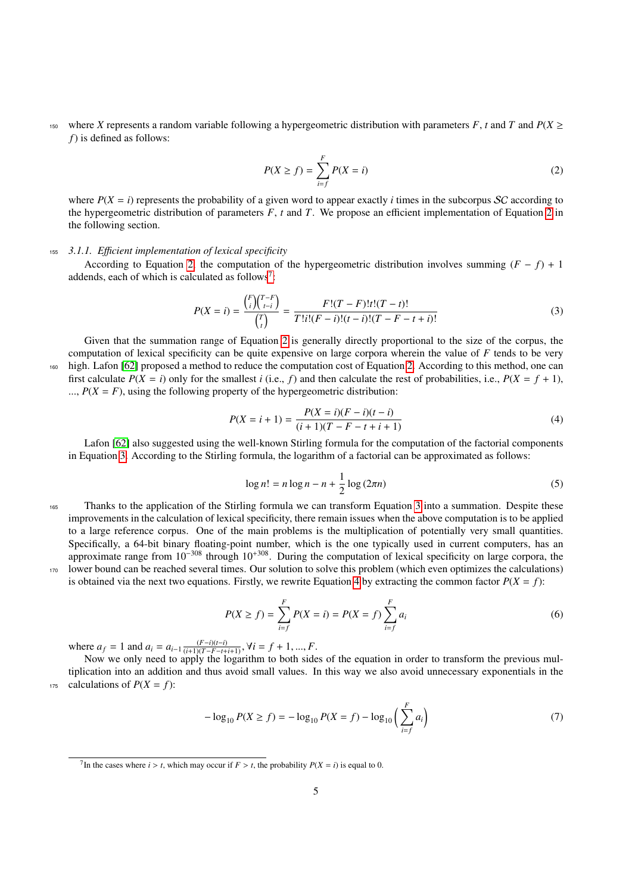where $X$ represents a random variable following a hypergeometric distribution with parameters $F$, $t$ and $T$ and $P(X \geq f)$ is defined as follows:

$$P(X \geq f) = \sum_{i=f}^{F} P(X = i) \tag{2}$$

where $P(X = i)$ represents the probability of a given word to appear exactly $i$ times in the subcorpus $\mathcal{SC}$ according to the hypergeometric distribution of parameters $F$, $t$ and $T$. We propose an efficient implementation of Equation 2 in the following section.

### 3.1.1. Efficient implementation of lexical specificity

According to Equation 2, the computation of the hypergeometric distribution involves summing $(F - f) + 1$ addends, each of which is calculated as follows[7]:

$$P(X = i) = \frac{\binom{F}{i}\binom{T-F}{t-i}}{\binom{T}{t}} = \frac{F!(T-F)!t!(T-t)!}{T!i!(F-i)!(t-i)!(T-F-t+i)!} \tag{3}$$

Given that the summation range of Equation 2 is generally directly proportional to the size of the corpus, the computation of lexical specificity can be quite expensive on large corpora wherein the value of $F$ tends to be very high. Lafon [62] proposed a method to reduce the computation cost of Equation 2. According to this method, one can first calculate $P(X = i)$ only for the smallest $i$ (i.e., $f$) and then calculate the rest of probabilities, i.e., $P(X = f + 1)$, ..., $P(X = F)$, using the following property of the hypergeometric distribution:

$$P(X = i + 1) = \frac{P(X = i)(F - i)(t - i)}{(i + 1)(T - F - t + i + 1)} \tag{4}$$

Lafon [62] also suggested using the well-known Stirling formula for the computation of the factorial components in Equation 3. According to the Stirling formula, the logarithm of a factorial can be approximated as follows:

$$\log n! = n \log n - n + \frac{1}{2} \log(2\pi n) \tag{5}$$

Thanks to the application of the Stirling formula we can transform Equation 3 into a summation. Despite these improvements in the calculation of lexical specificity, there remain issues when the above computation is to be applied to a large reference corpus. One of the main problems is the multiplication of potentially very small quantities. Specifically, a 64-bit binary floating-point number, which is the one typically used in current computers, has an approximate range from $10^{-308}$ through $10^{+308}$. During the computation of lexical specificity on large corpora, the lower bound can be reached several times. Our solution to solve this problem (which even optimizes the calculations) is obtained via the next two equations. Firstly, we rewrite Equation 4 by extracting the common factor $P(X = f)$:

$$P(X \geq f) = \sum_{i=f}^{F} P(X = i) = P(X = f) \sum_{i=f}^{F} a_i \tag{6}$$

where $a_f = 1$ and $a_i = a_{i-1} \frac{(F-i)(t-i)}{(i+1)(T-F-t+i+1)}, \forall i = f + 1, ..., F$.

Now we only need to apply the logarithm to both sides of the equation in order to transform the previous multiplication into an addition and thus avoid small values. In this way we also avoid unnecessary exponentials in the calculations of $P(X = f)$:

$$-\log_{10} P(X \geq f) = -\log_{10} P(X = f) - \log_{10} \left( \sum_{i=f}^{F} a_i \right) \tag{7}$$

[7] In the cases where $i > t$, which may occur if $F > t$, the probability $P(X = i)$ is equal to 0.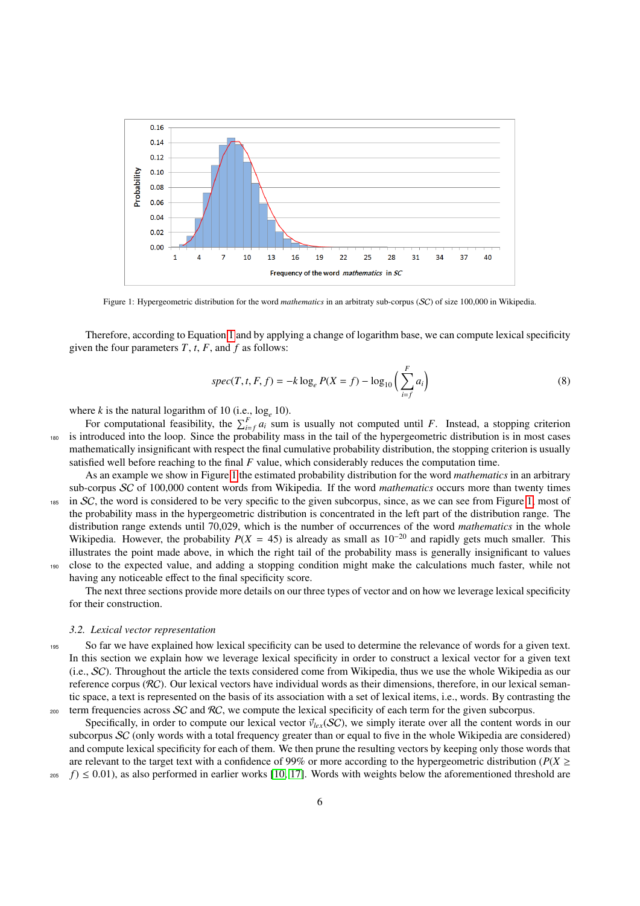0.16
0.14
0.12
0.10
0.08
0.06
0.04
0.02
0.00

Probability

1 4 7 10 13 16 19 22 25 28 31 34 37 40

Frequency of the word *mathematics* in *SC*

Figure 1: Hypergeometric distribution for the word *mathematics* in an arbitraty sub-corpus ($\mathcal{SC}$) of size 100,000 in Wikipedia.

Therefore, according to Equation 1 and by applying a change of logarithm base, we can compute lexical specificity given the four parameters $T$, $t$, $F$, and $f$ as follows:

$$spec(T, t, F, f) = -k \log_e P(X = f) - \log_{10} \left( \sum_{i=f}^{F} a_i \right) \tag{8}$$

where $k$ is the natural logarithm of 10 (i.e., $\log_e 10$).

For computational feasibility, the $\sum_{i=f}^{F} a_i$ sum is usually not computed until $F$. Instead, a stopping criterion is introduced into the loop. Since the probability mass in the tail of the hypergeometric distribution is in most cases mathematically insignificant with respect the final cumulative probability distribution, the stopping criterion is usually satisfied well before reaching to the final $F$ value, which considerably reduces the computation time.

As an example we show in Figure 1 the estimated probability distribution for the word *mathematics* in an arbitrary sub-corpus $\mathcal{SC}$ of 100,000 content words from Wikipedia. If the word *mathematics* occurs more than twenty times in $\mathcal{SC}$, the word is considered to be very specific to the given subcorpus, since, as we can see from Figure 1, most of the probability mass in the hypergeometric distribution is concentrated in the left part of the distribution range. The distribution range extends until 70,029, which is the number of occurrences of the word *mathematics* in the whole Wikipedia. However, the probability $P(X = 45)$ is already as small as $10^{-20}$ and rapidly gets much smaller. This illustrates the point made above, in which the right tail of the probability mass is generally insignificant to values close to the expected value, and adding a stopping condition might make the calculations much faster, while not having any noticeable effect to the final specificity score.

The next three sections provide more details on our three types of vector and on how we leverage lexical specificity for their construction.

### 3.2. Lexical vector representation

So far we have explained how lexical specificity can be used to determine the relevance of words for a given text. In this section we explain how we leverage lexical specificity in order to construct a lexical vector for a given text (i.e., $\mathcal{SC}$). Throughout the article the texts considered come from Wikipedia, thus we use the whole Wikipedia as our reference corpus ($\mathcal{RC}$). Our lexical vectors have individual words as their dimensions, therefore, in our lexical semantic space, a text is represented on the basis of its association with a set of lexical items, i.e., words. By contrasting the term frequencies across $\mathcal{SC}$ and $\mathcal{RC}$, we compute the lexical specificity of each term for the given subcorpus.

Specifically, in order to compute our lexical vector $\vec{v}_{lex}(\mathcal{SC})$, we simply iterate over all the content words in our subcorpus $\mathcal{SC}$ (only words with a total frequency greater than or equal to five in the whole Wikipedia are considered) and compute lexical specificity for each of them. We then prune the resulting vectors by keeping only those words that are relevant to the target text with a confidence of 99% or more according to the hypergeometric distribution ($P(X \geq f) \leq 0.01$), as also performed in earlier works [10, 17]. Words with weights below the aforementioned threshold are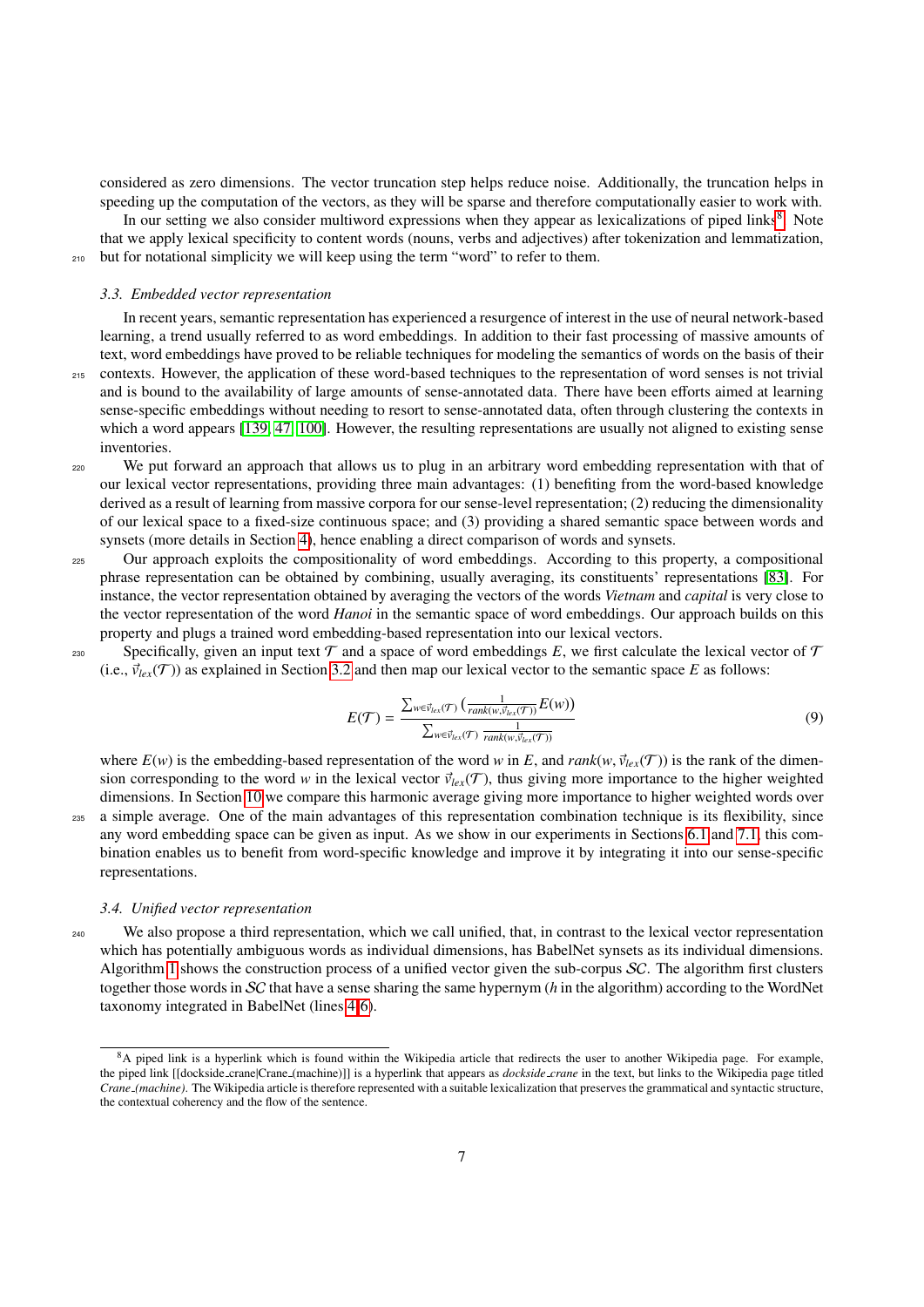considered as zero dimensions. The vector truncation step helps reduce noise. Additionally, the truncation helps in speeding up the computation of the vectors, as they will be sparse and therefore computationally easier to work with.

In our setting we also consider multiword expressions when they appear as lexicalizations of piped links[8]. Note that we apply lexical specificity to content words (nouns, verbs and adjectives) after tokenization and lemmatization, but for notational simplicity we will keep using the term "word" to refer to them.

### 3.3. Embedded vector representation

In recent years, semantic representation has experienced a resurgence of interest in the use of neural network-based learning, a trend usually referred to as word embeddings. In addition to their fast processing of massive amounts of text, word embeddings have proved to be reliable techniques for modeling the semantics of words on the basis of their contexts. However, the application of these word-based techniques to the representation of word senses is not trivial and is bound to the availability of large amounts of sense-annotated data. There have been efforts aimed at learning sense-specific embeddings without needing to resort to sense-annotated data, often through clustering the contexts in which a word appears [139, 47, 100]. However, the resulting representations are usually not aligned to existing sense inventories.

We put forward an approach that allows us to plug in an arbitrary word embedding representation with that of our lexical vector representations, providing three main advantages: (1) benefiting from the word-based knowledge derived as a result of learning from massive corpora for our sense-level representation; (2) reducing the dimensionality of our lexical space to a fixed-size continuous space; and (3) providing a shared semantic space between words and synsets (more details in Section 4), hence enabling a direct comparison of words and synsets.

Our approach exploits the compositionality of word embeddings. According to this property, a compositional phrase representation can be obtained by combining, usually averaging, its constituents' representations [83]. For instance, the vector representation obtained by averaging the vectors of the words *Vietnam* and *capital* is very close to the vector representation of the word *Hanoi* in the semantic space of word embeddings. Our approach builds on this property and plugs a trained word embedding-based representation into our lexical vectors.

Specifically, given an input text $\mathcal{T}$ and a space of word embeddings $E$, we first calculate the lexical vector of $\mathcal{T}$ (i.e., $\vec{v}_{lex}(\mathcal{T})$) as explained in Section 3.2 and then map our lexical vector to the semantic space $E$ as follows:

$$E(\mathcal{T}) = \frac{\sum_{w \in \vec{v}_{lex}(\mathcal{T})} \left( \frac{1}{rank(w, \vec{v}_{lex}(\mathcal{T}))} E(w) \right)}{\sum_{w \in \vec{v}_{lex}(\mathcal{T})} \frac{1}{rank(w, \vec{v}_{lex}(\mathcal{T}))}} \tag{9}$$

where $E(w)$ is the embedding-based representation of the word $w$ in $E$, and $rank(w, \vec{v}_{lex}(\mathcal{T}))$ is the rank of the dimension corresponding to the word $w$ in the lexical vector $\vec{v}_{lex}(\mathcal{T})$, thus giving more importance to the higher weighted dimensions. In Section 10 we compare this harmonic average giving more importance to higher weighted words over a simple average. One of the main advantages of this representation combination technique is its flexibility, since any word embedding space can be given as input. As we show in our experiments in Sections 6.1 and 7.1, this combination enables us to benefit from word-specific knowledge and improve it by integrating it into our sense-specific representations.

### 3.4. Unified vector representation

We also propose a third representation, which we call unified, that, in contrast to the lexical vector representation which has potentially ambiguous words as its individual dimensions, has BabelNet synsets as its individual dimensions. Algorithm 1 shows the construction process of a unified vector given the sub-corpus $\mathcal{SC}$. The algorithm first clusters together those words in $\mathcal{SC}$ that have a sense sharing the same hypernym ($h$ in the algorithm) according to the WordNet taxonomy integrated in BabelNet (lines 4-6).

[8] A piped link is a hyperlink which is found within the Wikipedia article that redirects the user to another Wikipedia page. For example, the piped link [[dockside_crane|Crane_(machine)]] is a hyperlink that appears as *dockside_crane* in the text, but links to the Wikipedia page titled *Crane_(machine)*. The Wikipedia article is therefore represented with a suitable lexicalization that preserves the grammatical and syntactic structure, the contextual coherency and the flow of the sentence.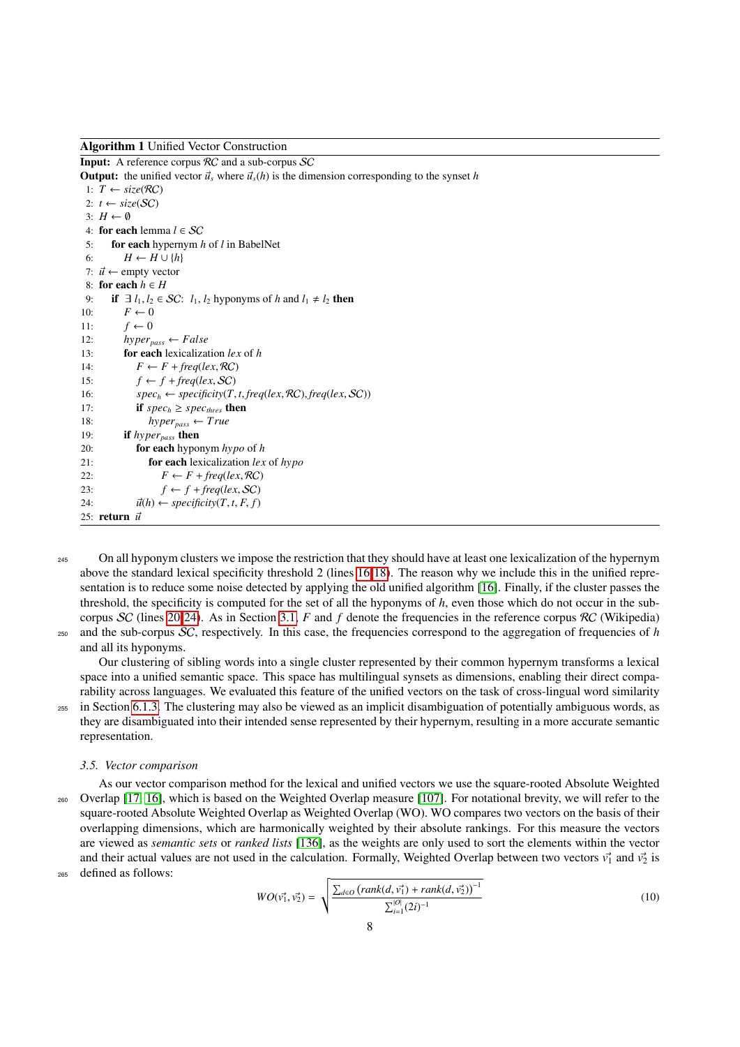**Algorithm 1** Unified Vector Construction

**Input:** A reference corpus $\mathcal{RC}$ and a sub-corpus $\mathcal{SC}$
**Output:** the unified vector $\vec{u}_s$ where $\vec{u}_s(h)$ is the dimension corresponding to the synset $h$

```
1: T ← size(RC)
2: t ← size(SC)
3: H ← ∅
4: for each lemma l ∈ SC
5:     for each hypernym h of l in BabelNet
6:         H ← H ∪ {h}
7: u ← empty vector
8: for each h ∈ H
9:     if ∃ l1, l2 ∈ SC: l1, l2 hyponyms of h and l1 ≠ l2 then
10:        F ← 0
11:        f ← 0
12:        hyper_pass ← False
13:        for each lexicalization lex of h
14:            F ← F + freq(lex, RC)
15:            f ← f + freq(lex, SC)
16:            spec_h ← specificity(T, t, freq(lex, RC), freq(lex, SC))
17:            if spec_h ≥ spec_thres then
18:                hyper_pass ← True
19:        if hyper_pass then
20:            for each hyponym hypo of h
21:                for each lexicalization lex of hypo
22:                    F ← F + freq(lex, RC)
23:                    f ← f + freq(lex, SC)
24:            u(h) ← specificity(T, t, F, f)
25: return u
```

On all hyponym clusters we impose the restriction that they should have at least one lexicalization of the hypernym above the standard lexical specificity threshold 2 (lines 16-18). The reason why we include this in the unified representation is to reduce some noise detected by applying the old unified algorithm [16]. Finally, if the cluster passes the threshold, the specificity is computed for the set of all the hyponyms of $h$, even those which do not occur in the sub-corpus $\mathcal{SC}$ (lines 20-24). As in Section 3.1, $F$ and $f$ denote the frequencies in the reference corpus $\mathcal{RC}$ (Wikipedia) and the sub-corpus $\mathcal{SC}$, respectively. In this case, the frequencies correspond to the aggregation of frequencies of $h$ and all its hyponyms.

Our clustering of sibling words into a single cluster represented by their common hypernym transforms a lexical space into a unified semantic space. This space has multilingual synsets as dimensions, enabling their direct comparability across languages. We evaluated this feature of the unified vectors on the task of cross-lingual word similarity in Section 6.1.3. The clustering may also be viewed as an implicit disambiguation of potentially ambiguous words, as they are disambiguated into their intended sense represented by their hypernym, resulting in a more accurate semantic representation.

### 3.5. Vector comparison

As our vector comparison method for the lexical and unified vectors we use the square-rooted Absolute Weighted Overlap [17, 16], which is based on the Weighted Overlap measure [107]. For notational brevity, we will refer to the square-rooted Absolute Weighted Overlap as Weighted Overlap (WO). WO compares two vectors on the basis of their overlapping dimensions, which are harmonically weighted by their absolute rankings. For this measure the vectors are viewed as *semantic sets* or *ranked lists* [136], as the weights are only used to sort the elements within the vector and their actual values are not used in the calculation. Formally, Weighted Overlap between two vectors $\vec{v_1}$ and $\vec{v_2}$ is defined as follows:

$$WO(\vec{v_1}, \vec{v_2}) = \sqrt{\frac{\sum_{d \in O} \left(rank(d, \vec{v_1}) + rank(d, \vec{v_2})\right)^{-1}}{\sum_{i=1}^{|O|} (2i)^{-1}}} \tag{10}$$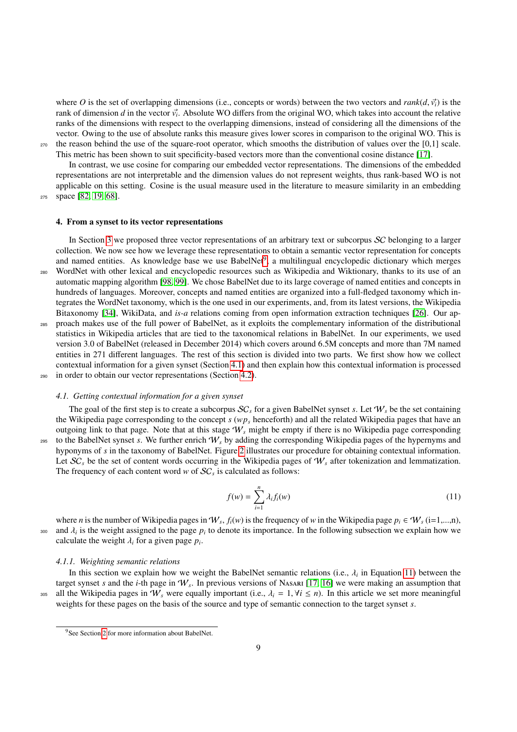where $O$ is the set of overlapping dimensions (i.e., concepts or words) between the two vectors and $rank(d, \vec{v_i})$ is the rank of dimension $d$ in the vector $\vec{v_i}$. Absolute WO differs from the original WO, which takes into account the relative ranks of the dimensions with respect to the overlapping dimensions, instead of considering all the dimensions of the vector. Owing to the use of absolute ranks this measure gives lower scores in comparison to the original WO. This is the reason behind the use of the square-root operator, which smooths the distribution of values over the [0,1] scale. This metric has been shown to suit specificity-based vectors more than the conventional cosine distance [17].

In contrast, we use cosine for comparing our embedded vector representations. The dimensions of the embedded representations are not interpretable and the dimension values do not represent weights, thus rank-based WO is not applicable on this setting. Cosine is the usual measure used in the literature to measure similarity in an embedding space [82, 19, 68].

## 4. From a synset to its vector representations

In Section 3 we proposed three vector representations of an arbitrary text or subcorpus $\mathcal{SC}$ belonging to a larger collection. We now see how we leverage these representations to obtain a semantic vector representation for concepts and named entities. As knowledge base we use BabelNet[9], a multilingual encyclopedic dictionary which merges WordNet with other lexical and encyclopedic resources such as Wikipedia and Wiktionary, thanks to its use of an automatic mapping algorithm [98, 99]. We chose BabelNet due to its large coverage of named entities and concepts in hundreds of languages. Moreover, concepts and named entities are organized into a full-fledged taxonomy which integrates the WordNet taxonomy, which is the one used in our experiments, and, from its latest versions, the Wikipedia Bitaxonomy [34], WikiData, and *is-a* relations coming from open information extraction techniques [26]. Our approach makes use of the full power of BabelNet, as it exploits the complementary information of the distributional statistics in Wikipedia articles that are tied to the taxonomical relations in BabelNet. In our experiments, we used version 3.0 of BabelNet (released in December 2014) which covers around 6.5M concepts and more than 7M named entities in 271 different languages. The rest of this section is divided into two parts. We first show how we collect contextual information for a given synset (Section 4.1) and then explain how this contextual information is processed in order to obtain our vector representations (Section 4.2).

### 4.1. Getting contextual information for a given synset

The goal of the first step is to create a subcorpus $\mathcal{SC}_s$ for a given BabelNet synset $s$. Let $\mathcal{W}_s$ be the set containing the Wikipedia page corresponding to the concept $s$ ($wp_s$ henceforth) and all the related Wikipedia pages that have an outgoing link to that page. Note that at this stage $\mathcal{W}_s$ might be empty if there is no Wikipedia page corresponding to the BabelNet synset $s$. We further enrich $\mathcal{W}_s$ by adding the corresponding Wikipedia pages of the hypernyms and hyponyms of $s$ in the taxonomy of BabelNet. Figure 2 illustrates our procedure for obtaining contextual information. Let $\mathcal{SC}_s$ be the set of content words occurring in the Wikipedia pages of $\mathcal{W}_s$ after tokenization and lemmatization. The frequency of each content word $w$ of $\mathcal{SC}_s$ is calculated as follows:

$$f(w) = \sum_{i=1}^{n} \lambda_i f_i(w) \tag{11}$$

where $n$ is the number of Wikipedia pages in $\mathcal{W}_s$, $f_i(w)$ is the frequency of $w$ in the Wikipedia page $p_i \in \mathcal{W}_s$ (i=1,...,n), and $\lambda_i$ is the weight assigned to the page $p_i$ to denote its importance. In the following subsection we explain how we calculate the weight $\lambda_i$ for a given page $p_i$.

#### 4.1.1. Weighting semantic relations

In this section we explain how we weight the BabelNet semantic relations (i.e., $\lambda_i$ in Equation 11) between the target synset $s$ and the $i$-th page in $\mathcal{W}_s$. In previous versions of Nasari [17, 16] we were making an assumption that all the Wikipedia pages in $\mathcal{W}_s$ were equally important (i.e., $\lambda_i = 1, \forall i \leq n$). In this article we set more meaningful weights for these pages on the basis of the source and type of semantic connection to the target synset $s$.

[9] See Section 2 for more information about BabelNet.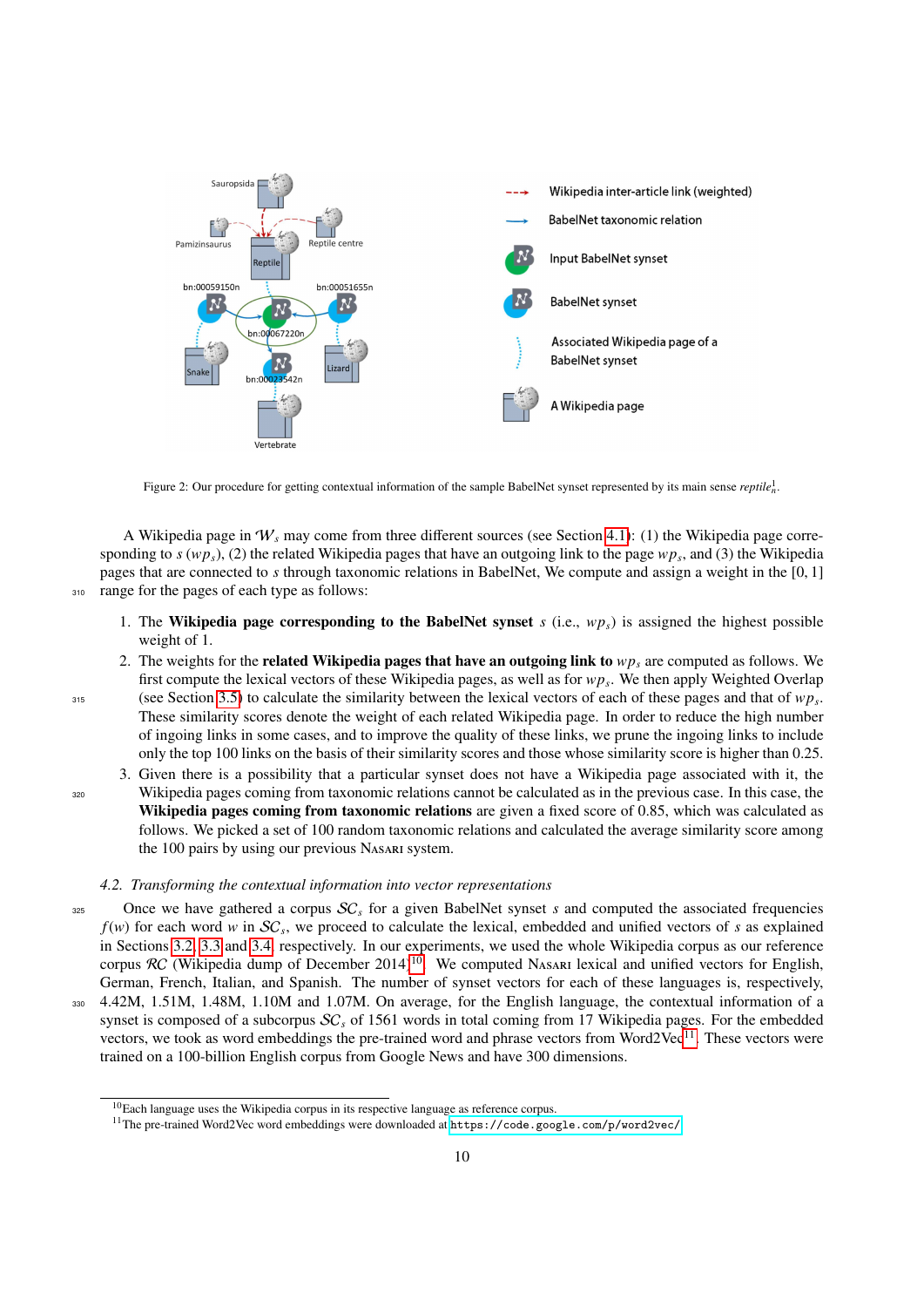Sauropsida

Pamizinsaurus

Reptile centre

Reptile

bn:00059150n

bn:00051655n

bn:00067220n

Snake

Lizard

bn:00023542n

Vertebrate

Wikipedia inter-article link (weighted)

BabelNet taxonomic relation

Input BabelNet synset

BabelNet synset

Associated Wikipedia page of a BabelNet synset

A Wikipedia page

Figure 2: Our procedure for getting contextual information of the sample BabelNet synset represented by its main sense $reptile^1_n$.

A Wikipedia page in $\mathcal{W}_s$ may come from three different sources (see Section 4.1): (1) the Wikipedia page corresponding to $s$ ($wp_s$), (2) the related Wikipedia pages that have an outgoing link to the page $wp_s$, and (3) the Wikipedia pages that are connected to $s$ through taxonomic relations in BabelNet, We compute and assign a weight in the [0, 1] range for the pages of each type as follows:

1. The **Wikipedia page corresponding to the BabelNet synset** $s$ (i.e., $wp_s$) is assigned the highest possible weight of 1.
2. The weights for the **related Wikipedia pages that have an outgoing link to** $wp_s$ are computed as follows. We first compute the lexical vectors of these Wikipedia pages, as well as for $wp_s$. We then apply Weighted Overlap (see Section 3.5) to calculate the similarity between the lexical vectors of each of these pages and that of $wp_s$. These similarity scores denote the weight of each related Wikipedia page. In order to reduce the high number of ingoing links in some cases, and to improve the quality of these links, we prune the ingoing links to include only the top 100 links on the basis of their similarity scores and those whose similarity score is higher than 0.25.
3. Given there is a possibility that a particular synset does not have a Wikipedia page associated with it, the Wikipedia pages coming from taxonomic relations cannot be calculated as in the previous case. In this case, the **Wikipedia pages coming from taxonomic relations** are given a fixed score of 0.85, which was calculated as follows. We picked a set of 100 random taxonomic relations and calculated the average similarity score among the 100 pairs by using our previous NASARI system.

### 4.2. Transforming the contextual information into vector representations

Once we have gathered a corpus $\mathcal{SC}_s$ for a given BabelNet synset $s$ and computed the associated frequencies $f(w)$ for each word $w$ in $\mathcal{SC}_s$, we proceed to calculate the lexical, embedded and unified vectors of $s$ as explained in Sections 3.2, 3.3 and 3.4, respectively. In our experiments, we used the whole Wikipedia corpus as our reference corpus $\mathcal{RC}$ (Wikipedia dump of December 2014)[10]. We computed NASARI lexical and unified vectors for English, German, French, Italian, and Spanish. The number of synset vectors for each of these languages is, respectively, 4.42M, 1.51M, 1.48M, 1.10M and 1.07M. On average, for the English language, the contextual information of a synset is composed of a subcorpus $\mathcal{SC}_s$ of 1561 words in total coming from 17 Wikipedia pages. For the embedded vectors, we took as word embeddings the pre-trained word and phrase vectors from Word2Vec[11]. These vectors were trained on a 100-billion English corpus from Google News and have 300 dimensions.

[10] Each language uses the Wikipedia corpus in its respective language as reference corpus.

[11] The pre-trained Word2Vec word embeddings were downloaded at https://code.google.com/p/word2vec/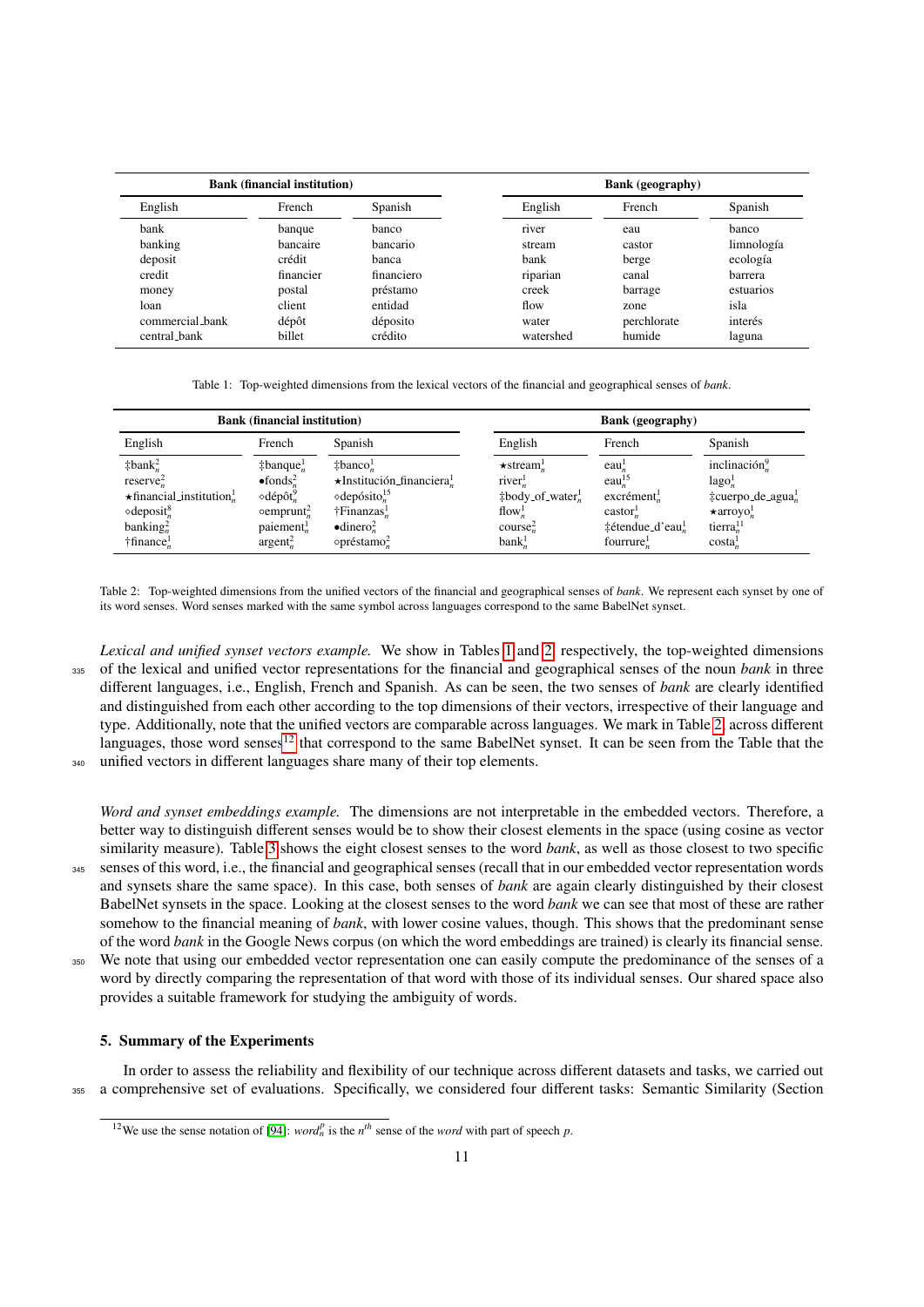| Bank (financial institution) | | | Bank (geography) | | |
|---|---|---|---|---|---|
| English | French | Spanish | English | French | Spanish |
| bank | banque | banco | river | eau | banco |
| banking | bancaire | bancario | stream | castor | limnología |
| deposit | crédit | banca | bank | berge | ecología |
| credit | financier | financiero | riparian | canal | barrera |
| money | postal | préstamo | creek | barrage | estuarios |
| loan | client | entidad | flow | zone | isla |
| commercial_bank | dépôt | depósito | water | perchlorate | interés |
| central_bank | billet | crédito | watershed | humide | laguna |

Table 1: Top-weighted dimensions from the lexical vectors of the financial and geographical senses of *bank*.

| Bank (financial institution) | | | Bank (geography) | | |
|---|---|---|---|---|---|
| English | French | Spanish | English | French | Spanish |
| ‡$\text{bank}_n^2$ | ‡$\text{banque}_n^1$ | ‡$\text{banco}_n^1$ | ⋆$\text{stream}_n^1$ | $\text{eau}_n^1$ | $\text{inclinación}_n^9$ |
| $\text{reserve}_n^2$ | •$\text{fonds}_n^2$ | ⋆$\text{Institución\_financiera}_n^1$ | $\text{river}_n^1$ | $\text{eau}_n^{15}$ | $\text{lago}_n^1$ |
| ⋆$\text{financial\_institution}_n^1$ | ⋄$\text{dépôt}_n^9$ | ⋄$\text{depósito}_n^{15}$ | ‡$\text{body\_of\_water}_n^1$ | $\text{excrément}_n^1$ | ‡$\text{cuerpo\_de\_agua}_n^1$ |
| ⋄$\text{deposit}_n^8$ | ◦$\text{emprunt}_n^2$ | †$\text{Finanzas}_n^1$ | $\text{flow}_n^1$ | $\text{castor}_n^1$ | ⋆$\text{arroyo}_n^1$ |
| $\text{banking}_n^2$ | $\text{paiement}_n^1$ | •$\text{dinero}_n^2$ | $\text{course}_n^2$ | ‡$\text{étendue\_d'eau}_n^1$ | $\text{tierra}_n^{11}$ |
| †$\text{finance}_n^1$ | $\text{argent}_n^2$ | ◦$\text{préstamo}_n^2$ | $\text{bank}_n^1$ | $\text{fourrure}_n^1$ | $\text{costa}_n^1$ |

Table 2: Top-weighted dimensions from the unified vectors of the financial and geographical senses of *bank*. We represent each synset by one of its word senses. Word senses marked with the same symbol across languages correspond to the same BabelNet synset.

*Lexical and unified synset vectors example.* We show in Tables 1 and 2, respectively, the top-weighted dimensions of the lexical and unified vector representations for the financial and geographical senses of the noun *bank* in three different languages, i.e., English, French and Spanish. As can be seen, the two senses of *bank* are clearly identified and distinguished from each other according to the top dimensions of their vectors, irrespective of their language and type. Additionally, note that the unified vectors are comparable across languages. We mark in Table 2, across different languages, those word senses[12] that correspond to the same BabelNet synset. It can be seen from the Table that the unified vectors in different languages share many of their top elements.

*Word and synset embeddings example.* The dimensions are not interpretable in the embedded vectors. Therefore, a better way to distinguish different senses would be to show their closest elements in the space (using cosine as vector similarity measure). Table 3 shows the eight closest senses to the word *bank*, as well as those closest to two specific senses of this word, i.e., the financial and geographical senses (recall that in our embedded vector representation words and synsets share the same space). In this case, both senses of *bank* are again clearly distinguished by their closest BabelNet synsets in the space. Looking at the closest senses to the word *bank* we can see that most of these are rather somehow to the financial meaning of *bank*, with lower cosine values, though. This shows that the predominant sense of the word *bank* in the Google News corpus (on which the word embeddings are trained) is clearly its financial sense. We note that using our embedded vector representation one can easily compute the predominance of the senses of a word by directly comparing the representation of that word with those of its individual senses. Our shared space also provides a suitable framework for studying the ambiguity of words.

## 5. Summary of the Experiments

In order to assess the reliability and flexibility of our technique across different datasets and tasks, we carried out a comprehensive set of evaluations. Specifically, we considered four different tasks: Semantic Similarity (Section

[12] We use the sense notation of [94]: $word_n^p$ is the $n^{th}$ sense of the *word* with part of speech $p$.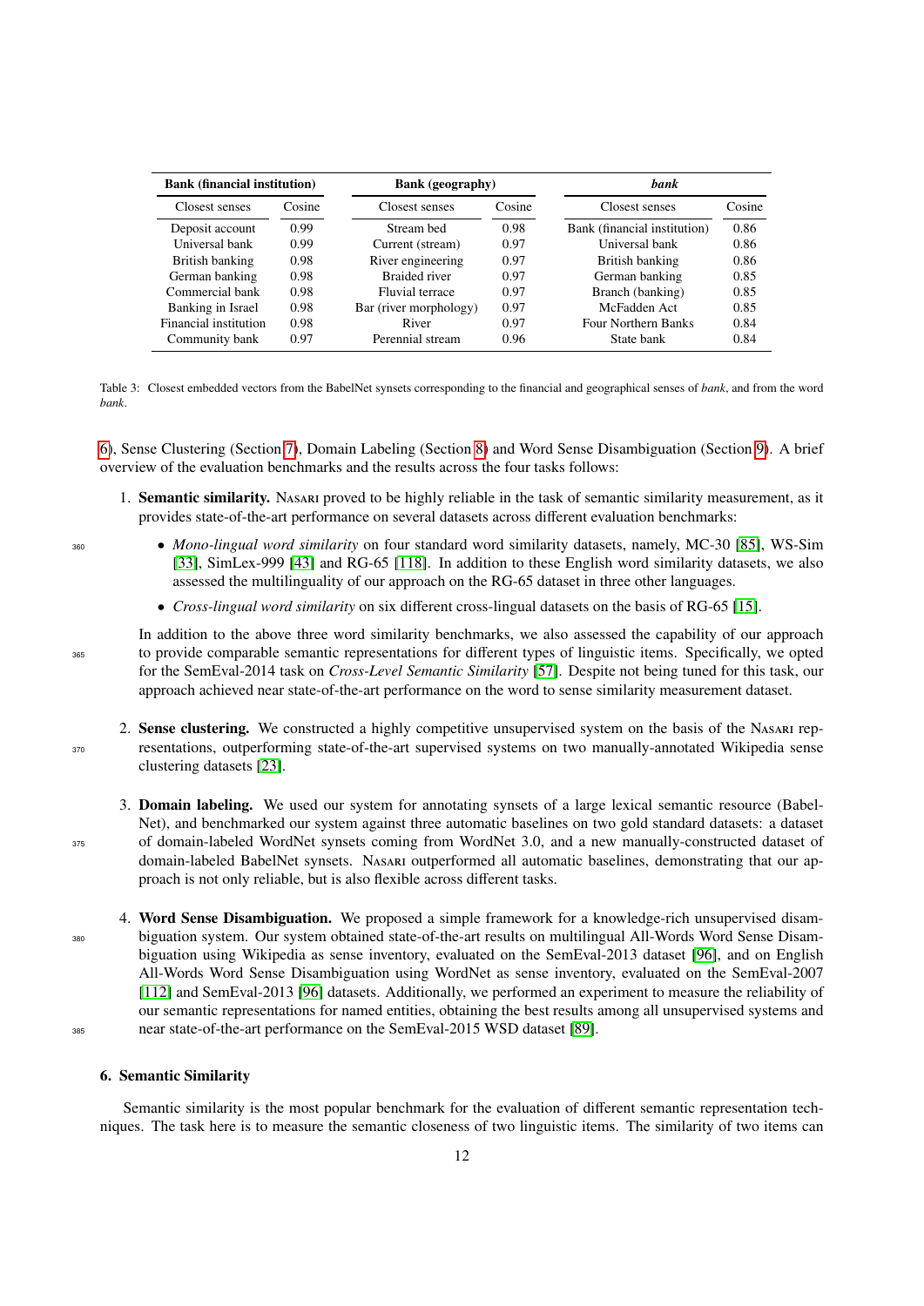| Bank (financial institution) | | Bank (geography) | | *bank* | |
|---|---|---|---|---|---|
| Closest senses | Cosine | Closest senses | Cosine | Closest senses | Cosine |
| Deposit account | 0.99 | Stream bed | 0.98 | Bank (financial institution) | 0.86 |
| Universal bank | 0.99 | Current (stream) | 0.97 | Universal bank | 0.86 |
| British banking | 0.98 | River engineering | 0.97 | British banking | 0.86 |
| German banking | 0.98 | Braided river | 0.97 | German banking | 0.85 |
| Commercial bank | 0.98 | Fluvial terrace | 0.97 | Branch (banking) | 0.85 |
| Banking in Israel | 0.98 | Bar (river morphology) | 0.97 | McFadden Act | 0.85 |
| Financial institution | 0.98 | River | 0.97 | Four Northern Banks | 0.84 |
| Community bank | 0.97 | Perennial stream | 0.96 | State bank | 0.84 |

Table 3: Closest embedded vectors from the BabelNet synsets corresponding to the financial and geographical senses of *bank*, and from the word *bank*.

6), Sense Clustering (Section 7), Domain Labeling (Section 8) and Word Sense Disambiguation (Section 9). A brief overview of the evaluation benchmarks and the results across the four tasks follows:

1. **Semantic similarity.** Nasari proved to be highly reliable in the task of semantic similarity measurement, as it provides state-of-the-art performance on several datasets across different evaluation benchmarks:
   - *Mono-lingual word similarity* on four standard word similarity datasets, namely, MC-30 [85], WS-Sim [33], SimLex-999 [43] and RG-65 [118]. In addition to these English word similarity datasets, we also assessed the multilinguality of our approach on the RG-65 dataset in three other languages.
   - *Cross-lingual word similarity* on six different cross-lingual datasets on the basis of RG-65 [15].

   In addition to the above three word similarity benchmarks, we also assessed the capability of our approach to provide comparable semantic representations for different types of linguistic items. Specifically, we opted for the SemEval-2014 task on *Cross-Level Semantic Similarity* [57]. Despite not being tuned for this task, our approach achieved near state-of-the-art performance on the word to sense similarity measurement dataset.

2. **Sense clustering.** We constructed a highly competitive unsupervised system on the basis of the Nasari representations, outperforming state-of-the-art supervised systems on two manually-annotated Wikipedia sense clustering datasets [23].

3. **Domain labeling.** We used our system for annotating synsets of a large lexical semantic resource (BabelNet), and benchmarked our system against three automatic baselines on two gold standard datasets: a dataset of domain-labeled WordNet synsets coming from WordNet 3.0, and a new manually-constructed dataset of domain-labeled BabelNet synsets. Nasari outperformed all automatic baselines, demonstrating that our approach is not only reliable, but is also flexible across different tasks.

4. **Word Sense Disambiguation.** We proposed a simple framework for a knowledge-rich unsupervised disambiguation system. Our system obtained state-of-the-art results on multilingual All-Words Word Sense Disambiguation using Wikipedia as sense inventory, evaluated on the SemEval-2013 dataset [96], and on English All-Words Word Sense Disambiguation using WordNet as sense inventory, evaluated on the SemEval-2007 [112] and SemEval-2013 [96] datasets. Additionally, we performed an experiment to measure the reliability of our semantic representations for named entities, obtaining the best results among all unsupervised systems and near state-of-the-art performance on the SemEval-2015 WSD dataset [89].

## 6. Semantic Similarity

Semantic similarity is the most popular benchmark for the evaluation of different semantic representation techniques. The task here is to measure the semantic closeness of two linguistic items. The similarity of two items can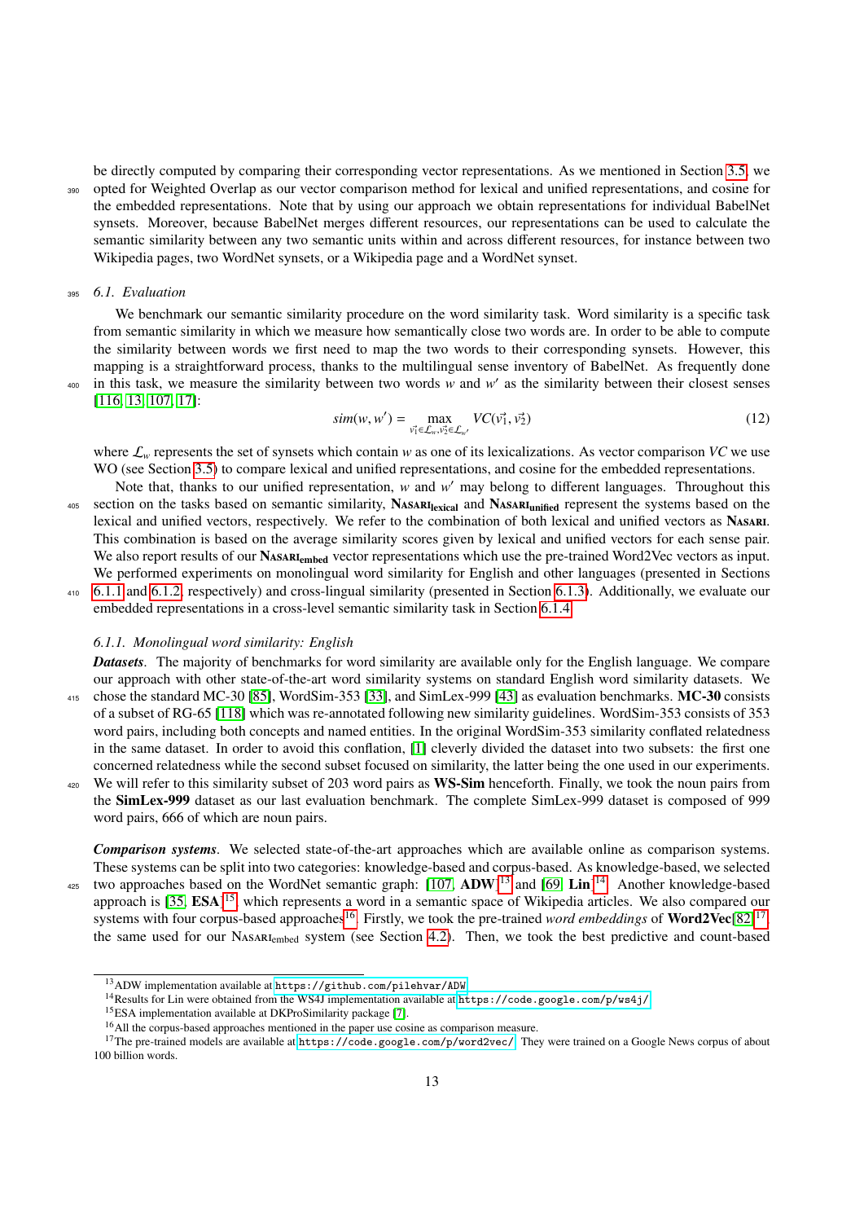be directly computed by comparing their corresponding vector representations. As we mentioned in Section 3.5, we opted for Weighted Overlap as our vector comparison method for lexical and unified representations, and cosine for the embedded representations. Note that by using our approach we obtain representations for individual BabelNet synsets. Moreover, because BabelNet merges different resources, our representations can be used to calculate the semantic similarity between any two semantic units within and across different resources, for instance between two Wikipedia pages, two WordNet synsets, or a Wikipedia page and a WordNet synset.

### 6.1. Evaluation

We benchmark our semantic similarity procedure on the word similarity task. Word similarity is a specific task from semantic similarity in which we measure how semantically close two words are. In order to be able to compute the similarity between words we first need to map the two words to their corresponding synsets. However, this mapping is a straightforward process, thanks to the multilingual sense inventory of BabelNet. As frequently done in this task, we measure the similarity between two words $w$ and $w'$ as the similarity between their closest senses [116, 13, 107, 17]:

$$sim(w, w') = \max_{\vec{v_1} \in \mathcal{L}_w, \vec{v_2} \in \mathcal{L}_{w'}} VC(\vec{v_1}, \vec{v_2}) \tag{12}$$

where $\mathcal{L}_w$ represents the set of synsets which contain $w$ as one of its lexicalizations. As vector comparison $VC$ we use WO (see Section 3.5) to compare lexical and unified representations, and cosine for the embedded representations.

Note that, thanks to our unified representation, $w$ and $w'$ may belong to different languages. Throughout this section on the tasks based on semantic similarity, **Nasari$_{\text{lexical}}$** and **Nasari$_{\text{unified}}$** represent the systems based on the lexical and unified vectors, respectively. We refer to the combination of both lexical and unified vectors as **Nasari**. This combination is based on the average similarity scores given by lexical and unified vectors for each sense pair. We also report results of our **Nasari$_{\text{embed}}$** vector representations which use the pre-trained Word2Vec vectors as input. We performed experiments on monolingual word similarity for English and other languages (presented in Sections 6.1.1 and 6.1.2, respectively) and cross-lingual similarity (presented in Section 6.1.3). Additionally, we evaluate our embedded representations in a cross-level semantic similarity task in Section 6.1.4.

#### 6.1.1. Monolingual word similarity: English

***Datasets***. The majority of benchmarks for word similarity are available only for the English language. We compare our approach with other state-of-the-art word similarity systems on standard English word similarity datasets. We chose the standard MC-30 [85], WordSim-353 [33], and SimLex-999 [43] as evaluation benchmarks. **MC-30** consists of a subset of RG-65 [118] which was re-annotated following new similarity guidelines. WordSim-353 consists of 353 word pairs, including both concepts and named entities. In the original WordSim-353 similarity conflated relatedness in the same dataset. In order to avoid this conflation, [1] cleverly divided the dataset into two subsets: the first one concerned relatedness while the second subset focused on similarity, the latter being the one used in our experiments. We will refer to this similarity subset of 203 word pairs as **WS-Sim** henceforth. Finally, we took the noun pairs from the **SimLex-999** dataset as our last evaluation benchmark. The complete SimLex-999 dataset is composed of 999 word pairs, 666 of which are noun pairs.

***Comparison systems***. We selected state-of-the-art approaches which are available online as comparison systems. These systems can be split into two categories: knowledge-based and corpus-based. As knowledge-based, we selected two approaches based on the WordNet semantic graph: [107, **ADW**][13] and [69, **Lin**][14]. Another knowledge-based approach is [35, **ESA**][15], which represents a word in a semantic space of Wikipedia articles. We also compared our systems with four corpus-based approaches[16]. Firstly, we took the pre-trained *word embeddings* of **Word2Vec**[82][17], the same used for our Nasari$_{\text{embed}}$ system (see Section 4.2). Then, we took the best predictive and count-based

[13] ADW implementation available at https://github.com/pilehvar/ADW

[14] Results for Lin were obtained from the WS4J implementation available at https://code.google.com/p/ws4j/

[15] ESA implementation available at DKProSimilarity package [7].

[16] All the corpus-based approaches mentioned in the paper use cosine as comparison measure.

[17] The pre-trained models are available at https://code.google.com/p/word2vec/. They were trained on a Google News corpus of about 100 billion words.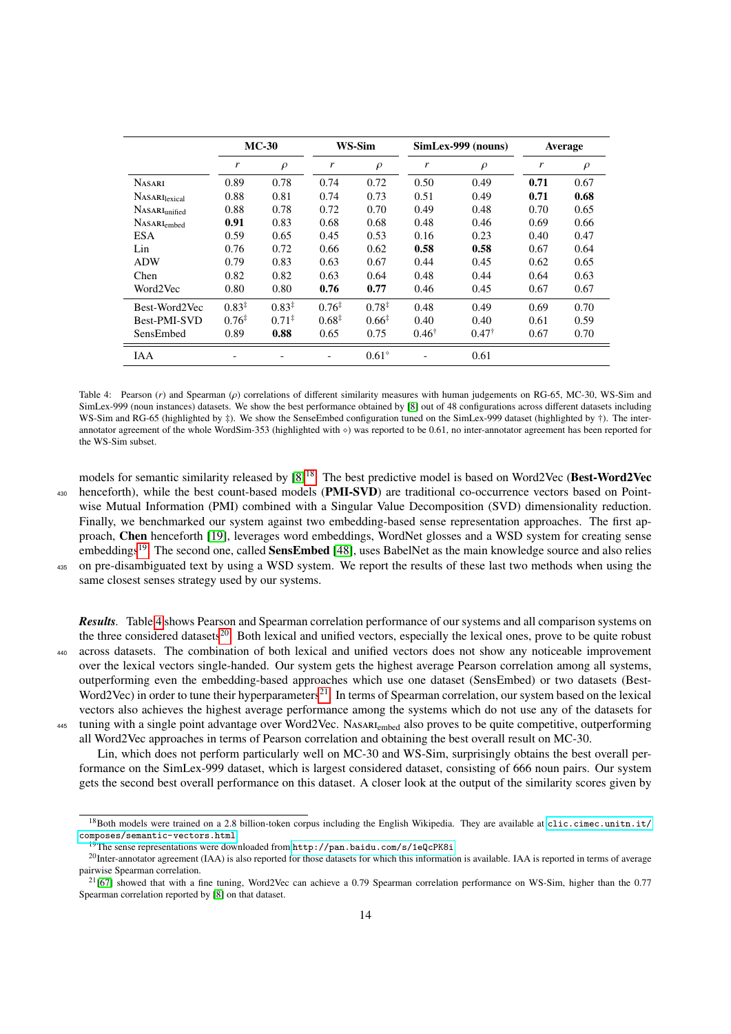| | MC-30 | | WS-Sim | | SimLex-999 (nouns) | | Average | |
|---|---|---|---|---|---|---|---|---|
| | $r$ | $\rho$ | $r$ | $\rho$ | $r$ | $\rho$ | $r$ | $\rho$ |
| NASARI | 0.89 | 0.78 | 0.74 | 0.72 | 0.50 | 0.49 | **0.71** | 0.67 |
| NASARI$_{\text{lexical}}$ | 0.88 | 0.81 | 0.74 | 0.73 | 0.51 | 0.49 | **0.71** | **0.68** |
| NASARI$_{\text{unified}}$ | 0.88 | 0.78 | 0.72 | 0.70 | 0.49 | 0.48 | 0.70 | 0.65 |
| NASARI$_{\text{embed}}$ | **0.91** | 0.83 | 0.68 | 0.68 | 0.48 | 0.46 | 0.69 | 0.66 |
| ESA | 0.59 | 0.65 | 0.45 | 0.53 | 0.16 | 0.23 | 0.40 | 0.47 |
| Lin | 0.76 | 0.72 | 0.66 | 0.62 | **0.58** | **0.58** | 0.67 | 0.64 |
| ADW | 0.79 | 0.83 | 0.63 | 0.67 | 0.44 | 0.45 | 0.62 | 0.65 |
| Chen | 0.82 | 0.82 | 0.63 | 0.64 | 0.48 | 0.44 | 0.64 | 0.63 |
| Word2Vec | 0.80 | 0.80 | **0.76** | **0.77** | 0.46 | 0.45 | 0.67 | 0.67 |
| Best-Word2Vec | 0.83‡ | 0.83‡ | 0.76‡ | 0.78‡ | 0.48 | 0.49 | 0.69 | 0.70 |
| Best-PMI-SVD | 0.76‡ | 0.71‡ | 0.68‡ | 0.66‡ | 0.40 | 0.40 | 0.61 | 0.59 |
| SensEmbed | 0.89 | **0.88** | 0.65 | 0.75 | 0.46† | 0.47† | 0.67 | 0.70 |
| IAA | - | - | - | 0.61⋄ | - | 0.61 | | |

Table 4: Pearson ($r$) and Spearman ($\rho$) correlations of different similarity measures with human judgements on RG-65, MC-30, WS-Sim and SimLex-999 (noun instances) datasets. We show the best performance obtained by [8] out of 48 configurations across different datasets including WS-Sim and RG-65 (highlighted by ‡). We show the SenseEmbed configuration tuned on the SimLex-999 dataset (highlighted by †). The inter-annotator agreement of the whole WordSim-353 (highlighted with ⋄) was reported to be 0.61, no inter-annotator agreement has been reported for the WS-Sim subset.

models for semantic similarity released by [8][18]. The best predictive model is based on Word2Vec (**Best-Word2Vec** henceforth), while the best count-based models (**PMI-SVD**) are traditional co-occurrence vectors based on Pointwise Mutual Information (PMI) combined with a Singular Value Decomposition (SVD) dimensionality reduction. Finally, we benchmark our system against two embedding-based sense representation approaches. The first approach, **Chen** henceforth [19], leverages word embeddings, WordNet glosses and a WSD system for creating sense embeddings[19]. The second one, called **SensEmbed** [48], uses BabelNet as the main knowledge source and also relies on pre-disambiguated text by using a WSD system. We report the results of these last two methods when using the same closest senses strategy used by our systems.

***Results***. Table 4 shows Pearson and Spearman correlation performance of our systems and all comparison systems on the three considered datasets[20]. Both lexical and unified vectors, especially the lexical ones, prove to be quite robust across datasets. The combination of both lexical and unified vectors does not show any noticeable improvement over the lexical vectors single-handed. Our system gets the highest average Pearson correlation among all systems, outperforming even the embedding-based approaches which use one dataset (SensEmbed) or two datasets (Best-Word2Vec) in order to tune their hyperparameters[21]. In terms of Spearman correlation, our system based on the lexical vectors also achieves the highest average performance among the systems which do not use any of the datasets for tuning with a single point advantage over Word2Vec. NASARI$_{\text{embed}}$ also proves to be quite competitive, outperforming all Word2Vec approaches in terms of Pearson correlation and obtaining the best overall result on MC-30.

Lin, which does not perform particularly well on MC-30 and WS-Sim, surprisingly obtains the best overall performance on the SimLex-999 dataset, which is largest considered dataset, consisting of 666 noun pairs. Our system gets the second best overall performance on this dataset. A closer look at the output of the similarity scores given by

[18] Both models were trained on a 2.8 billion-token corpus including the English Wikipedia. They are available at clic.cimec.unitn.it/composes/semantic-vectors.html

[19] The sense representations were downloaded from http://pan.baidu.com/s/1eQcPK8i

[20] Inter-annotator agreement (IAA) is also reported for those datasets for which this information is available. IAA is reported in terms of average pairwise Spearman correlation.

[21] [67] showed that with a fine tuning, Word2Vec can achieve a 0.79 Spearman correlation performance on WS-Sim, higher than the 0.77 Spearman correlation reported by [8] on that dataset.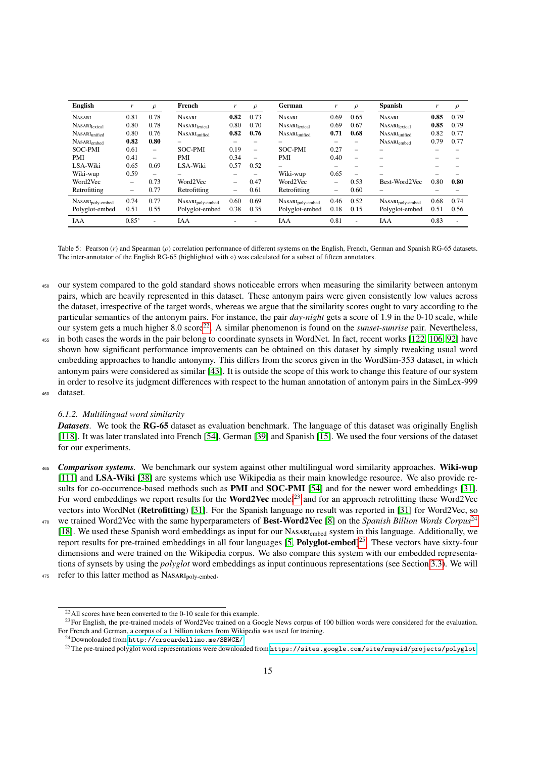| English | $r$ | $\rho$ | French | $r$ | $\rho$ | German | $r$ | $\rho$ | Spanish | $r$ | $\rho$ |
|---|---|---|---|---|---|---|---|---|---|---|---|
| NASARI | 0.81 | 0.78 | NASARI | **0.82** | 0.73 | NASARI | 0.69 | 0.65 | NASARI | **0.85** | 0.79 |
| NASARI$_{\text{lexical}}$ | 0.80 | 0.78 | NASARI$_{\text{lexical}}$ | 0.80 | 0.70 | NASARI$_{\text{lexical}}$ | 0.69 | 0.67 | NASARI$_{\text{lexical}}$ | **0.85** | 0.79 |
| NASARI$_{\text{unified}}$ | 0.80 | 0.76 | NASARI$_{\text{unified}}$ | **0.82** | **0.76** | NASARI$_{\text{unified}}$ | **0.71** | **0.68** | NASARI$_{\text{unified}}$ | 0.82 | 0.77 |
| NASARI$_{\text{embed}}$ | **0.82** | **0.80** | – | – | – | – | – | – | NASARI$_{\text{embed}}$ | 0.79 | 0.77 |
| SOC-PMI | 0.61 | – | SOC-PMI | 0.19 | – | SOC-PMI | 0.27 | – | – | – | – |
| PMI | 0.41 | – | PMI | 0.34 | – | PMI | 0.40 | – | – | – | – |
| LSA-Wiki | 0.65 | 0.69 | LSA-Wiki | 0.57 | 0.52 | – | – | – | – | – | – |
| Wiki-wup | 0.59 | – | – | – | – | Wiki-wup | 0.65 | – | – | – | – |
| Word2Vec | – | 0.73 | Word2Vec | – | 0.47 | Word2Vec | – | 0.53 | Best-Word2Vec | 0.80 | **0.80** |
| Retrofitting | – | 0.77 | Retrofitting | – | 0.61 | Retrofitting | – | 0.60 | – | – | – |
| NASARI$_{\text{poly-embed}}$ | 0.74 | 0.77 | NASARI$_{\text{poly-embed}}$ | 0.60 | 0.69 | NASARI$_{\text{poly-embed}}$ | 0.46 | 0.52 | NASARI$_{\text{poly-embed}}$ | 0.68 | 0.74 |
| Polyglot-embed | 0.51 | 0.55 | Polyglot-embed | 0.38 | 0.35 | Polyglot-embed | 0.18 | 0.15 | Polyglot-embed | 0.51 | 0.56 |
| IAA | 0.85$^{\diamond}$ | - | IAA | - | - | IAA | 0.81 | - | IAA | 0.83 | - |

Table 5: Pearson ($r$) and Spearman ($\rho$) correlation performance of different systems on the English, French, German and Spanish RG-65 datasets. The inter-annotator of the English RG-65 (highlighted with $\diamond$) was calculated for a subset of fifteen annotators.

our system compared to the gold standard shows noticeable errors when measuring the similarity between antonym pairs, which are heavily represented in this dataset. These antonym pairs were given consistently low values across the dataset, irrespective of the target words, whereas we argue that the similarity scores ought to vary according to the particular semantics of the antonym pairs. For instance, the pair *day-night* gets a score of 1.9 in the 0-10 scale, while our system gets a much higher 8.0 score[22]. A similar phenomenon is found on the *sunset-sunrise* pair. Nevertheless, in both cases the words in the pair belong to coordinate synsets in WordNet. In fact, recent works [122, 106, 92] have shown how significant performance improvements can be obtained on this dataset by simply tweaking usual word embedding approaches to handle antonymy. This differs from the scores given in the WordSim-353 dataset, in which antonym pairs were considered as similar [43]. It is outside the scope of this work to change this feature of our system in order to resolve its judgment differences with respect to the human annotation of antonym pairs in the SimLex-999 dataset.

#### 6.1.2. Multilingual word similarity

***Datasets.*** We took the **RG-65** dataset as evaluation benchmark. The language of this dataset was originally English [118]. It was later translated into French [54], German [39] and Spanish [15]. We used the four versions of the dataset for our experiments.

***Comparison systems.*** We benchmark our system against other multilingual word similarity approaches. **Wiki-wup** [111] and **LSA-Wiki** [38] are systems which use Wikipedia as their main knowledge resource. We also provide results for co-occurrence-based methods such as **PMI** and **SOC-PMI** [54] and for the newer word embeddings [31]. For word embeddings we report results for the **Word2Vec** model[23] and for an approach retrofitting these Word2Vec vectors into WordNet (**Retrofitting**) [31]. For the Spanish language no result was reported in [31] for Word2Vec, so we trained Word2Vec with the same hyperparameters of **Best-Word2Vec** [8] on the *Spanish Billion Words Corpus*[24] [18]. We used these Spanish word embeddings as input for our NASARI$_{\text{embed}}$ system in this language. Additionally, we report results for pre-trained embeddings in all four languages [5, **Polyglot-embed**][25]. These vectors have sixty-four dimensions and were trained on the Wikipedia corpus. We also compare this system with our embedded representations of synsets by using the *polyglot* word embeddings as input continuous representations (see Section 3.3). We will refer to this latter method as NASARI$_{\text{poly-embed}}$.

[22] All scores have been converted to the 0-10 scale for this example.

[23] For English, the pre-trained models of Word2Vec trained on a Google News corpus of 100 billion words were considered for the evaluation. For French and German, a corpus of a 1 billion tokens from Wikipedia was used for training.

[24] Downloaded from http://crscardellino.me/SBWCE/

[25] The pre-trained polyglot word representations were downloaded from https://sites.google.com/site/rmyeid/projects/polyglot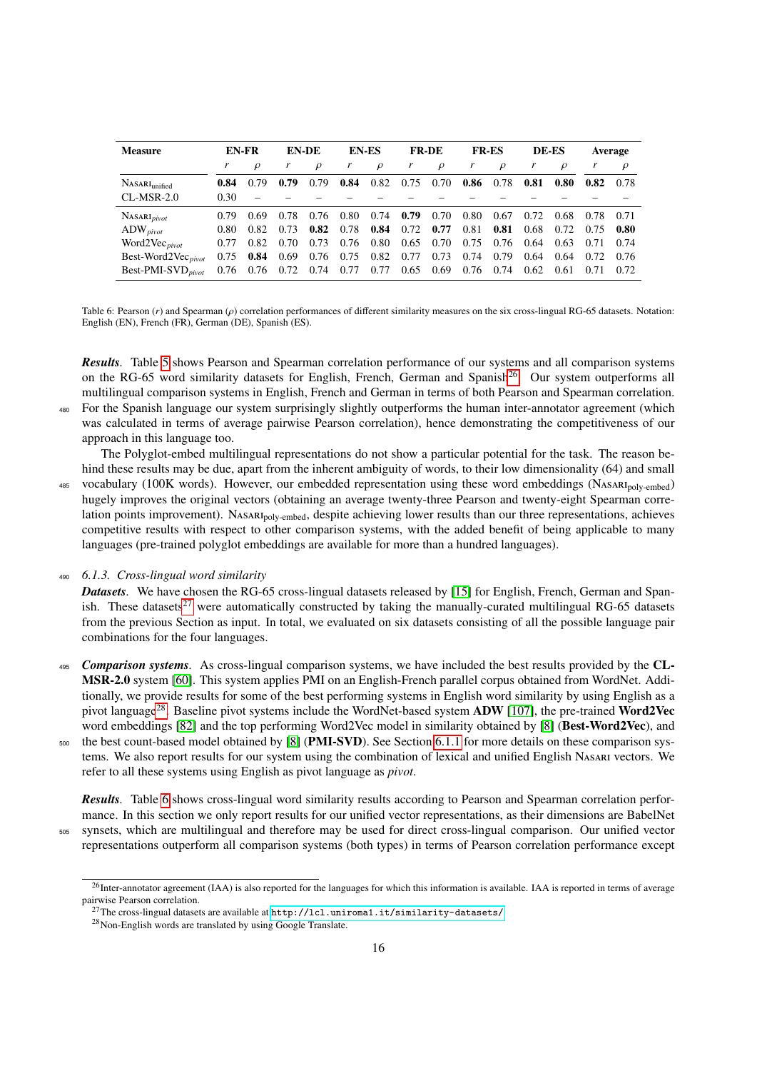| Measure | EN-FR | | EN-DE | | EN-ES | | FR-DE | | FR-ES | | DE-ES | | Average | |
|---|---|---|---|---|---|---|---|---|---|---|---|---|---|---|
| | $r$ | $\rho$ | $r$ | $\rho$ | $r$ | $\rho$ | $r$ | $\rho$ | $r$ | $\rho$ | $r$ | $\rho$ | $r$ | $\rho$ |
| NASARI$_{\text{unified}}$ | **0.84** | 0.79 | **0.79** | 0.79 | **0.84** | 0.82 | 0.75 | 0.70 | **0.86** | 0.78 | **0.81** | **0.80** | **0.82** | 0.78 |
| CL-MSR-2.0 | 0.30 | – | – | – | – | – | – | – | – | – | – | – | – | – |
| NASARI$_{pivot}$ | 0.79 | 0.69 | 0.78 | 0.76 | 0.80 | 0.74 | **0.79** | 0.70 | 0.80 | 0.67 | 0.72 | 0.68 | 0.78 | 0.71 |
| ADW$_{pivot}$ | 0.80 | 0.82 | 0.73 | **0.82** | 0.78 | **0.84** | 0.72 | **0.77** | 0.81 | **0.81** | 0.68 | 0.72 | 0.75 | **0.80** |
| Word2Vec$_{pivot}$ | 0.77 | 0.82 | 0.70 | 0.73 | 0.76 | 0.80 | 0.65 | 0.70 | 0.75 | 0.76 | 0.64 | 0.63 | 0.71 | 0.74 |
| Best-Word2Vec$_{pivot}$ | 0.75 | **0.84** | 0.69 | 0.76 | 0.75 | 0.82 | 0.77 | 0.73 | 0.74 | 0.79 | 0.64 | 0.64 | 0.72 | 0.76 |
| Best-PMI-SVD$_{pivot}$ | 0.76 | 0.76 | 0.72 | 0.74 | 0.77 | 0.77 | 0.65 | 0.69 | 0.76 | 0.74 | 0.62 | 0.61 | 0.71 | 0.72 |

Table 6: Pearson ($r$) and Spearman ($\rho$) correlation performances of different similarity measures on the six cross-lingual RG-65 datasets. Notation: English (EN), French (FR), German (DE), Spanish (ES).

***Results***. Table 5 shows Pearson and Spearman correlation performance of our systems and all comparison systems on the RG-65 word similarity datasets for English, French, German and Spanish[26]. Our system outperforms all multilingual comparison systems in English, French and German in terms of both Pearson and Spearman correlation. For the Spanish language our system surprisingly slightly outperforms the human inter-annotator agreement (which was calculated in terms of average pairwise Pearson correlation), hence demonstrating the competitiveness of our approach in this language too.

The Polyglot-embed multilingual representations do not show a particular potential for the task. The reason behind these results may be due, apart from the inherent ambiguity of words, to their low dimensionality (64) and small vocabulary (100K words). However, our embedded representation using these word embeddings (NASARI$_{\text{poly-embed}}$) hugely improves the original vectors (obtaining an average twenty-three Pearson and twenty-eight Spearman correlation points improvement). NASARI$_{\text{poly-embed}}$, despite achieving lower results than our three representations, achieves competitive results with respect to other comparison systems, with the added benefit of being applicable to many languages (pre-trained polyglot embeddings are available for more than a hundred languages).

### 6.1.3. *Cross-lingual word similarity*

***Datasets***. We have chosen the RG-65 cross-lingual datasets released by [15] for English, French, German and Spanish. These datasets[27] were automatically constructed by taking the manually-curated multilingual RG-65 datasets from the previous Section as input. In total, we evaluated on six datasets consisting of all the possible language pair combinations for the four languages.

***Comparison systems***. As cross-lingual comparison systems, we have included the best results provided by the **CL-MSR-2.0** system [60]. This system applies PMI on an English-French parallel corpus obtained from WordNet. Additionally, we provide results for some of the best performing systems in English word similarity by using English as a pivot language[28]. Baseline pivot systems include the WordNet-based system **ADW** [107], the pre-trained **Word2Vec** word embeddings [82] and the top performing Word2Vec model in similarity obtained by [8] (**Best-Word2Vec**), and the best count-based model obtained by [8] (**PMI-SVD**). See Section 6.1.1 for more details on these comparison systems. We also report results for our system using the combination of lexical and unified English NASARI vectors. We refer to all these systems using English as pivot language as *pivot*.

***Results***. Table 6 shows cross-lingual word similarity results according to Pearson and Spearman correlation performance. In this section we only report results for our unified vector representations, as their dimensions are BabelNet synsets, which are multilingual and therefore may be used for direct cross-lingual comparison. Our unified vector representations outperform all comparison systems (both types) in terms of Pearson correlation performance except

[26] Inter-annotator agreement (IAA) is also reported for the languages for which this information is available. IAA is reported in terms of average pairwise Pearson correlation.

[27] The cross-lingual datasets are available at http://lcl.uniroma1.it/similarity-datasets/

[28] Non-English words are translated by using Google Translate.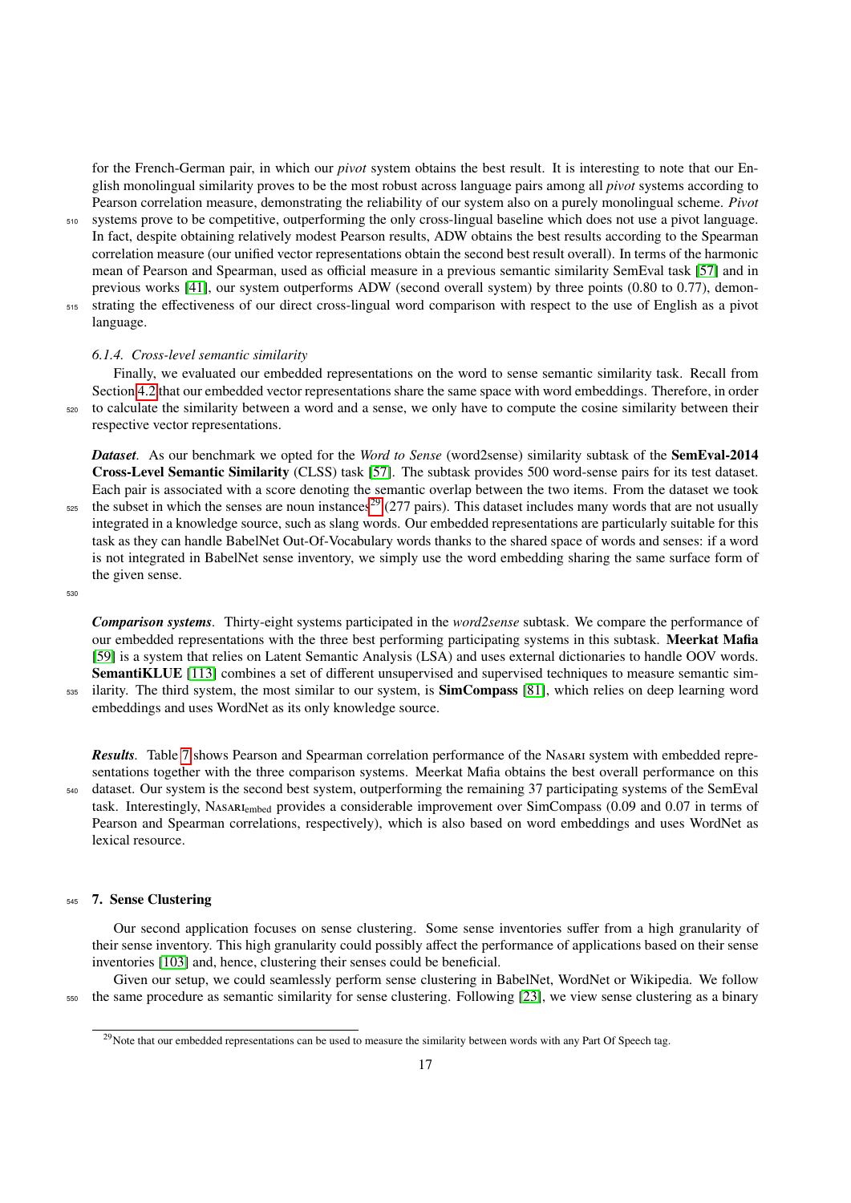for the French-German pair, in which our *pivot* system obtains the best result. It is interesting to note that our English monolingual similarity proves to be the most robust across language pairs among all *pivot* systems according to Pearson correlation measure, demonstrating the reliability of our system also on a purely monolingual scheme. *Pivot* systems prove to be competitive, outperforming the only cross-lingual baseline which does not use a pivot language. In fact, despite obtaining relatively modest Pearson results, ADW obtains the best results according to the Spearman correlation measure (our unified vector representations obtain the second best result overall). In terms of the harmonic mean of Pearson and Spearman, used as official measure in a previous semantic similarity SemEval task [57] and in previous works [41], our system outperforms ADW (second overall system) by three points (0.80 to 0.77), demonstrating the effectiveness of our direct cross-lingual word comparison with respect to the use of English as a pivot language.

#### 6.1.4. Cross-level semantic similarity

Finally, we evaluated our embedded representations on the word to sense semantic similarity task. Recall from Section 4.2 that our embedded vector representations share the same space with word embeddings. Therefore, in order to calculate the similarity between a word and a sense, we only have to compute the cosine similarity between their respective vector representations.

***Dataset.*** As our benchmark we opted for the *Word to Sense* (word2sense) similarity subtask of the **SemEval-2014 Cross-Level Semantic Similarity** (CLSS) task [57]. The subtask provides 500 word-sense pairs for its test dataset. Each pair is associated with a score denoting the semantic overlap between the two items. From the dataset we took the subset in which the senses are noun instances[29] (277 pairs). This dataset includes many words that are not usually integrated in a knowledge source, such as slang words. Our embedded representations are particularly suitable for this task as they can handle BabelNet Out-Of-Vocabulary words thanks to the shared space of words and senses: if a word is not integrated in BabelNet sense inventory, we simply use the word embedding sharing the same surface form of the given sense.

***Comparison systems.*** Thirty-eight systems participated in the *word2sense* subtask. We compare the performance of our embedded representations with the three best performing participating systems in this subtask. **Meerkat Mafia** [59] is a system that relies on Latent Semantic Analysis (LSA) and uses external dictionaries to handle OOV words. **SemantiKLUE** [113] combines a set of different unsupervised and supervised techniques to measure semantic similarity. The third system, the most similar to our system, is **SimCompass** [81], which relies on deep learning word embeddings and uses WordNet as its only knowledge source.

***Results.*** Table 7 shows Pearson and Spearman correlation performance of the NASARI system with embedded representations together with the three comparison systems. Meerkat Mafia obtains the best overall performance on this dataset. Our system is the second best system, outperforming the remaining 37 participating systems of the SemEval task. Interestingly, NASARI$_{\text{embed}}$ provides a considerable improvement over SimCompass (0.09 and 0.07 in terms of Pearson and Spearman correlations, respectively), which is also based on word embeddings and uses WordNet as lexical resource.

## 7. Sense Clustering

Our second application focuses on sense clustering. Some sense inventories suffer from a high granularity of their sense inventory. This high granularity could possibly affect the performance of applications based on their sense inventories [103] and, hence, clustering their senses could be beneficial.

Given our setup, we could seamlessly perform sense clustering in BabelNet, WordNet or Wikipedia. We follow the same procedure as semantic similarity for sense clustering. Following [23], we view sense clustering as a binary

[29] Note that our embedded representations can be used to measure the similarity between words with any Part Of Speech tag.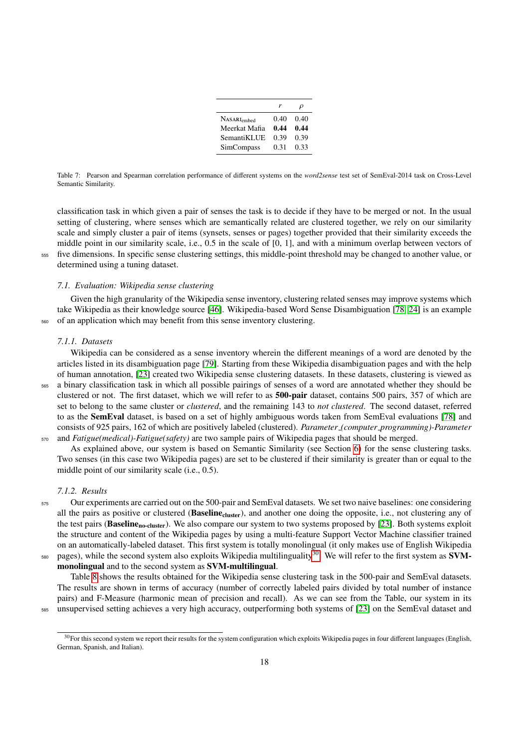| | $r$ | $\rho$ |
|---|---|---|
| NASARI$_{\text{embed}}$ | 0.40 | 0.40 |
| Meerkat Mafia | **0.44** | **0.44** |
| SemantiKLUE | 0.39 | 0.39 |
| SimCompass | 0.31 | 0.33 |

Table 7: Pearson and Spearman correlation performance of different systems on the *word2sense* test set of SemEval-2014 task on Cross-Level Semantic Similarity.

classification task in which given a pair of senses the task is to decide if they have to be merged or not. In the usual setting of clustering, where senses which are semantically related are clustered together, we rely on our similarity scale and simply cluster a pair of items (synsets, senses or pages) together provided that their similarity exceeds the middle point in our similarity scale, i.e., 0.5 in the scale of [0, 1], and with a minimum overlap between vectors of five dimensions. In specific sense clustering settings, this middle-point threshold may be changed to another value, or determined using a tuning dataset.

### 7.1. Evaluation: Wikipedia sense clustering

Given the high granularity of the Wikipedia sense inventory, clustering related senses may improve systems which take Wikipedia as their knowledge source [46]. Wikipedia-based Word Sense Disambiguation [78, 24] is an example of an application which may benefit from this sense inventory clustering.

#### 7.1.1. Datasets

Wikipedia can be considered as a sense inventory wherein the different meanings of a word are denoted by the articles listed in its disambiguation page [79]. Starting from these Wikipedia disambiguation pages and with the help of human annotation, [23] created two Wikipedia sense clustering datasets. In these datasets, clustering is viewed as a binary classification task in which all possible pairings of senses of a word are annotated whether they should be clustered or not. The first dataset, which we will refer to as **500-pair** dataset, contains 500 pairs, 357 of which are set to belong to the same cluster or *clustered*, and the remaining 143 to *not clustered*. The second dataset, referred to as the **SemEval** dataset, is based on a set of highly ambiguous words taken from SemEval evaluations [78] and consists of 925 pairs, 162 of which are positively labeled (clustered). *Parameter_(computer_programming)-Parameter* and *Fatigue(medical)-Fatigue(safety)* are two sample pairs of Wikipedia pages that should be merged.

As explained above, our system is based on Semantic Similarity (see Section 6) for the sense clustering tasks. Two senses (in this case two Wikipedia pages) are set to be clustered if their similarity is greater than or equal to the middle point of our similarity scale (i.e., 0.5).

#### 7.1.2. Results

Our experiments are carried out on the 500-pair and SemEval datasets. We set two naive baselines: one considering all the pairs as positive or clustered (**Baseline$_{\text{cluster}}$**), and another one doing the opposite, i.e., not clustering any of the test pairs (**Baseline$_{\text{no-cluster}}$**). We also compare our system to two systems proposed by [23]. Both systems exploit the structure and content of the Wikipedia pages by using a multi-feature Support Vector Machine classifier trained on an automatically-labeled dataset. This first system is totally monolingual (it only makes use of English Wikipedia pages), while the second system also exploits Wikipedia multilinguality[30]. We will refer to the first system as **SVM-monolingual** and to the second system as **SVM-multilingual**.

Table 8 shows the results obtained for the Wikipedia sense clustering task in the 500-pair and SemEval datasets. The results are shown in terms of accuracy (number of correctly labeled pairs divided by total number of instance pairs) and F-Measure (harmonic mean of precision and recall). As we can see from the Table, our system in its unsupervised setting achieves a very high accuracy, outperforming both systems of [23] on the SemEval dataset and

[30] For this second system we report their results for the system configuration which exploits Wikipedia pages in four different languages (English, German, Spanish, and Italian).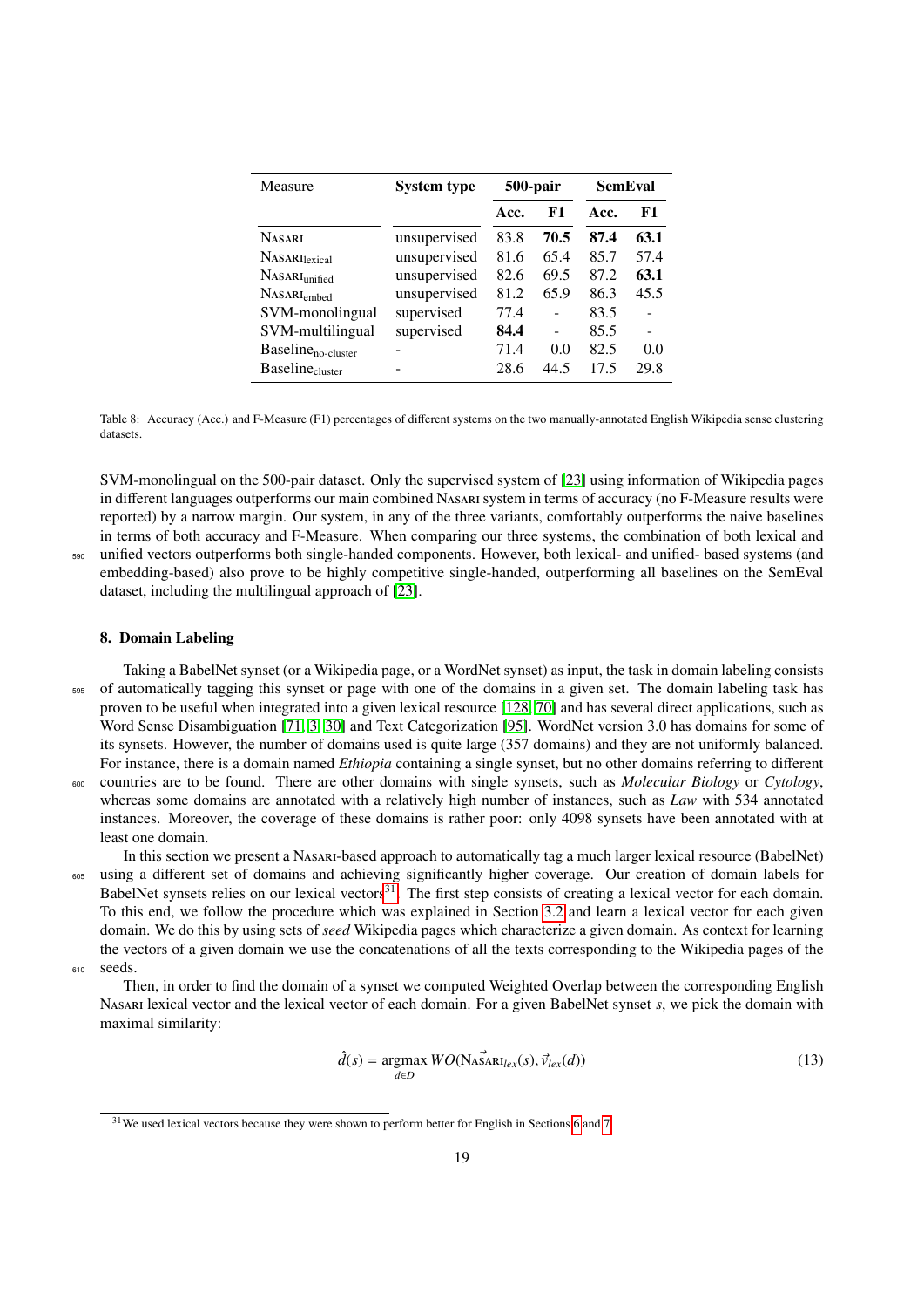| Measure | System type | 500-pair | | SemEval | |
|---|---|---|---|---|---|
| | | Acc. | F1 | Acc. | F1 |
| Nasari | unsupervised | 83.8 | **70.5** | **87.4** | **63.1** |
| $\text{Nasari}_{\text{lexical}}$ | unsupervised | 81.6 | 65.4 | 85.7 | 57.4 |
| $\text{Nasari}_{\text{unified}}$ | unsupervised | 82.6 | 69.5 | 87.2 | **63.1** |
| $\text{Nasari}_{\text{embed}}$ | unsupervised | 81.2 | 65.9 | 86.3 | 45.5 |
| SVM-monolingual | supervised | 77.4 | - | 83.5 | - |
| SVM-multilingual | supervised | **84.4** | - | 85.5 | - |
| $\text{Baseline}_{\text{no-cluster}}$ | - | 71.4 | 0.0 | 82.5 | 0.0 |
| $\text{Baseline}_{\text{cluster}}$ | - | 28.6 | 44.5 | 17.5 | 29.8 |

Table 8: Accuracy (Acc.) and F-Measure (F1) percentages of different systems on the two manually-annotated English Wikipedia sense clustering datasets.

SVM-monolingual on the 500-pair dataset. Only the supervised system of [23] using information of Wikipedia pages in different languages outperforms our main combined Nasari system in terms of accuracy (no F-Measure results were reported) by a narrow margin. Our system, in any of the three variants, comfortably outperforms the naive baselines in terms of both accuracy and F-Measure. When comparing our three systems, the combination of both lexical and unified vectors outperforms both single-handed components. However, both lexical- and unified- based systems (and embedding-based) also prove to be highly competitive single-handed, outperforming all baselines on the SemEval dataset, including the multilingual approach of [23].

## 8. Domain Labeling

Taking a BabelNet synset (or a Wikipedia page, or a WordNet synset) as input, the task in domain labeling consists of automatically tagging this synset or page with one of the domains in a given set. The domain labeling task has proven to be useful when integrated into a given lexical resource [128, 70] and has several direct applications, such as Word Sense Disambiguation [71, 3, 30] and Text Categorization [95]. WordNet version 3.0 has domains for some of its synsets. However, the number of domains used is quite large (357 domains) and they are not uniformly balanced. For instance, there is a domain named *Ethiopia* containing a single synset, but no other domains referring to different countries are to be found. There are other domains with single synsets, such as *Molecular Biology* or *Cytology*, whereas some domains are annotated with a relatively high number of instances, such as *Law* with 534 annotated instances. Moreover, the coverage of these domains is rather poor: only 4098 synsets have been annotated with at least one domain.

In this section we present a Nasari-based approach to automatically tag a much larger lexical resource (BabelNet) using a different set of domains and achieving significantly higher coverage. Our creation of domain labels for BabelNet synsets relies on our lexical vectors[31]. The first step consists of creating a lexical vector for each domain. To this end, we follow the procedure which was explained in Section 3.2 and learn a lexical vector for each given domain. We do this by using sets of *seed* Wikipedia pages which characterize a given domain. As context for learning the vectors of a given domain we use the concatenations of all the texts corresponding to the Wikipedia pages of the seeds.

Then, in order to find the domain of a synset we computed Weighted Overlap between the corresponding English Nasari lexical vector and the lexical vector of each domain. For a given BabelNet synset $s$, we pick the domain with maximal similarity:

$$\hat{d}(s) = \underset{d \in D}{\operatorname{argmax}}\, WO(\vec{\text{NASARI}}_{lex}(s), \vec{v}_{lex}(d)) \tag{13}$$

[31] We used lexical vectors because they were shown to perform better for English in Sections 6 and 7.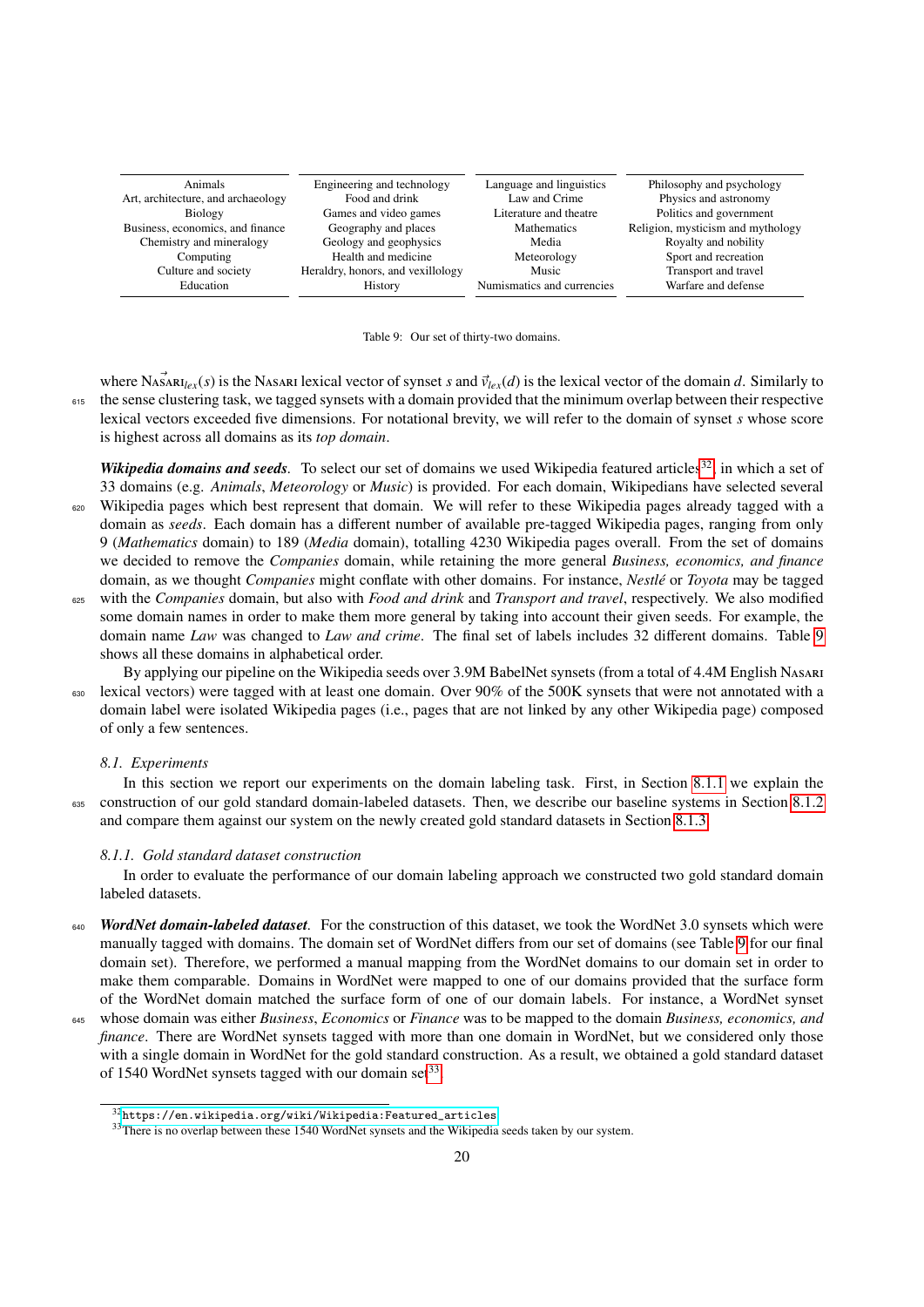| | | | |
|---|---|---|---|
| Animals | Engineering and technology | Language and linguistics | Philosophy and psychology |
| Art, architecture, and archaeology | Food and drink | Law and Crime | Physics and astronomy |
| Biology | Games and video games | Literature and theatre | Politics and government |
| Business, economics, and finance | Geography and places | Mathematics | Religion, mysticism and mythology |
| Chemistry and mineralogy | Geology and geophysics | Media | Royalty and nobility |
| Computing | Health and medicine | Meteorology | Sport and recreation |
| Culture and society | Heraldry, honors, and vexillology | Music | Transport and travel |
| Education | History | Numismatics and currencies | Warfare and defense |

Table 9: Our set of thirty-two domains.

where $\vec{\text{NASARI}}_{lex}(s)$ is the NASARI lexical vector of synset $s$ and $\vec{v}_{lex}(d)$ is the lexical vector of the domain $d$. Similarly to the sense clustering task, we tagged synsets with a domain provided that the minimum overlap between their respective lexical vectors exceeded five dimensions. For notational brevity, we will refer to the domain of synset $s$ whose score is highest across all domains as its *top domain*.

***Wikipedia domains and seeds.*** To select our set of domains we used Wikipedia featured articles[32], in which a set of 33 domains (e.g. *Animals*, *Meteorology* or *Music*) is provided. For each domain, Wikipedians have selected several Wikipedia pages which best represent that domain. We will refer to these Wikipedia pages already tagged with a domain as *seeds*. Each domain has a different number of available pre-tagged Wikipedia pages, ranging from only 9 (*Mathematics* domain) to 189 (*Media* domain), totalling 4230 Wikipedia pages overall. From the set of domains we decided to remove the *Companies* domain, while retaining the more general *Business, economics, and finance* domain, as we thought *Companies* might conflate with other domains. For instance, *Nestlé* or *Toyota* may be tagged with the *Companies* domain, but also with *Food and drink* and *Transport and travel*, respectively. We also modified some domain names in order to make them more general by taking into account their given seeds. For example, the domain name *Law* was changed to *Law and crime*. The final set of labels includes 32 different domains. Table 9 shows all these domains in alphabetical order.

By applying our pipeline on the Wikipedia seeds over 3.9M BabelNet synsets (from a total of 4.4M English NASARI lexical vectors) were tagged with at least one domain. Over 90% of the 500K synsets that were not annotated with a domain label were isolated Wikipedia pages (i.e., pages that are not linked by any other Wikipedia page) composed of only a few sentences.

### *8.1. Experiments*

In this section we report our experiments on the domain labeling task. First, in Section 8.1.1 we explain the construction of our gold standard domain-labeled datasets. Then, we describe our baseline systems in Section 8.1.2 and compare them against our system on the newly created gold standard datasets in Section 8.1.3.

#### *8.1.1. Gold standard dataset construction*

In order to evaluate the performance of our domain labeling approach we constructed two gold standard domain labeled datasets.

***WordNet domain-labeled dataset.*** For the construction of this dataset, we took the WordNet 3.0 synsets which were manually tagged with domains. The domain set of WordNet differs from our set of domains (see Table 9 for our final domain set). Therefore, we performed a manual mapping from the WordNet domains to our domain set in order to make them comparable. Domains in WordNet were mapped to one of our domains provided that the surface form of the WordNet domain matched the surface form of one of our domain labels. For instance, a WordNet synset whose domain was either *Business*, *Economics* or *Finance* was to be mapped to the domain *Business, economics, and finance*. There are WordNet synsets tagged with more than one domain in WordNet, but we considered only those with a single domain in WordNet for the gold standard construction. As a result, we obtained a gold standard dataset of 1540 WordNet synsets tagged with our domain set[33].

[32] https://en.wikipedia.org/wiki/Wikipedia:Featured_articles

[33] There is no overlap between these 1540 WordNet synsets and the Wikipedia seeds taken by our system.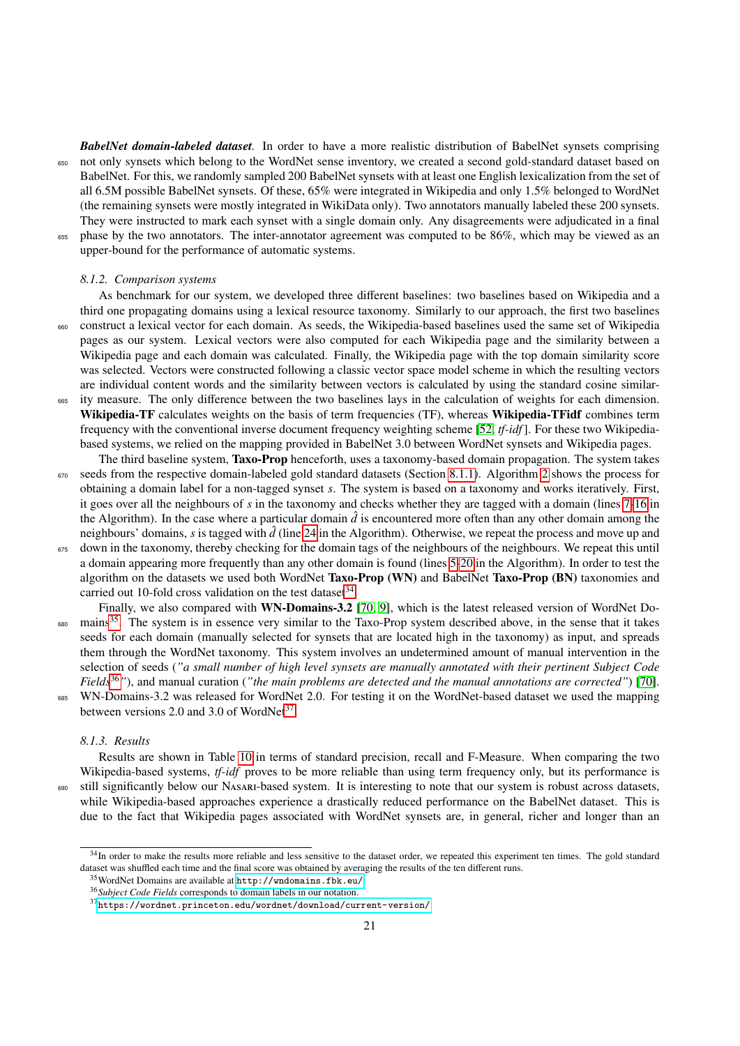***BabelNet domain-labeled dataset***. In order to have a more realistic distribution of BabelNet synsets comprising not only synsets which belong to the WordNet sense inventory, we created a second gold-standard dataset based on BabelNet. For this, we randomly sampled 200 BabelNet synsets with at least one English lexicalization from the set of all 6.5M possible BabelNet synsets. Of these, 65% were integrated in Wikipedia and only 1.5% belonged to WordNet (the remaining synsets were mostly integrated in WikiData only). Two annotators manually labeled these 200 synsets. They were instructed to mark each synset with a single domain only. Any disagreements were adjudicated in a final phase by the two annotators. The inter-annotator agreement was computed to be 86%, which may be viewed as an upper-bound for the performance of automatic systems.

### *8.1.2. Comparison systems*

As benchmark for our system, we developed three different baselines: two baselines based on Wikipedia and a third one propagating domains using a lexical resource taxonomy. Similarly to our approach, the first two baselines construct a lexical vector for each domain. As seeds, the Wikipedia-based baselines used the same set of Wikipedia pages as our system. Lexical vectors were also computed for each Wikipedia page and the similarity between a Wikipedia page and each domain was calculated. Finally, the Wikipedia page with the top domain similarity score was selected. Vectors were constructed following a classic vector space model scheme in which the resulting vectors are individual content words and the similarity between vectors is calculated by using the standard cosine similarity measure. The only difference between the two baselines lays in the calculation of weights for each dimension. **Wikipedia-TF** calculates weights on the basis of term frequencies (TF), whereas **Wikipedia-TFidf** combines term frequency with the conventional inverse document frequency weighting scheme [52, *tf-idf*]. For these two Wikipedia-based systems, we relied on the mapping provided in BabelNet 3.0 between WordNet synsets and Wikipedia pages.

The third baseline system, **Taxo-Prop** henceforth, uses a taxonomy-based domain propagation. The system takes seeds from the respective domain-labeled gold standard datasets (Section 8.1.1). Algorithm 2 shows the process for obtaining a domain label for a non-tagged synset $s$. The system is based on a taxonomy and works iteratively. First, it goes over all the neighbours of $s$ in the taxonomy and checks whether they are tagged with a domain (lines 7-16 in the Algorithm). In the case where a particular domain $\hat{d}$ is encountered more often than any other domain among the neighbours' domains, $s$ is tagged with $\hat{d}$ (line 24 in the Algorithm). Otherwise, we repeat the process and move up and down in the taxonomy, thereby checking for the domain tags of the neighbours of the neighbours. We repeat this until a domain appearing more frequently than any other domain is found (lines 5-20 in the Algorithm). In order to test the algorithm on the datasets we used both WordNet **Taxo-Prop (WN)** and BabelNet **Taxo-Prop (BN)** taxonomies and carried out 10-fold cross validation on the test dataset[34].

Finally, we also compared with **WN-Domains-3.2** [70, 9], which is the latest released version of WordNet Domains[35]. The system is in essence very similar to the Taxo-Prop system described above, in the sense that it takes seeds for each domain (manually selected for synsets that are located high in the taxonomy) as input, and spreads them through the WordNet taxonomy. This system involves an undetermined amount of manual intervention in the selection of seeds (*"a small number of high level synsets are manually annotated with their pertinent Subject Code Fields*[36]*"*), and manual curation (*"the main problems are detected and the manual annotations are corrected"*) [70]. WN-Domains-3.2 was released for WordNet 2.0. For testing it on the WordNet-based dataset we used the mapping between versions 2.0 and 3.0 of WordNet[37].

### *8.1.3. Results*

Results are shown in Table 10 in terms of standard precision, recall and F-Measure. When comparing the two Wikipedia-based systems, *tf-idf* proves to be more reliable than using term frequency only, but its performance is still significantly below our NASARI-based system. It is interesting to note that our system is robust across datasets, while Wikipedia-based approaches experience a drastically reduced performance on the BabelNet dataset. This is due to the fact that Wikipedia pages associated with WordNet synsets are, in general, richer and longer than an

[34] In order to make the results more reliable and less sensitive to the dataset order, we repeated this experiment ten times. The gold standard dataset was shuffled each time and the final score was obtained by averaging the results of the ten different runs.

[35] WordNet Domains are available at http://wndomains.fbk.eu/

[36] *Subject Code Fields* corresponds to domain labels in our notation.

[37] https://wordnet.princeton.edu/wordnet/download/current-version/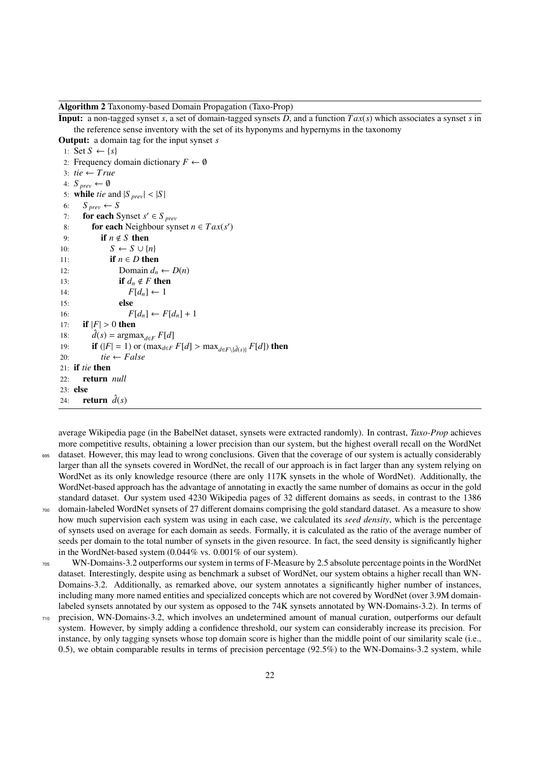**Algorithm 2** Taxonomy-based Domain Propagation (Taxo-Prop)

**Input:** a non-tagged synset $s$, a set of domain-tagged synsets $D$, and a function $Tax(s)$ which associates a synset $s$ in the reference sense inventory with the set of its hyponyms and hypernyms in the taxonomy

**Output:** a domain tag for the input synset $s$

```
1:  Set S ← {s}
2:  Frequency domain dictionary F ← ∅
3:  tie ← True
4:  S_prev ← ∅
5:  while tie and |S_prev| < |S|
6:      S_prev ← S
7:      for each Synset s' ∈ S_prev
8:          for each Neighbour synset n ∈ Tax(s')
9:              if n ∉ S then
10:                 S ← S ∪ {n}
11:                 if n ∈ D then
12:                     Domain d_n ← D(n)
13:                     if d_n ∉ F then
14:                         F[d_n] ← 1
15:                     else
16:                         F[d_n] ← F[d_n] + 1
17:     if |F| > 0 then
18:         d̂(s) = argmax_{d∈F} F[d]
19:         if (|F| = 1) or (max_{d∈F} F[d] > max_{d∈F\{d̂(s)}} F[d]) then
20:             tie ← False
21: if tie then
22:     return null
23: else
24:     return d̂(s)
```

average Wikipedia page (in the BabelNet dataset, synsets were extracted randomly). In contrast, *Taxo-Prop* achieves more competitive results, obtaining a lower precision than our system, but the highest overall recall on the WordNet dataset. However, this may lead to wrong conclusions. Given that the coverage of our system is actually considerably larger than all the synsets covered in WordNet, the recall of our approach is in fact larger than any system relying on WordNet as its only knowledge resource (there are only 117K synsets in the whole of WordNet). Additionally, the WordNet-based approach has the advantage of annotating in exactly the same number of domains as occur in the gold standard dataset. Our system used 4230 Wikipedia pages of 32 different domains as seeds, in contrast to the 1386 domain-labeled WordNet synsets of 27 different domains comprising the gold standard dataset. As a measure to show how much supervision each system was using in each case, we calculated its *seed density*, which is the percentage of synsets used on average for each domain as seeds. Formally, it is calculated as the ratio of the average number of seeds per domain to the total number of synsets in the given resource. In fact, the seed density is significantly higher in the WordNet-based system (0.044% vs. 0.001% of our system).

WN-Domains-3.2 outperforms our system in terms of F-Measure by 2.5 absolute percentage points in the WordNet dataset. Interestingly, despite using as benchmark a subset of WordNet, our system obtains a higher recall than WN-Domains-3.2. Additionally, as remarked above, our system annotates a significantly higher number of instances, including many more named entities and specialized concepts which are not covered by WordNet (over 3.9M domain-labeled synsets annotated by our system as opposed to the 74K synsets annotated by WN-Domains-3.2). In terms of precision, WN-Domains-3.2, which involves an undetermined amount of manual curation, outperforms our default system. However, by simply adding a confidence threshold, our system can considerably increase its precision. For instance, by only tagging synsets whose top domain score is higher than the middle point of our similarity scale (i.e., 0.5), we obtain comparable results in terms of precision percentage (92.5%) to the WN-Domains-3.2 system, while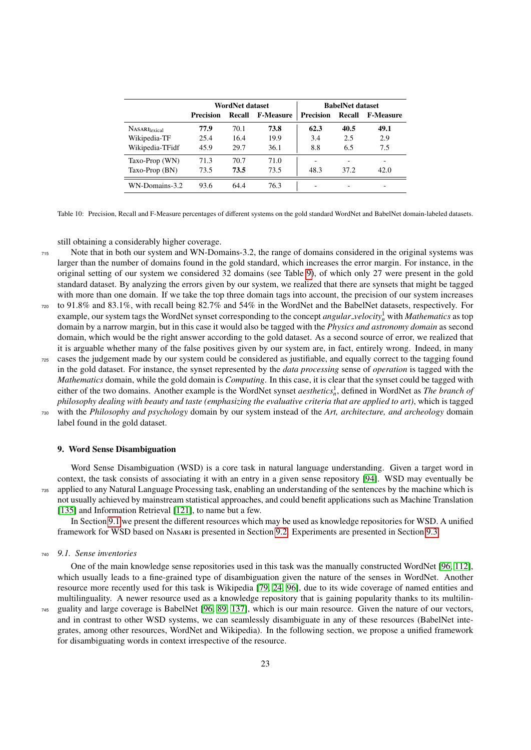| | WordNet dataset | | | BabelNet dataset | | |
|---|---|---|---|---|---|---|
| | **Precision** | **Recall** | **F-Measure** | **Precision** | **Recall** | **F-Measure** |
| NASARI$_{\text{lexical}}$ | **77.9** | 70.1 | **73.8** | **62.3** | **40.5** | **49.1** |
| Wikipedia-TF | 25.4 | 16.4 | 19.9 | 3.4 | 2.5 | 2.9 |
| Wikipedia-TFidf | 45.9 | 29.7 | 36.1 | 8.8 | 6.5 | 7.5 |
| Taxo-Prop (WN) | 71.3 | 70.7 | 71.0 | - | - | - |
| Taxo-Prop (BN) | 73.5 | **73.5** | 73.5 | 48.3 | 37.2 | 42.0 |
| WN-Domains-3.2 | 93.6 | 64.4 | 76.3 | - | - | - |

Table 10: Precision, Recall and F-Measure percentages of different systems on the gold standard WordNet and BabelNet domain-labeled datasets.

still obtaining a considerably higher coverage.

Note that in both our system and WN-Domains-3.2, the range of domains considered in the original systems was larger than the number of domains found in the gold standard, which increases the error margin. For instance, in the original setting of our system we considered 32 domains (see Table 9), of which only 27 were present in the gold standard dataset. By analyzing the errors given by our system, we realized that there are synsets that might be tagged with more than one domain. If we take the top three domain tags into account, the precision of our system increases to 91.8% and 83.1%, with recall being 82.7% and 54% in the WordNet and the BabelNet datasets, respectively. For example, our system tags the WordNet synset corresponding to the concept *angular_velocity*$^1_n$ with *Mathematics* as top domain by a narrow margin, but in this case it would also be tagged with the *Physics and astronomy domain* as second domain, which would be the right answer according to the gold dataset. As a second source of error, we realized that it is arguable whether many of the false positives given by our system are, in fact, entirely wrong. Indeed, in many cases the judgement made by our system could be considered as justifiable, and equally correct to the tagging found in the gold dataset. For instance, the synset represented by the *data processing* sense of *operation* is tagged with the *Mathematics* domain, while the gold domain is *Computing*. In this case, it is clear that the synset could be tagged with either of the two domains. Another example is the WordNet synset *aesthetics*$^1_n$, defined in WordNet as *The branch of philosophy dealing with beauty and taste (emphasizing the evaluative criteria that are applied to art)*, which is tagged with the *Philosophy and psychology* domain by our system instead of the *Art, architecture, and archeology* domain label found in the gold dataset.

## 9. Word Sense Disambiguation

Word Sense Disambiguation (WSD) is a core task in natural language understanding. Given a target word in context, the task consists of associating it with an entry in a given sense repository [94]. WSD may eventually be applied to any Natural Language Processing task, enabling an understanding of the sentences by the machine which is not usually achieved by mainstream statistical approaches, and could benefit applications such as Machine Translation [135] and Information Retrieval [121], to name but a few.

In Section 9.1 we present the different resources which may be used as knowledge repositories for WSD. A unified framework for WSD based on NASARI is presented in Section 9.2. Experiments are presented in Section 9.3.

### *9.1. Sense inventories*

One of the main knowledge sense repositories used in this task was the manually constructed WordNet [96, 112], which usually leads to a fine-grained type of disambiguation given the nature of the senses in WordNet. Another resource more recently used for this task is Wikipedia [79, 24, 96], due to its wide coverage of named entities and multilinguality. A newer resource used as a knowledge repository that is gaining popularity thanks to its multilinguality and large coverage is BabelNet [96, 89, 137], which is our main resource. Given the nature of our vectors, and in contrast to other WSD systems, we can seamlessly disambiguate in any of these resources (BabelNet integrates, among other resources, WordNet and Wikipedia). In the following section, we propose a unified framework for disambiguating words in context irrespective of the resource.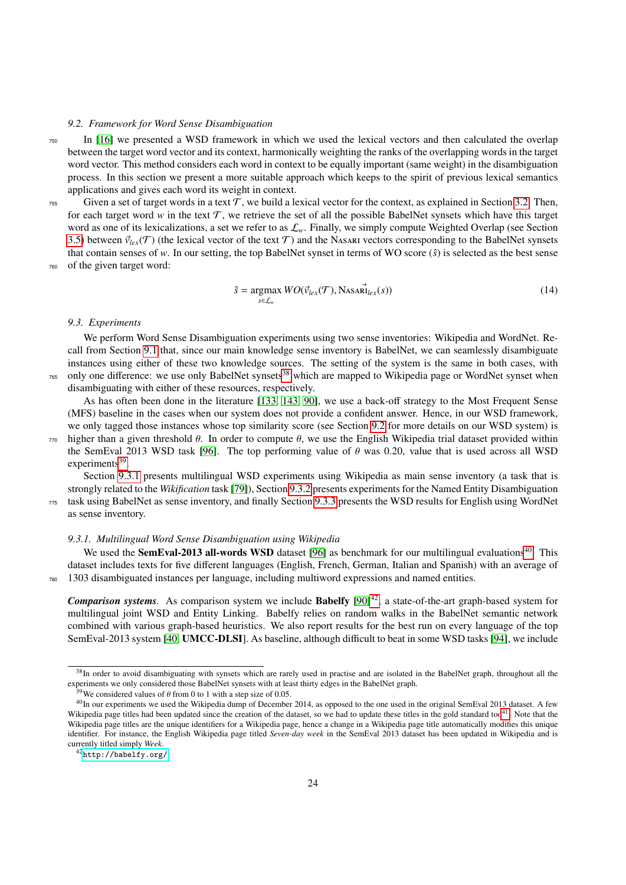### 9.2. Framework for Word Sense Disambiguation

In [16] we presented a WSD framework in which we used the lexical vectors and then calculated the overlap between the target word vector and its context, harmonically weighting the ranks of the overlapping words in the target word vector. This method considers each word in context to be equally important (same weight) in the disambiguation process. In this section we present a more suitable approach which keeps to the spirit of previous lexical semantics applications and gives each word its weight in context.

Given a set of target words in a text $\mathcal{T}$, we build a lexical vector for the context, as explained in Section 3.2. Then, for each target word $w$ in the text $\mathcal{T}$, we retrieve the set of all the possible BabelNet synsets which have this target word as one of its lexicalizations, a set we refer to as $\mathcal{L}_w$. Finally, we simply compute Weighted Overlap (see Section 3.5) between $\vec{v}_{lex}(\mathcal{T})$ (the lexical vector of the text $\mathcal{T}$) and the Nasari vectors corresponding to the BabelNet synsets that contain senses of $w$. In our setting, the top BabelNet synset in terms of WO score ($\hat{s}$) is selected as the best sense of the given target word:

$$\hat{s} = \operatorname*{argmax}_{s \in \mathcal{L}_w} WO(\vec{v}_{lex}(\mathcal{T}), \overrightarrow{\text{NASARI}}_{lex}(s)) \tag{14}$$

### 9.3. Experiments

We perform Word Sense Disambiguation experiments using two sense inventories: Wikipedia and WordNet. Recall from Section 9.1 that, since our main knowledge sense inventory is BabelNet, we can seamlessly disambiguate instances using either of these two knowledge sources. The setting of the system is the same in both cases, with only one difference: we use only BabelNet synsets[38] which are mapped to Wikipedia page or WordNet synset when disambiguating with either of these resources, respectively.

As has often been done in the literature [133, 143, 90], we use a back-off strategy to the Most Frequent Sense (MFS) baseline in the cases when our system does not provide a confident answer. Hence, in our WSD framework, we only tagged those instances whose top similarity score (see Section 9.2 for more details on our WSD system) is higher than a given threshold $\theta$. In order to compute $\theta$, we use the English Wikipedia trial dataset provided within the SemEval 2013 WSD task [96]. The top performing value of $\theta$ was 0.20, value that is used across all WSD experiments[39].

Section 9.3.1 presents multilingual WSD experiments using Wikipedia as main sense inventory (a task that is strongly related to the *Wikification* task [79]), Section 9.3.2 presents experiments for the Named Entity Disambiguation task using BabelNet as sense inventory, and finally Section 9.3.3 presents the WSD results for English using WordNet as sense inventory.

#### 9.3.1. Multilingual Word Sense Disambiguation using Wikipedia

We used the **SemEval-2013 all-words WSD** dataset [96] as benchmark for our multilingual evaluations[40]. This dataset includes texts for five different languages (English, French, German, Italian and Spanish) with an average of 1303 disambiguated instances per language, including multiword expressions and named entities.

***Comparison systems***. As comparison system we include **Babelfy** [90][42], a state-of-the-art graph-based system for multilingual joint WSD and Entity Linking. Babelfy relies on random walks in the BabelNet semantic network combined with various graph-based heuristics. We also report results for the best run on every language of the top SemEval-2013 system [40, **UMCC-DLSI**]. As baseline, although difficult to beat in some WSD tasks [94], we include

---

[38] In order to avoid disambiguating with synsets which are rarely used in practise and are isolated in the BabelNet graph, throughout all the experiments we only considered those BabelNet synsets with at least thirty edges in the BabelNet graph.

[39] We considered values of $\theta$ from 0 to 1 with a step size of 0.05.

[40] In our experiments we used the Wikipedia dump of December 2014, as opposed to the one used in the original SemEval 2013 dataset. A few Wikipedia page titles had been updated since the creation of the dataset, so we had to update these titles in the gold standard too[41]. Note that the Wikipedia page titles are the unique identifiers for a Wikipedia page, hence a change in a Wikipedia page title automatically modifies this unique identifier. For instance, the English Wikipedia page titled *Seven-day week* in the SemEval 2013 dataset has been updated in Wikipedia and is currently titled simply *Week*.

[42] http://babelfy.org/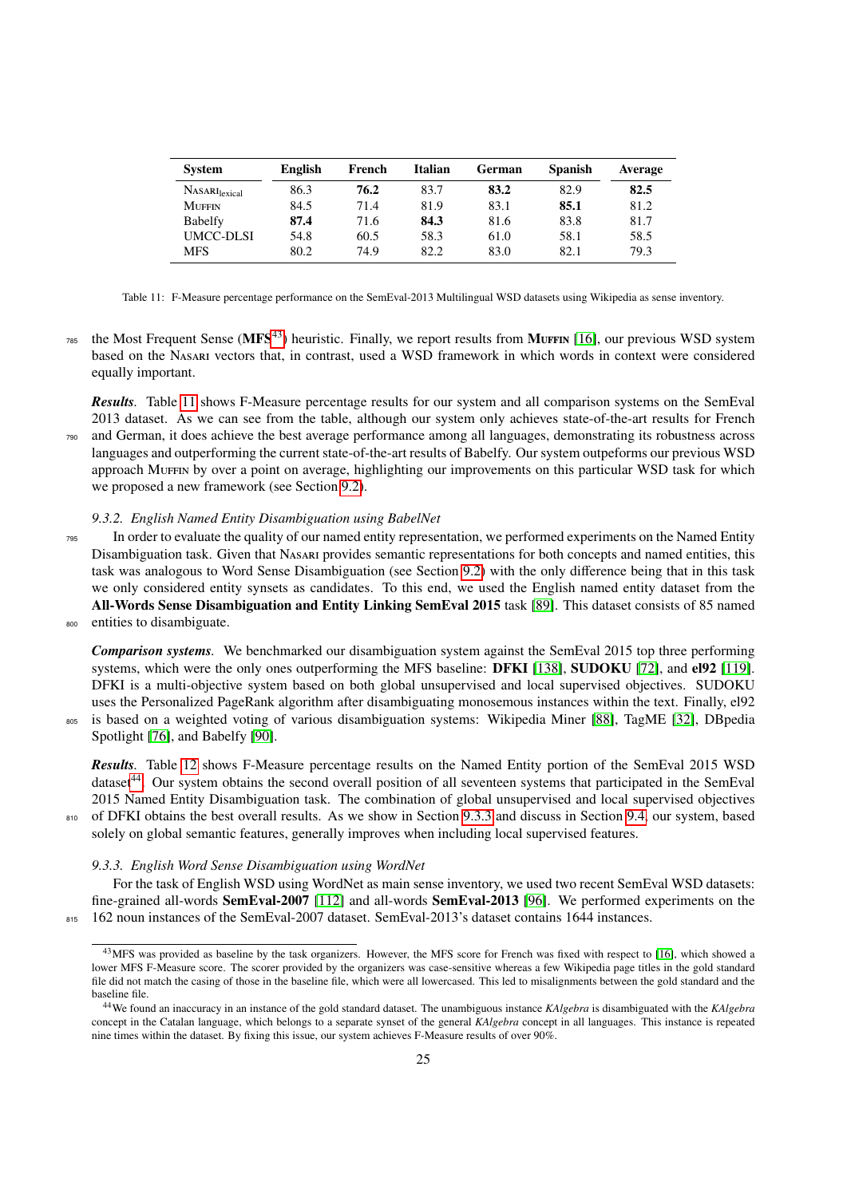| System | English | French | Italian | German | Spanish | Average |
|---|---|---|---|---|---|---|
| NASARI$_{\text{lexical}}$ | 86.3 | **76.2** | 83.7 | **83.2** | 82.9 | **82.5** |
| MUFFIN | 84.5 | 71.4 | 81.9 | 83.1 | **85.1** | 81.2 |
| Babelfy | **87.4** | 71.6 | **84.3** | 81.6 | 83.8 | 81.7 |
| UMCC-DLSI | 54.8 | 60.5 | 58.3 | 61.0 | 58.1 | 58.5 |
| MFS | 80.2 | 74.9 | 82.2 | 83.0 | 82.1 | 79.3 |

Table 11: F-Measure percentage performance on the SemEval-2013 Multilingual WSD datasets using Wikipedia as sense inventory.

the Most Frequent Sense (**MFS**[43]) heuristic. Finally, we report results from **MUFFIN** [16], our previous WSD system based on the NASARI vectors that, in contrast, used a WSD framework in which words in context were considered equally important.

***Results.*** Table 11 shows F-Measure percentage results for our system and all comparison systems on the SemEval 2013 dataset. As we can see from the table, although our system only achieves state-of-the-art results for French and German, it does achieve the best average performance among all languages, demonstrating its robustness across languages and outperforming the current state-of-the-art results of Babelfy. Our system outpeforms our previous WSD approach MUFFIN by over a point on average, highlighting our improvements on this particular WSD task for which we proposed a new framework (see Section 9.2).

*9.3.2. English Named Entity Disambiguation using BabelNet*

In order to evaluate the quality of our named entity representation, we performed experiments on the Named Entity Disambiguation task. Given that NASARI provides semantic representations for both concepts and named entities, this task was analogous to Word Sense Disambiguation (see Section 9.2) with the only difference being that in this task we only considered entity synsets as candidates. To this end, we used the English named entity dataset from the **All-Words Sense Disambiguation and Entity Linking SemEval 2015** task [89]. This dataset consists of 85 named entities to disambiguate.

***Comparison systems.*** We benchmarked our disambiguation system against the SemEval 2015 top three performing systems, which were the only ones outperforming the MFS baseline: **DFKI** [138], **SUDOKU** [72], and **el92** [119]. DFKI is a multi-objective system based on both global unsupervised and local supervised objectives. SUDOKU uses the Personalized PageRank algorithm after disambiguating monosemous instances within the text. Finally, el92 is based on a weighted voting of various disambiguation systems: Wikipedia Miner [88], TagME [32], DBpedia Spotlight [76], and Babelfy [90].

***Results.*** Table 12 shows F-Measure percentage results on the Named Entity portion of the SemEval 2015 WSD dataset[44]. Our system obtains the second overall position of all seventeen systems that participated in the SemEval 2015 Named Entity Disambiguation task. The combination of global unsupervised and local supervised objectives of DFKI obtains the best overall results. As we show in Section 9.3.3 and discuss in Section 9.4, our system, based solely on global semantic features, generally improves when including local supervised features.

*9.3.3. English Word Sense Disambiguation using WordNet*

For the task of English WSD using WordNet as main sense inventory, we used two recent SemEval WSD datasets: fine-grained all-words **SemEval-2007** [112] and all-words **SemEval-2013** [96]. We performed experiments on the 162 noun instances of the SemEval-2007 dataset. SemEval-2013's dataset contains 1644 instances.

[43] MFS was provided as baseline by the task organizers. However, the MFS score for French was fixed with respect to [16], which showed a lower MFS F-Measure score. The scorer provided by the organizers was case-sensitive whereas a few Wikipedia page titles in the gold standard file did not match the casing of those in the baseline file, which were all lowercased. This led to misalignments between the gold standard and the baseline file.

[44] We found an inaccuracy in an instance of the gold standard dataset. The unambiguous instance *KAlgebra* is disambiguated with the *KAlgebra* concept in the Catalan language, which belongs to a separate synset of the general *KAlgebra* concept in all languages. This instance is repeated nine times within the dataset. By fixing this issue, our system achieves F-Measure results of over 90%.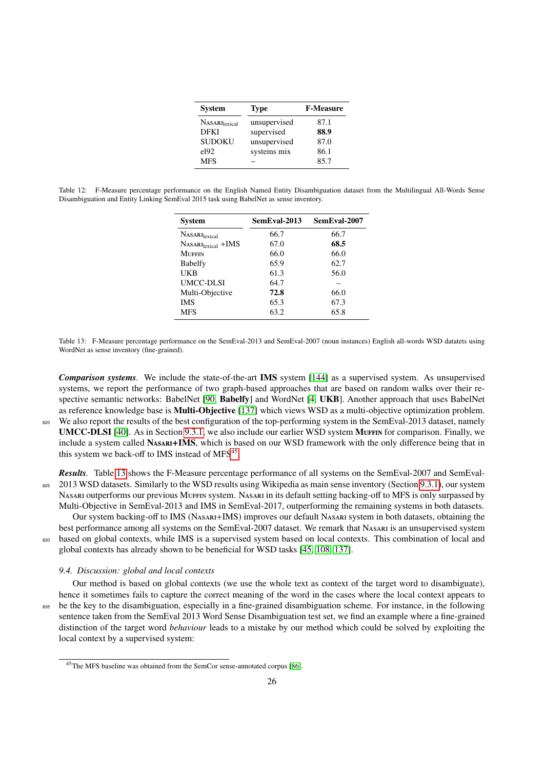| System | Type | F-Measure |
| --- | --- | --- |
| NASARI$_{lexical}$ | unsupervised | 87.1 |
| DFKI | supervised | **88.9** |
| SUDOKU | unsupervised | 87.0 |
| el92 | systems mix | 86.1 |
| MFS | – | 85.7 |

Table 12: F-Measure percentage performance on the English Named Entity Disambiguation dataset from the Multilingual All-Words Sense Disambiguation and Entity Linking SemEval 2015 task using BabelNet as sense inventory.

| System | SemEval-2013 | SemEval-2007 |
| --- | --- | --- |
| NASARI$_{lexical}$ | 66.7 | 66.7 |
| NASARI$_{lexical}$ +IMS | 67.0 | **68.5** |
| MUFFIN | 66.0 | 66.0 |
| Babelfy | 65.9 | 62.7 |
| UKB | 61.3 | 56.0 |
| UMCC-DLSI | 64.7 | – |
| Multi-Objective | **72.8** | 66.0 |
| IMS | 65.3 | 67.3 |
| MFS | 63.2 | 65.8 |

Table 13: F-Measure percentage performance on the SemEval-2013 and SemEval-2007 (noun instances) English all-words WSD datatets using WordNet as sense inventory (fine-grained).

***Comparison systems***. We include the state-of-the-art **IMS** system [144] as a supervised system. As unsupervised systems, we report the performance of two graph-based approaches that are based on random walks over their respective semantic networks: BabelNet [90, **Babelfy**] and WordNet [4, **UKB**]. Another approach that uses BabelNet as reference knowledge base is **Multi-Objective** [137] which views WSD as a multi-objective optimization problem. We also report the results of the best configuration of the top-performing system in the SemEval-2013 dataset, namely **UMCC-DLSI** [40]. As in Section 9.3.1, we also include our earlier WSD system MUFFIN for comparison. Finally, we include a system called **NASARI+IMS**, which is based on our WSD framework with the only difference being that in this system we back-off to IMS instead of MFS[45].

***Results***. Table 13 shows the F-Measure percentage performance of all systems on the SemEval-2007 and SemEval-2013 WSD datasets. Similarly to the WSD results using Wikipedia as main sense inventory (Section 9.3.1), our system NASARI outperforms our previous MUFFIN system. NASARI in its default setting backing-off to MFS is only surpassed by Multi-Objective in SemEval-2013 and IMS in SemEval-2017, outperforming the remaining systems in both datasets.

Our system backing-off to IMS (NASARI+IMS) improves our default NASARI system in both datasets, obtaining the best performance among all systems on the SemEval-2007 dataset. We remark that NASARI is an unsupervised system based on global contexts, while IMS is a supervised system based on local contexts. This combination of local and global contexts has already shown to be beneficial for WSD tasks [45, 108, 137].

### 9.4. Discussion: global and local contexts

Our method is based on global contexts (we use the whole text as context of the target word to disambiguate), hence it sometimes fails to capture the correct meaning of the word in the cases where the local context appears to be the key to the disambiguation, especially in a fine-grained disambiguation scheme. For instance, in the following sentence taken from the SemEval 2013 Word Sense Disambiguation test set, we find an example where a fine-grained distinction of the target word *behaviour* leads to a mistake by our method which could be solved by exploiting the local context by a supervised system:

[45] The MFS baseline was obtained from the SemCor sense-annotated corpus [86].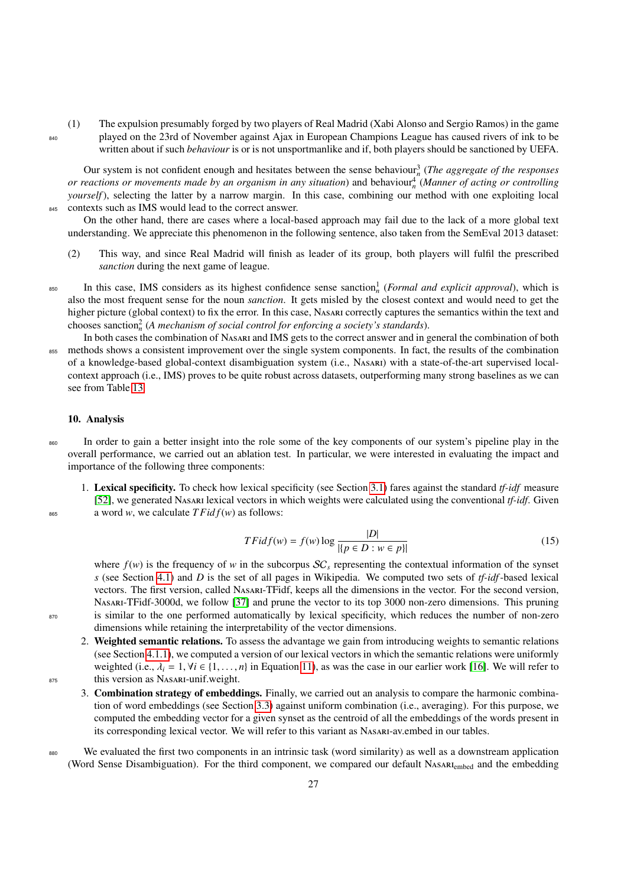(1) The expulsion presumably forged by two players of Real Madrid (Xabi Alonso and Sergio Ramos) in the game played on the 23rd of November against Ajax in European Champions League has caused rivers of ink to be written about if such *behaviour* is or is not unsportmanlike and if, both players should be sanctioned by UEFA.

Our system is not confident enough and hesitates between the sense behaviour$^3_n$ (*The aggregate of the responses or reactions or movements made by an organism in any situation*) and behaviour$^4_n$ (*Manner of acting or controlling yourself*), selecting the latter by a narrow margin. In this case, combining our method with one exploiting local contexts such as IMS would lead to the correct answer.

On the other hand, there are cases where a local-based approach may fail due to the lack of a more global text understanding. We appreciate this phenomenon in the following sentence, also taken from the SemEval 2013 dataset:

(2) This way, and since Real Madrid will finish as leader of its group, both players will fulfil the prescribed *sanction* during the next game of league.

In this case, IMS considers as its highest confidence sense sanction$^1_n$ (*Formal and explicit approval*), which is also the most frequent sense for the noun *sanction*. It gets misled by the closest context and would need to get the higher picture (global context) to fix the error. In this case, Nasari correctly captures the semantics within the text and chooses sanction$^2_n$ (*A mechanism of social control for enforcing a society's standards*).

In both cases the combination of Nasari and IMS gets to the correct answer and in general the combination of both methods shows a consistent improvement over the single system components. In fact, the results of the combination of a knowledge-based global-context disambiguation system (i.e., Nasari) with a state-of-the-art supervised local-context approach (i.e., IMS) proves to be quite robust across datasets, outperforming many strong baselines as we can see from Table 13.

## 10. Analysis

In order to gain a better insight into the role some of the key components of our system's pipeline play in the overall performance, we carried out an ablation test. In particular, we were interested in evaluating the impact and importance of the following three components:

1. **Lexical specificity.** To check how lexical specificity (see Section 3.1) fares against the standard *tf-idf* measure [52], we generated Nasari lexical vectors in which weights were calculated using the conventional *tf-idf*. Given a word $w$, we calculate $TFidf(w)$ as follows:

$$TFidf(w) = f(w) \log \frac{|D|}{|\{p \in D : w \in p\}|} \tag{15}$$

where $f(w)$ is the frequency of $w$ in the subcorpus $\mathcal{SC}_s$ representing the contextual information of the synset $s$ (see Section 4.1) and $D$ is the set of all pages in Wikipedia. We computed two sets of *tf-idf*-based lexical vectors. The first version, called Nasari-TFidf, keeps all the dimensions in the vector. For the second version, Nasari-TFidf-3000d, we follow [37] and prune the vector to its top 3000 non-zero dimensions. This pruning is similar to the one performed automatically by lexical specificity, which reduces the number of non-zero dimensions while retaining the interpretability of the vector dimensions.

2. **Weighted semantic relations.** To assess the advantage we gain from introducing weights to semantic relations (see Section 4.1.1), we computed a version of our lexical vectors in which the semantic relations were uniformly weighted (i.e., $\lambda_i = 1, \forall i \in \{1, \ldots, n\}$ in Equation 11), as was the case in our earlier work [16]. We will refer to this version as Nasari-unif.weight.

3. **Combination strategy of embeddings.** Finally, we carried out an analysis to compare the harmonic combination of word embeddings (see Section 3.3) against uniform combination (i.e., averaging). For this purpose, we computed the embedding vector for a given synset as the centroid of all the embeddings of the words present in its corresponding lexical vector. We will refer to this variant as Nasari-av.embed in our tables.

We evaluated the first two components in an intrinsic task (word similarity) as well as a downstream application (Word Sense Disambiguation). For the third component, we compared our default Nasari$_{\text{embed}}$ and the embedding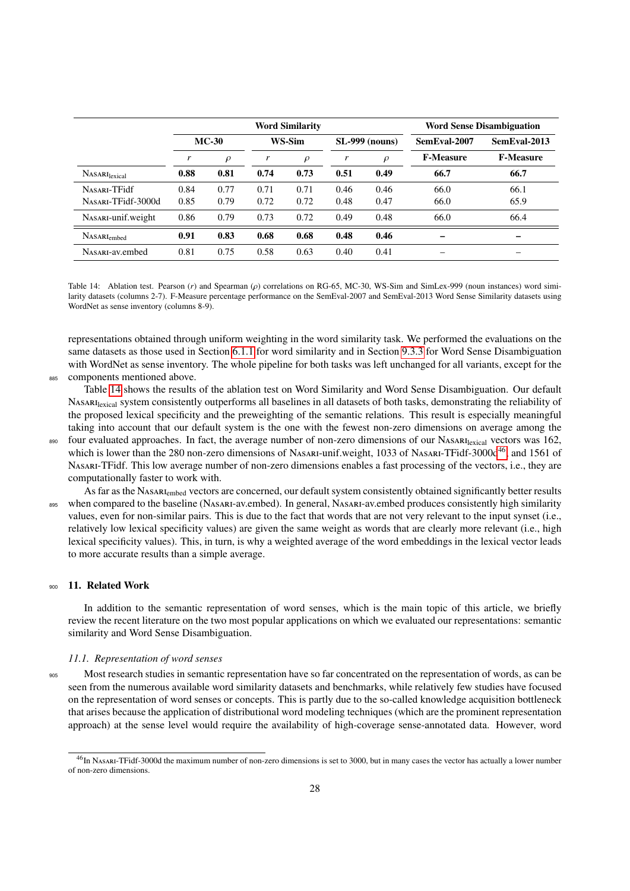| | Word Similarity | | | | | | Word Sense Disambiguation | |
|---|---|---|---|---|---|---|---|---|
| | MC-30 | | WS-Sim | | SL-999 (nouns) | | SemEval-2007 | SemEval-2013 |
| | $r$ | $\rho$ | $r$ | $\rho$ | $r$ | $\rho$ | F-Measure | F-Measure |
| NASARI$_{\text{lexical}}$ | **0.88** | **0.81** | **0.74** | **0.73** | **0.51** | **0.49** | **66.7** | **66.7** |
| NASARI-TFidf | 0.84 | 0.77 | 0.71 | 0.71 | 0.46 | 0.46 | 66.0 | 66.1 |
| NASARI-TFidf-3000d | 0.85 | 0.79 | 0.72 | 0.72 | 0.48 | 0.47 | 66.0 | 65.9 |
| NASARI-unif.weight | 0.86 | 0.79 | 0.73 | 0.72 | 0.49 | 0.48 | 66.0 | 66.4 |
| NASARI$_{\text{embed}}$ | **0.91** | **0.83** | **0.68** | **0.68** | **0.48** | **0.46** | **–** | **–** |
| NASARI-av.embed | 0.81 | 0.75 | 0.58 | 0.63 | 0.40 | 0.41 | – | – |

Table 14: Ablation test. Pearson ($r$) and Spearman ($\rho$) correlations on RG-65, MC-30, WS-Sim and SimLex-999 (noun instances) word similarity datasets (columns 2-7). F-Measure percentage performance on the SemEval-2007 and SemEval-2013 Word Sense Similarity datasets using WordNet as sense inventory (columns 8-9).

representations obtained through uniform weighting in the word similarity task. We performed the evaluations on the same datasets as those used in Section 6.1.1 for word similarity and in Section 9.3.3 for Word Sense Disambiguation with WordNet as sense inventory. The whole pipeline for both tasks was left unchanged for all variants, except for the components mentioned above.

Table 14 shows the results of the ablation test on Word Similarity and Word Sense Disambiguation. Our default NASARI$_{\text{lexical}}$ system consistently outperforms all baselines in all datasets of both tasks, demonstrating the reliability of the proposed lexical specificity and the preweighting of the semantic relations. This result is especially meaningful taking into account that our default system is the one with the fewest non-zero dimensions on average among the four evaluated approaches. In fact, the average number of non-zero dimensions of our NASARI$_{\text{lexical}}$ vectors was 162, which is lower than the 280 non-zero dimensions of NASARI-unif.weight, 1033 of NASARI-TFidf-3000d[46] and 1561 of NASARI-TFidf. This low average number of non-zero dimensions enables a fast processing of the vectors, i.e., they are computationally faster to work with.

As far as the NASARI$_{\text{embed}}$ vectors are concerned, our default system consistently obtained significantly better results when compared to the baseline (NASARI-av.embed). In general, NASARI-av.embed produces consistently high similarity values, even for non-similar pairs. This is due to the fact that words that are not very relevant to the input synset (i.e., relatively low lexical specificity values) are given the same weight as words that are clearly more relevant (i.e., high lexical specificity values). This, in turn, is why a weighted average of the word embeddings in the lexical vector leads to more accurate results than a simple average.

## 11. Related Work

In addition to the semantic representation of word senses, which is the main topic of this article, we briefly review the recent literature on the two most popular applications on which we evaluated our representations: semantic similarity and Word Sense Disambiguation.

### *11.1. Representation of word senses*

Most research studies in semantic representation have so far concentrated on the representation of words, as can be seen from the numerous available word similarity datasets and benchmarks, while relatively few studies have focused on the representation of word senses or concepts. This is partly due to the so-called knowledge acquisition bottleneck that arises because the application of distributional word modeling techniques (which are the prominent representation approach) at the sense level would require the availability of high-coverage sense-annotated data. However, word

[46] In NASARI-TFidf-3000d the maximum number of non-zero dimensions is set to 3000, but in many cases the vector has actually a lower number of non-zero dimensions.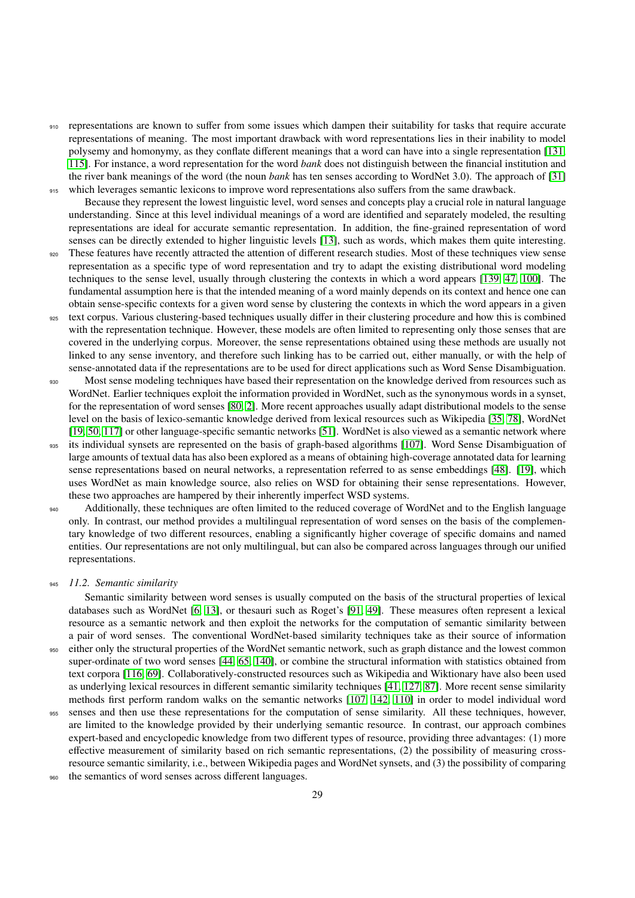representations are known to suffer from some issues which dampen their suitability for tasks that require accurate representations of meaning. The most important drawback with word representations lies in their inability to model polysemy and homonymy, as they conflate different meanings that a word can have into a single representation [131, 115]. For instance, a word representation for the word *bank* does not distinguish between the financial institution and the river bank meanings of the word (the noun *bank* has ten senses according to WordNet 3.0). The approach of [31] which leverages semantic lexicons to improve word representations also suffers from the same drawback.

Because they represent the lowest linguistic level, word senses and concepts play a crucial role in natural language understanding. Since at this level individual meanings of a word are identified and separately modeled, the resulting representations are ideal for accurate semantic representation. In addition, the fine-grained representation of word senses can be directly extended to higher linguistic levels [13], such as words, which makes them quite interesting. These features have recently attracted the attention of different research studies. Most of these techniques view sense representation as a specific type of word representation and try to adapt the existing distributional word modeling techniques to the sense level, usually through clustering the contexts in which a word appears [139, 47, 100]. The fundamental assumption here is that the intended meaning of a word mainly depends on its context and hence one can obtain sense-specific contexts for a given word sense by clustering the contexts in which the word appears in a given text corpus. Various clustering-based techniques usually differ in their clustering procedure and how this is combined with the representation technique. However, these models are often limited to representing only those senses that are covered in the underlying corpus. Moreover, the sense representations obtained using these methods are usually not linked to any sense inventory, and therefore such linking has to be carried out, either manually, or with the help of sense-annotated data if the representations are to be used for direct applications such as Word Sense Disambiguation.

Most sense modeling techniques have based their representation on the knowledge derived from resources such as WordNet. Earlier techniques exploit the information provided in WordNet, such as the synonymous words in a synset, for the representation of word senses [80, 2]. More recent approaches usually adapt distributional models to the sense level on the basis of lexico-semantic knowledge derived from lexical resources such as Wikipedia [35, 78], WordNet [19, 50, 117] or other language-specific semantic networks [51]. WordNet is also viewed as a semantic network where its individual synsets are represented on the basis of graph-based algorithms [107]. Word Sense Disambiguation of large amounts of textual data has also been explored as a means of obtaining high-coverage annotated data for learning sense representations based on neural networks, a representation referred to as sense embeddings [48]. [19], which uses WordNet as main knowledge source, also relies on WSD for obtaining their sense representations. However, these two approaches are hampered by their inherently imperfect WSD systems.

Additionally, these techniques are often limited to the reduced coverage of WordNet and to the English language only. In contrast, our method provides a multilingual representation of word senses on the basis of the complementary knowledge of two different resources, enabling a significantly higher coverage of specific domains and named entities. Our representations are not only multilingual, but can also be compared across languages through our unified representations.

### *11.2. Semantic similarity*

Semantic similarity between word senses is usually computed on the basis of the structural properties of lexical databases such as WordNet [6, 13], or thesauri such as Roget's [91, 49]. These measures often represent a lexical resource as a semantic network and then exploit the networks for the computation of semantic similarity between a pair of word senses. The conventional WordNet-based similarity techniques take as their source of information either only the structural properties of the WordNet semantic network, such as graph distance and the lowest common super-ordinate of two word senses [44, 65, 140], or combine the structural information with statistics obtained from text corpora [116, 69]. Collaboratively-constructed resources such as Wikipedia and Wiktionary have also been used as underlying lexical resources in different semantic similarity techniques [41, 127, 87]. More recent sense similarity methods first perform random walks on the semantic networks [107, 142, 110] in order to model individual word senses and then use these representations for the computation of sense similarity. All these techniques, however, are limited to the knowledge provided by their underlying semantic resource. In contrast, our approach combines expert-based and encyclopedic knowledge from two different types of resource, providing three advantages: (1) more effective measurement of similarity based on rich semantic representations, (2) the possibility of measuring cross-resource semantic similarity, i.e., between Wikipedia pages and WordNet synsets, and (3) the possibility of comparing the semantics of word senses across different languages.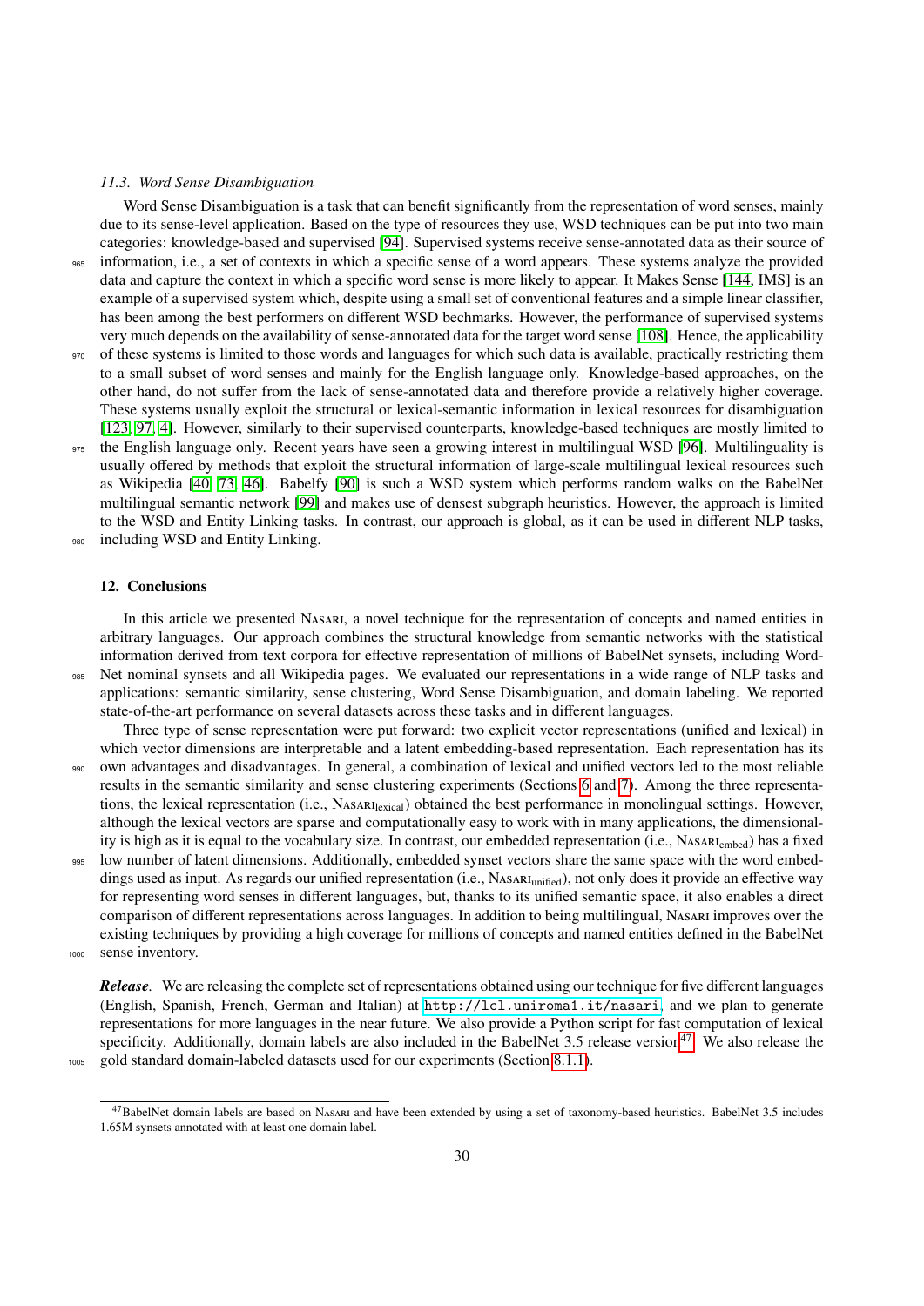### 11.3. Word Sense Disambiguation

Word Sense Disambiguation is a task that can benefit significantly from the representation of word senses, mainly due to its sense-level application. Based on the type of resources they use, WSD techniques can be put into two main categories: knowledge-based and supervised [94]. Supervised systems receive sense-annotated data as their source of information, i.e., a set of contexts in which a specific sense of a word appears. These systems analyze the provided data and capture the context in which a specific word sense is more likely to appear. It Makes Sense [144, IMS] is an example of a supervised system which, despite using a small set of conventional features and a simple linear classifier, has been among the best performers on different WSD bechmarks. However, the performance of supervised systems very much depends on the availability of sense-annotated data for the target word sense [108]. Hence, the applicability of these systems is limited to those words and languages for which such data is available, practically restricting them to a small subset of word senses and mainly for the English language only. Knowledge-based approaches, on the other hand, do not suffer from the lack of sense-annotated data and therefore provide a relatively higher coverage. These systems usually exploit the structural or lexical-semantic information in lexical resources for disambiguation [123, 97, 4]. However, similarly to their supervised counterparts, knowledge-based techniques are mostly limited to the English language only. Recent years have seen a growing interest in multilingual WSD [96]. Multilinguality is usually offered by methods that exploit the structural information of large-scale multilingual lexical resources such as Wikipedia [40, 73, 46]. Babelfy [90] is such a WSD system which performs random walks on the BabelNet multilingual semantic network [99] and makes use of densest subgraph heuristics. However, the approach is limited to the WSD and Entity Linking tasks. In contrast, our approach is global, as it can be used in different NLP tasks, including WSD and Entity Linking.

## 12. Conclusions

In this article we presented Nasari, a novel technique for the representation of concepts and named entities in arbitrary languages. Our approach combines the structural knowledge from semantic networks with the statistical information derived from text corpora for effective representation of millions of BabelNet synsets, including WordNet nominal synsets and all Wikipedia pages. We evaluated our representations in a wide range of NLP tasks and applications: semantic similarity, sense clustering, Word Sense Disambiguation, and domain labeling. We reported state-of-the-art performance on several datasets across these tasks and in different languages.

Three type of sense representation were put forward: two explicit vector representations (unified and lexical) in which vector dimensions are interpretable and a latent embedding-based representation. Each representation has its own advantages and disadvantages. In general, a combination of lexical and unified vectors led to the most reliable results in the semantic similarity and sense clustering experiments (Sections 6 and 7). Among the three representations, the lexical representation (i.e., $\text{Nasari}_{\text{lexical}}$) obtained the best performance in monolingual settings. However, although the lexical vectors are sparse and computationally easy to work with in many applications, the dimensionality is high as it is equal to the vocabulary size. In contrast, our embedded representation (i.e., $\text{Nasari}_{\text{embed}}$) has a fixed low number of latent dimensions. Additionally, embedded synset vectors share the same space with the word embeddings used as input. As regards our unified representation (i.e., $\text{Nasari}_{\text{unified}}$), not only does it provide an effective way for representing word senses in different languages, but, thanks to its unified semantic space, it also enables a direct comparison of different representations across languages. In addition to being multilingual, Nasari improves over the existing techniques by providing a high coverage for millions of concepts and named entities defined in the BabelNet sense inventory.

***Release***. We are releasing the complete set of representations obtained using our technique for five different languages (English, Spanish, French, German and Italian) at http://lcl.uniroma1.it/nasari, and we plan to generate representations for more languages in the near future. We also provide a Python script for fast computation of lexical specificity. Additionally, domain labels are also included in the BabelNet 3.5 release version[47]. We also release the gold standard domain-labeled datasets used for our experiments (Section 8.1.1).

[47] BabelNet domain labels are based on Nasari and have been extended by using a set of taxonomy-based heuristics. BabelNet 3.5 includes 1.65M synsets annotated with at least one domain label.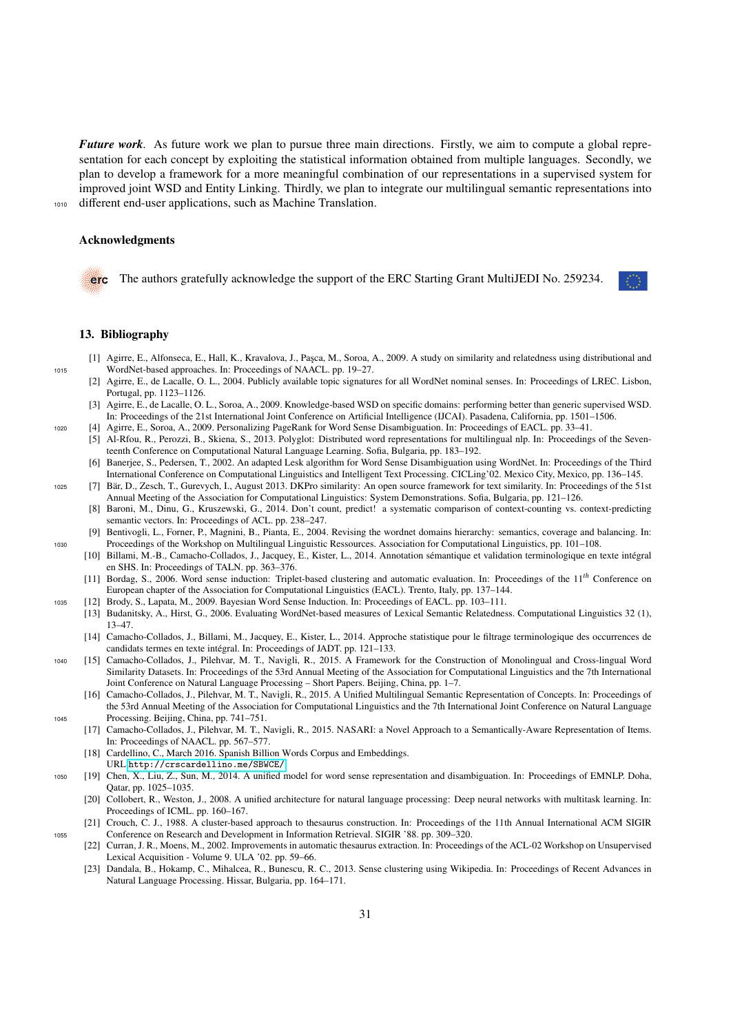***Future work***. As future work we plan to pursue three main directions. Firstly, we aim to compute a global representation for each concept by exploiting the statistical information obtained from multiple languages. Secondly, we plan to develop a framework for a more meaningful combination of our representations in a supervised system for improved joint WSD and Entity Linking. Thirdly, we plan to integrate our multilingual semantic representations into different end-user applications, such as Machine Translation.

### Acknowledgments

The authors gratefully acknowledge the support of the ERC Starting Grant MultiJEDI No. 259234.

## 13. Bibliography

[1] Agirre, E., Alfonseca, E., Hall, K., Kravalova, J., Paşca, M., Soroa, A., 2009. A study on similarity and relatedness using distributional and WordNet-based approaches. In: Proceedings of NAACL. pp. 19–27.

[2] Agirre, E., de Lacalle, O. L., 2004. Publicly available topic signatures for all WordNet nominal senses. In: Proceedings of LREC. Lisbon, Portugal, pp. 1123–1126.

[3] Agirre, E., de Lacalle, O. L., Soroa, A., 2009. Knowledge-based WSD on specific domains: performing better than generic supervised WSD. In: Proceedings of the 21st International Joint Conference on Artificial Intelligence (IJCAI). Pasadena, California, pp. 1501–1506.

[4] Agirre, E., Soroa, A., 2009. Personalizing PageRank for Word Sense Disambiguation. In: Proceedings of EACL. pp. 33–41.

[5] Al-Rfou, R., Perozzi, B., Skiena, S., 2013. Polyglot: Distributed word representations for multilingual nlp. In: Proceedings of the Seventeenth Conference on Computational Natural Language Learning. Sofia, Bulgaria, pp. 183–192.

[6] Banerjee, S., Pedersen, T., 2002. An adapted Lesk algorithm for Word Sense Disambiguation using WordNet. In: Proceedings of the Third International Conference on Computational Linguistics and Intelligent Text Processing. CICLing'02. Mexico City, Mexico, pp. 136–145.

[7] Bär, D., Zesch, T., Gurevych, I., August 2013. DKPro similarity: An open source framework for text similarity. In: Proceedings of the 51st Annual Meeting of the Association for Computational Linguistics: System Demonstrations. Sofia, Bulgaria, pp. 121–126.

[8] Baroni, M., Dinu, G., Kruszewski, G., 2014. Don't count, predict! a systematic comparison of context-counting vs. context-predicting semantic vectors. In: Proceedings of ACL. pp. 238–247.

[9] Bentivogli, L., Forner, P., Magnini, B., Pianta, E., 2004. Revising the wordnet domains hierarchy: semantics, coverage and balancing. In: Proceedings of the Workshop on Multilingual Linguistic Ressources. Association for Computational Linguistics, pp. 101–108.

[10] Billami, M.-B., Camacho-Collados, J., Jacquey, E., Kister, L., 2014. Annotation sémantique et validation terminologique en texte intégral en SHS. In: Proceedings of TALN. pp. 363–376.

[11] Bordag, S., 2006. Word sense induction: Triplet-based clustering and automatic evaluation. In: Proceedings of the $11^{th}$ Conference on European chapter of the Association for Computational Linguistics (EACL). Trento, Italy, pp. 137–144.

[12] Brody, S., Lapata, M., 2009. Bayesian Word Sense Induction. In: Proceedings of EACL. pp. 103–111.

[13] Budanitsky, A., Hirst, G., 2006. Evaluating WordNet-based measures of Lexical Semantic Relatedness. Computational Linguistics 32 (1), 13–47.

[14] Camacho-Collados, J., Billami, M., Jacquey, E., Kister, L., 2014. Approche statistique pour le filtrage terminologique des occurrences de candidats termes en texte intégral. In: Proceedings of JADT. pp. 121–133.

[15] Camacho-Collados, J., Pilehvar, M. T., Navigli, R., 2015. A Framework for the Construction of Monolingual and Cross-lingual Word Similarity Datasets. In: Proceedings of the 53rd Annual Meeting of the Association for Computational Linguistics and the 7th International Joint Conference on Natural Language Processing – Short Papers. Beijing, China, pp. 1–7.

[16] Camacho-Collados, J., Pilehvar, M. T., Navigli, R., 2015. A Unified Multilingual Semantic Representation of Concepts. In: Proceedings of the 53rd Annual Meeting of the Association for Computational Linguistics and the 7th International Joint Conference on Natural Language Processing. Beijing, China, pp. 741–751.

[17] Camacho-Collados, J., Pilehvar, M. T., Navigli, R., 2015. NASARI: a Novel Approach to a Semantically-Aware Representation of Items. In: Proceedings of NAACL. pp. 567–577.

[18] Cardellino, C., March 2016. Spanish Billion Words Corpus and Embeddings.
URL http://crscardellino.me/SBWCE/

[19] Chen, X., Liu, Z., Sun, M., 2014. A unified model for word sense representation and disambiguation. In: Proceedings of EMNLP. Doha, Qatar, pp. 1025–1035.

[20] Collobert, R., Weston, J., 2008. A unified architecture for natural language processing: Deep neural networks with multitask learning. In: Proceedings of ICML. pp. 160–167.

[21] Crouch, C. J., 1988. A cluster-based approach to thesaurus construction. In: Proceedings of the 11th Annual International ACM SIGIR Conference on Research and Development in Information Retrieval. SIGIR '88. pp. 309–320.

[22] Curran, J. R., Moens, M., 2002. Improvements in automatic thesaurus extraction. In: Proceedings of the ACL-02 Workshop on Unsupervised Lexical Acquisition - Volume 9. ULA '02. pp. 59–66.

[23] Dandala, B., Hokamp, C., Mihalcea, R., Bunescu, R. C., 2013. Sense clustering using Wikipedia. In: Proceedings of Recent Advances in Natural Language Processing. Hissar, Bulgaria, pp. 164–171.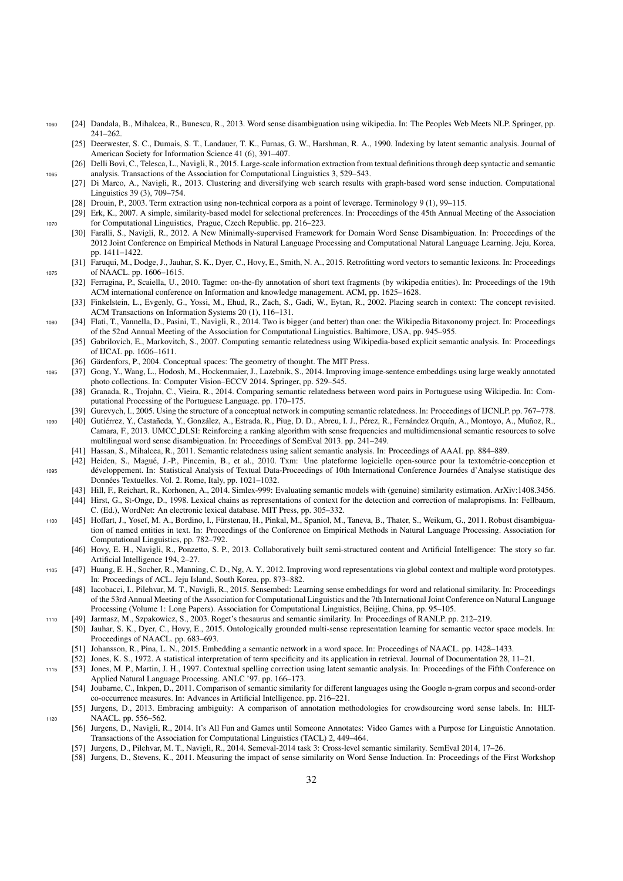[24] Dandala, B., Mihalcea, R., Bunescu, R., 2013. Word sense disambiguation using wikipedia. In: The Peoples Web Meets NLP. Springer, pp. 241–262.

[25] Deerwester, S. C., Dumais, S. T., Landauer, T. K., Furnas, G. W., Harshman, R. A., 1990. Indexing by latent semantic analysis. Journal of American Society for Information Science 41 (6), 391–407.

[26] Delli Bovi, C., Telesca, L., Navigli, R., 2015. Large-scale information extraction from textual definitions through deep syntactic and semantic analysis. Transactions of the Association for Computational Linguistics 3, 529–543.

[27] Di Marco, A., Navigli, R., 2013. Clustering and diversifying web search results with graph-based word sense induction. Computational Linguistics 39 (3), 709–754.

[28] Drouin, P., 2003. Term extraction using non-technical corpora as a point of leverage. Terminology 9 (1), 99–115.

[29] Erk, K., 2007. A simple, similarity-based model for selectional preferences. In: Proceedings of the 45th Annual Meeting of the Association for Computational Linguistics, Prague, Czech Republic. pp. 216–223.

[30] Faralli, S., Navigli, R., 2012. A New Minimally-supervised Framework for Domain Word Sense Disambiguation. In: Proceedings of the 2012 Joint Conference on Empirical Methods in Natural Language Processing and Computational Natural Language Learning. Jeju, Korea, pp. 1411–1422.

[31] Faruqui, M., Dodge, J., Jauhar, S. K., Dyer, C., Hovy, E., Smith, N. A., 2015. Retrofitting word vectors to semantic lexicons. In: Proceedings of NAACL. pp. 1606–1615.

[32] Ferragina, P., Scaiella, U., 2010. Tagme: on-the-fly annotation of short text fragments (by wikipedia entities). In: Proceedings of the 19th ACM international conference on Information and knowledge management. ACM, pp. 1625–1628.

[33] Finkelstein, L., Evgenly, G., Yossi, M., Ehud, R., Zach, S., Gadi, W., Eytan, R., 2002. Placing search in context: The concept revisited. ACM Transactions on Information Systems 20 (1), 116–131.

[34] Flati, T., Vannella, D., Pasini, T., Navigli, R., 2014. Two is bigger (and better) than one: the Wikipedia Bitaxonomy project. In: Proceedings of the 52nd Annual Meeting of the Association for Computational Linguistics. Baltimore, USA, pp. 945–955.

[35] Gabrilovich, E., Markovitch, S., 2007. Computing semantic relatedness using Wikipedia-based explicit semantic analysis. In: Proceedings of IJCAI. pp. 1606–1611.

[36] Gärdenfors, P., 2004. Conceptual spaces: The geometry of thought. The MIT Press.

[37] Gong, Y., Wang, L., Hodosh, M., Hockenmaier, J., Lazebnik, S., 2014. Improving image-sentence embeddings using large weakly annotated photo collections. In: Computer Vision–ECCV 2014. Springer, pp. 529–545.

[38] Granada, R., Trojahn, C., Vieira, R., 2014. Comparing semantic relatedness between word pairs in Portuguese using Wikipedia. In: Computational Processing of the Portuguese Language. pp. 170–175.

[39] Gurevych, I., 2005. Using the structure of a conceptual network in computing semantic relatedness. In: Proceedings of IJCNLP. pp. 767–778.

[40] Gutiérrez, Y., Castañeda, Y., González, A., Estrada, R., Piug, D. D., Abreu, I. J., Pérez, R., Fernández Orquín, A., Montoyo, A., Muñoz, R., Camara, F., 2013. UMCC_DLSI: Reinforcing a ranking algorithm with sense frequencies and multidimensional semantic resources to solve multilingual word sense disambiguation. In: Proceedings of SemEval 2013. pp. 241–249.

[41] Hassan, S., Mihalcea, R., 2011. Semantic relatedness using salient semantic analysis. In: Proceedings of AAAI. pp. 884–889.

[42] Heiden, S., Magué, J.-P., Pincemin, B., et al., 2010. Txm: Une plateforme logicielle open-source pour la textométrie-conception et développement. In: Statistical Analysis of Textual Data-Proceedings of 10th International Conference Journées d'Analyse statistique des Données Textuelles. Vol. 2. Rome, Italy, pp. 1021–1032.

[43] Hill, F., Reichart, R., Korhonen, A., 2014. Simlex-999: Evaluating semantic models with (genuine) similarity estimation. ArXiv:1408.3456.

[44] Hirst, G., St-Onge, D., 1998. Lexical chains as representations of context for the detection and correction of malapropisms. In: Fellbaum, C. (Ed.), WordNet: An electronic lexical database. MIT Press, pp. 305–332.

[45] Hoffart, J., Yosef, M. A., Bordino, I., Fürstenau, H., Pinkal, M., Spaniol, M., Taneva, B., Thater, S., Weikum, G., 2011. Robust disambiguation of named entities in text. In: Proceedings of the Conference on Empirical Methods in Natural Language Processing. Association for Computational Linguistics, pp. 782–792.

[46] Hovy, E. H., Navigli, R., Ponzetto, S. P., 2013. Collaboratively built semi-structured content and Artificial Intelligence: The story so far. Artificial Intelligence 194, 2–27.

[47] Huang, E. H., Socher, R., Manning, C. D., Ng, A. Y., 2012. Improving word representations via global context and multiple word prototypes. In: Proceedings of ACL. Jeju Island, South Korea, pp. 873–882.

[48] Iacobacci, I., Pilehvar, M. T., Navigli, R., 2015. Sensembed: Learning sense embeddings for word and relational similarity. In: Proceedings of the 53rd Annual Meeting of the Association for Computational Linguistics and the 7th International Joint Conference on Natural Language Processing (Volume 1: Long Papers). Association for Computational Linguistics, Beijing, China, pp. 95–105.

[49] Jarmasz, M., Szpakowicz, S., 2003. Roget's thesaurus and semantic similarity. In: Proceedings of RANLP. pp. 212–219.

[50] Jauhar, S. K., Dyer, C., Hovy, E., 2015. Ontologically grounded multi-sense representation learning for semantic vector space models. In: Proceedings of NAACL. pp. 683–693.

[51] Johansson, R., Pina, L. N., 2015. Embedding a semantic network in a word space. In: Proceedings of NAACL. pp. 1428–1433.

[52] Jones, K. S., 1972. A statistical interpretation of term specificity and its application in retrieval. Journal of Documentation 28, 11–21.

[53] Jones, M. P., Martin, J. H., 1997. Contextual spelling correction using latent semantic analysis. In: Proceedings of the Fifth Conference on Applied Natural Language Processing. ANLC '97. pp. 166–173.

[54] Joubarne, C., Inkpen, D., 2011. Comparison of semantic similarity for different languages using the Google n-gram corpus and second-order co-occurrence measures. In: Advances in Artificial Intelligence. pp. 216–221.

[55] Jurgens, D., 2013. Embracing ambiguity: A comparison of annotation methodologies for crowdsourcing word sense labels. In: HLT-NAACL. pp. 556–562.

[56] Jurgens, D., Navigli, R., 2014. It's All Fun and Games until Someone Annotates: Video Games with a Purpose for Linguistic Annotation. Transactions of the Association for Computational Linguistics (TACL) 2, 449–464.

[57] Jurgens, D., Pilehvar, M. T., Navigli, R., 2014. Semeval-2014 task 3: Cross-level semantic similarity. SemEval 2014, 17–26.

[58] Jurgens, D., Stevens, K., 2011. Measuring the impact of sense similarity on Word Sense Induction. In: Proceedings of the First Workshop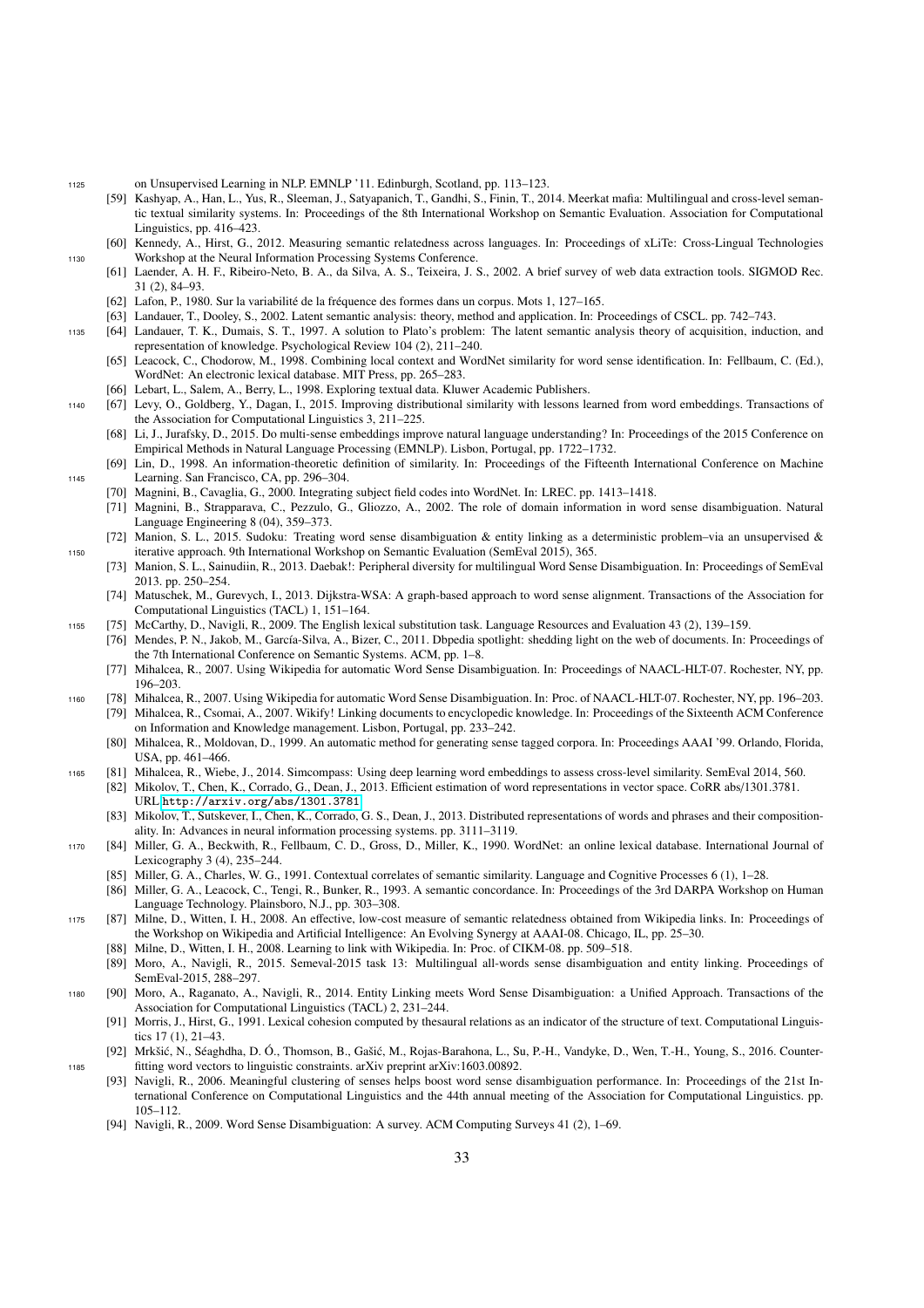on Unsupervised Learning in NLP. EMNLP '11. Edinburgh, Scotland, pp. 113–123.

[59] Kashyap, A., Han, L., Yus, R., Sleeman, J., Satyapanich, T., Gandhi, S., Finin, T., 2014. Meerkat mafia: Multilingual and cross-level semantic textual similarity systems. In: Proceedings of the 8th International Workshop on Semantic Evaluation. Association for Computational Linguistics, pp. 416–423.

[60] Kennedy, A., Hirst, G., 2012. Measuring semantic relatedness across languages. In: Proceedings of xLiTe: Cross-Lingual Technologies Workshop at the Neural Information Processing Systems Conference.

[61] Laender, A. H. F., Ribeiro-Neto, B. A., da Silva, A. S., Teixeira, J. S., 2002. A brief survey of web data extraction tools. SIGMOD Rec. 31 (2), 84–93.

[62] Lafon, P., 1980. Sur la variabilité de la fréquence des formes dans un corpus. Mots 1, 127–165.

[63] Landauer, T., Dooley, S., 2002. Latent semantic analysis: theory, method and application. In: Proceedings of CSCL. pp. 742–743.

[64] Landauer, T. K., Dumais, S. T., 1997. A solution to Plato's problem: The latent semantic analysis theory of acquisition, induction, and representation of knowledge. Psychological Review 104 (2), 211–240.

[65] Leacock, C., Chodorow, M., 1998. Combining local context and WordNet similarity for word sense identification. In: Fellbaum, C. (Ed.), WordNet: An electronic lexical database. MIT Press, pp. 265–283.

[66] Lebart, L., Salem, A., Berry, L., 1998. Exploring textual data. Kluwer Academic Publishers.

[67] Levy, O., Goldberg, Y., Dagan, I., 2015. Improving distributional similarity with lessons learned from word embeddings. Transactions of the Association for Computational Linguistics 3, 211–225.

[68] Li, J., Jurafsky, D., 2015. Do multi-sense embeddings improve natural language understanding? In: Proceedings of the 2015 Conference on Empirical Methods in Natural Language Processing (EMNLP). Lisbon, Portugal, pp. 1722–1732.

[69] Lin, D., 1998. An information-theoretic definition of similarity. In: Proceedings of the Fifteenth International Conference on Machine Learning. San Francisco, CA, pp. 296–304.

[70] Magnini, B., Cavaglia, G., 2000. Integrating subject field codes into WordNet. In: LREC. pp. 1413–1418.

[71] Magnini, B., Strapparava, C., Pezzulo, G., Gliozzo, A., 2002. The role of domain information in word sense disambiguation. Natural Language Engineering 8 (04), 359–373.

[72] Manion, S. L., 2015. Sudoku: Treating word sense disambiguation & entity linking as a deterministic problem–via an unsupervised & iterative approach. 9th International Workshop on Semantic Evaluation (SemEval 2015), 365.

[73] Manion, S. L., Sainudiin, R., 2013. Daebak!: Peripheral diversity for multilingual Word Sense Disambiguation. In: Proceedings of SemEval 2013. pp. 250–254.

[74] Matuschek, M., Gurevych, I., 2013. Dijkstra-WSA: A graph-based approach to word sense alignment. Transactions of the Association for Computational Linguistics (TACL) 1, 151–164.

[75] McCarthy, D., Navigli, R., 2009. The English lexical substitution task. Language Resources and Evaluation 43 (2), 139–159.

[76] Mendes, P. N., Jakob, M., García-Silva, A., Bizer, C., 2011. Dbpedia spotlight: shedding light on the web of documents. In: Proceedings of the 7th International Conference on Semantic Systems. ACM, pp. 1–8.

[77] Mihalcea, R., 2007. Using Wikipedia for automatic Word Sense Disambiguation. In: Proceedings of NAACL-HLT-07. Rochester, NY, pp. 196–203.

[78] Mihalcea, R., 2007. Using Wikipedia for automatic Word Sense Disambiguation. In: Proc. of NAACL-HLT-07. Rochester, NY, pp. 196–203.

[79] Mihalcea, R., Csomai, A., 2007. Wikify! Linking documents to encyclopedic knowledge. In: Proceedings of the Sixteenth ACM Conference on Information and Knowledge management. Lisbon, Portugal, pp. 233–242.

[80] Mihalcea, R., Moldovan, D., 1999. An automatic method for generating sense tagged corpora. In: Proceedings AAAI '99. Orlando, Florida, USA, pp. 461–466.

[81] Mihalcea, R., Wiebe, J., 2014. Simcompass: Using deep learning word embeddings to assess cross-level similarity. SemEval 2014, 560.

[82] Mikolov, T., Chen, K., Corrado, G., Dean, J., 2013. Efficient estimation of word representations in vector space. CoRR abs/1301.3781. URL http://arxiv.org/abs/1301.3781

[83] Mikolov, T., Sutskever, I., Chen, K., Corrado, G. S., Dean, J., 2013. Distributed representations of words and phrases and their compositionality. In: Advances in neural information processing systems. pp. 3111–3119.

[84] Miller, G. A., Beckwith, R., Fellbaum, C. D., Gross, D., Miller, K., 1990. WordNet: an online lexical database. International Journal of Lexicography 3 (4), 235–244.

[85] Miller, G. A., Charles, W. G., 1991. Contextual correlates of semantic similarity. Language and Cognitive Processes 6 (1), 1–28.

[86] Miller, G. A., Leacock, C., Tengi, R., Bunker, R., 1993. A semantic concordance. In: Proceedings of the 3rd DARPA Workshop on Human Language Technology. Plainsboro, N.J., pp. 303–308.

[87] Milne, D., Witten, I. H., 2008. An effective, low-cost measure of semantic relatedness obtained from Wikipedia links. In: Proceedings of the Workshop on Wikipedia and Artificial Intelligence: An Evolving Synergy at AAAI-08. Chicago, IL, pp. 25–30.

[88] Milne, D., Witten, I. H., 2008. Learning to link with Wikipedia. In: Proc. of CIKM-08. pp. 509–518.

[89] Moro, A., Navigli, R., 2015. Semeval-2015 task 13: Multilingual all-words sense disambiguation and entity linking. Proceedings of SemEval-2015, 288–297.

[90] Moro, A., Raganato, A., Navigli, R., 2014. Entity Linking meets Word Sense Disambiguation: a Unified Approach. Transactions of the Association for Computational Linguistics (TACL) 2, 231–244.

[91] Morris, J., Hirst, G., 1991. Lexical cohesion computed by thesaural relations as an indicator of the structure of text. Computational Linguistics 17 (1), 21–43.

[92] Mrkšić, N., Séaghdha, D. Ó., Thomson, B., Gašić, M., Rojas-Barahona, L., Su, P.-H., Vandyke, D., Wen, T.-H., Young, S., 2016. Counter-fitting word vectors to linguistic constraints. arXiv preprint arXiv:1603.00892.

[93] Navigli, R., 2006. Meaningful clustering of senses helps boost word sense disambiguation performance. In: Proceedings of the 21st International Conference on Computational Linguistics and the 44th annual meeting of the Association for Computational Linguistics. pp. 105–112.

[94] Navigli, R., 2009. Word Sense Disambiguation: A survey. ACM Computing Surveys 41 (2), 1–69.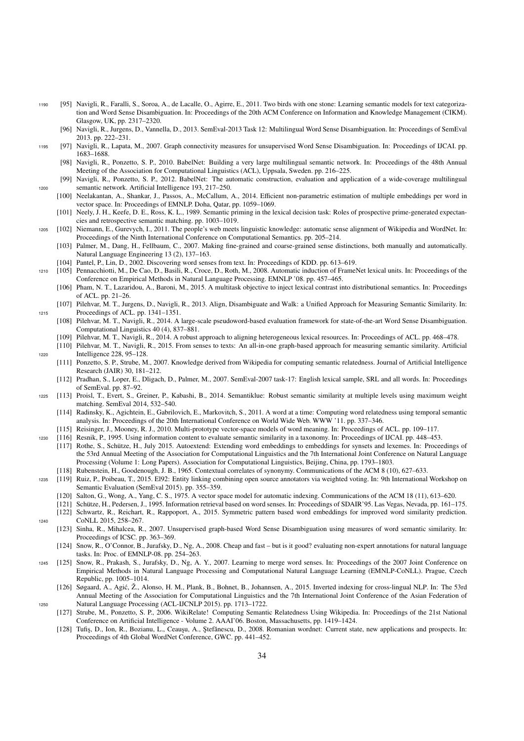[95] Navigli, R., Faralli, S., Soroa, A., de Lacalle, O., Agirre, E., 2011. Two birds with one stone: Learning semantic models for text categorization and Word Sense Disambiguation. In: Proceedings of the 20th ACM Conference on Information and Knowledge Management (CIKM). Glasgow, UK, pp. 2317–2320.

[96] Navigli, R., Jurgens, D., Vannella, D., 2013. SemEval-2013 Task 12: Multilingual Word Sense Disambiguation. In: Proceedings of SemEval 2013. pp. 222–231.

[97] Navigli, R., Lapata, M., 2007. Graph connectivity measures for unsupervised Word Sense Disambiguation. In: Proceedings of IJCAI. pp. 1683–1688.

[98] Navigli, R., Ponzetto, S. P., 2010. BabelNet: Building a very large multilingual semantic network. In: Proceedings of the 48th Annual Meeting of the Association for Computational Linguistics (ACL), Uppsala, Sweden. pp. 216–225.

[99] Navigli, R., Ponzetto, S. P., 2012. BabelNet: The automatic construction, evaluation and application of a wide-coverage multilingual semantic network. Artificial Intelligence 193, 217–250.

[100] Neelakantan, A., Shankar, J., Passos, A., McCallum, A., 2014. Efficient non-parametric estimation of multiple embeddings per word in vector space. In: Proceedings of EMNLP. Doha, Qatar, pp. 1059–1069.

[101] Neely, J. H., Keefe, D. E., Ross, K. L., 1989. Semantic priming in the lexical decision task: Roles of prospective prime-generated expectancies and retrospective semantic matching. pp. 1003–1019.

[102] Niemann, E., Gurevych, I., 2011. The people's web meets linguistic knowledge: automatic sense alignment of Wikipedia and WordNet. In: Proceedings of the Ninth International Conference on Computational Semantics. pp. 205–214.

[103] Palmer, M., Dang, H., Fellbaum, C., 2007. Making fine-grained and coarse-grained sense distinctions, both manually and automatically. Natural Language Engineering 13 (2), 137–163.

[104] Pantel, P., Lin, D., 2002. Discovering word senses from text. In: Proceedings of KDD. pp. 613–619.

[105] Pennacchiotti, M., De Cao, D., Basili, R., Croce, D., Roth, M., 2008. Automatic induction of FrameNet lexical units. In: Proceedings of the Conference on Empirical Methods in Natural Language Processing. EMNLP '08. pp. 457–465.

[106] Pham, N. T., Lazaridou, A., Baroni, M., 2015. A multitask objective to inject lexical contrast into distributional semantics. In: Proceedings of ACL. pp. 21–26.

[107] Pilehvar, M. T., Jurgens, D., Navigli, R., 2013. Align, Disambiguate and Walk: a Unified Approach for Measuring Semantic Similarity. In: Proceedings of ACL. pp. 1341–1351.

[108] Pilehvar, M. T., Navigli, R., 2014. A large-scale pseudoword-based evaluation framework for state-of-the-art Word Sense Disambiguation. Computational Linguistics 40 (4), 837–881.

[109] Pilehvar, M. T., Navigli, R., 2014. A robust approach to aligning heterogeneous lexical resources. In: Proceedings of ACL. pp. 468–478.

[110] Pilehvar, M. T., Navigli, R., 2015. From senses to texts: An all-in-one graph-based approach for measuring semantic similarity. Artificial Intelligence 228, 95–128.

[111] Ponzetto, S. P., Strube, M., 2007. Knowledge derived from Wikipedia for computing semantic relatedness. Journal of Artificial Intelligence Research (JAIR) 30, 181–212.

[112] Pradhan, S., Loper, E., Dligach, D., Palmer, M., 2007. SemEval-2007 task-17: English lexical sample, SRL and all words. In: Proceedings of SemEval. pp. 87–92.

[113] Proisl, T., Evert, S., Greiner, P., Kabashi, B., 2014. Semantiklue: Robust semantic similarity at multiple levels using maximum weight matching. SemEval 2014, 532–540.

[114] Radinsky, K., Agichtein, E., Gabrilovich, E., Markovitch, S., 2011. A word at a time: Computing word relatedness using temporal semantic analysis. In: Proceedings of the 20th International Conference on World Wide Web. WWW '11. pp. 337–346.

[115] Reisinger, J., Mooney, R. J., 2010. Multi-prototype vector-space models of word meaning. In: Proceedings of ACL. pp. 109–117.

[116] Resnik, P., 1995. Using information content to evaluate semantic similarity in a taxonomy. In: Proceedings of IJCAI. pp. 448–453.

[117] Rothe, S., Schütze, H., July 2015. Autoextend: Extending word embeddings to embeddings for synsets and lexemes. In: Proceedings of the 53rd Annual Meeting of the Association for Computational Linguistics and the 7th International Joint Conference on Natural Language Processing (Volume 1: Long Papers). Association for Computational Linguistics, Beijing, China, pp. 1793–1803.

[118] Rubenstein, H., Goodenough, J. B., 1965. Contextual correlates of synonymy. Communications of the ACM 8 (10), 627–633.

[119] Ruiz, P., Poibeau, T., 2015. El92: Entity linking combining open source annotators via weighted voting. In: 9th International Workshop on Semantic Evaluation (SemEval 2015). pp. 355–359.

[120] Salton, G., Wong, A., Yang, C. S., 1975. A vector space model for automatic indexing. Communications of the ACM 18 (11), 613–620.

[121] Schütze, H., Pedersen, J., 1995. Information retrieval based on word senses. In: Proceedings of SDAIR'95. Las Vegas, Nevada, pp. 161–175.

[122] Schwartz, R., Reichart, R., Rappoport, A., 2015. Symmetric pattern based word embeddings for improved word similarity prediction. CoNLL 2015, 258–267.

[123] Sinha, R., Mihalcea, R., 2007. Unsupervised graph-based Word Sense Disambiguation using measures of word semantic similarity. In: Proceedings of ICSC. pp. 363–369.

[124] Snow, R., O'Connor, B., Jurafsky, D., Ng, A., 2008. Cheap and fast – but is it good? evaluating non-expert annotations for natural language tasks. In: Proc. of EMNLP-08. pp. 254–263.

[125] Snow, R., Prakash, S., Jurafsky, D., Ng, A. Y., 2007. Learning to merge word senses. In: Proceedings of the 2007 Joint Conference on Empirical Methods in Natural Language Processing and Computational Natural Language Learning (EMNLP-CoNLL). Prague, Czech Republic, pp. 1005–1014.

[126] Søgaard, A., Agić, Ž., Alonso, H. M., Plank, B., Bohnet, B., Johannsen, A., 2015. Inverted indexing for cross-lingual NLP. In: The 53rd Annual Meeting of the Association for Computational Linguistics and the 7th International Joint Conference of the Asian Federation of Natural Language Processing (ACL-IJCNLP 2015). pp. 1713–1722.

[127] Strube, M., Ponzetto, S. P., 2006. WikiRelate! Computing Semantic Relatedness Using Wikipedia. In: Proceedings of the 21st National Conference on Artificial Intelligence - Volume 2. AAAI'06. Boston, Massachusetts, pp. 1419–1424.

[128] Tufiş, D., Ion, R., Bozianu, L., Ceauşu, A., Ştefănescu, D., 2008. Romanian wordnet: Current state, new applications and prospects. In: Proceedings of 4th Global WordNet Conference, GWC. pp. 441–452.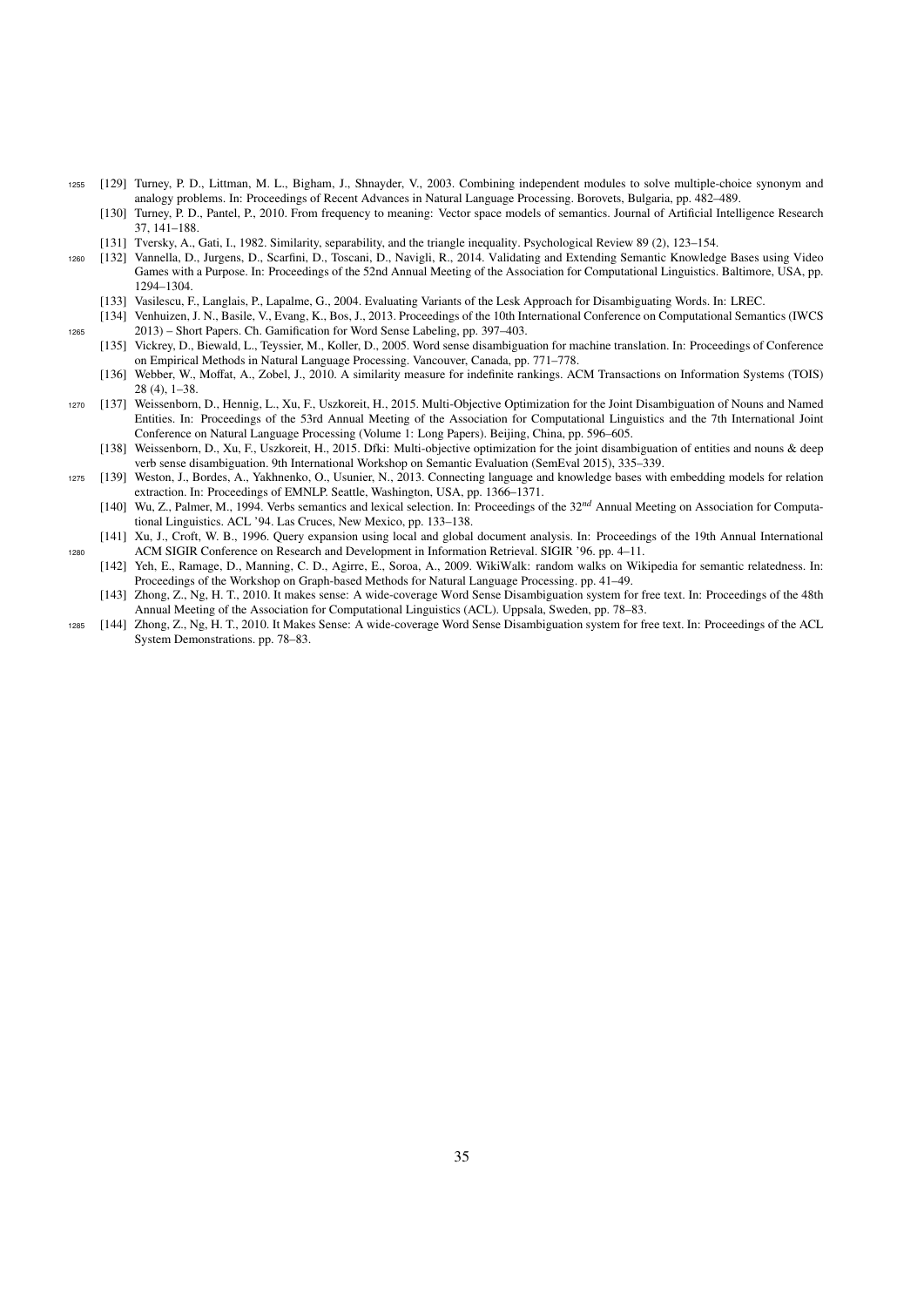[129] Turney, P. D., Littman, M. L., Bigham, J., Shnayder, V., 2003. Combining independent modules to solve multiple-choice synonym and analogy problems. In: Proceedings of Recent Advances in Natural Language Processing. Borovets, Bulgaria, pp. 482–489.

[130] Turney, P. D., Pantel, P., 2010. From frequency to meaning: Vector space models of semantics. Journal of Artificial Intelligence Research 37, 141–188.

[131] Tversky, A., Gati, I., 1982. Similarity, separability, and the triangle inequality. Psychological Review 89 (2), 123–154.

[132] Vannella, D., Jurgens, D., Scarfini, D., Toscani, D., Navigli, R., 2014. Validating and Extending Semantic Knowledge Bases using Video Games with a Purpose. In: Proceedings of the 52nd Annual Meeting of the Association for Computational Linguistics. Baltimore, USA, pp. 1294–1304.

[133] Vasilescu, F., Langlais, P., Lapalme, G., 2004. Evaluating Variants of the Lesk Approach for Disambiguating Words. In: LREC.

[134] Venhuizen, J. N., Basile, V., Evang, K., Bos, J., 2013. Proceedings of the 10th International Conference on Computational Semantics (IWCS 2013) – Short Papers. Ch. Gamification for Word Sense Labeling, pp. 397–403.

[135] Vickrey, D., Biewald, L., Teyssier, M., Koller, D., 2005. Word sense disambiguation for machine translation. In: Proceedings of Conference on Empirical Methods in Natural Language Processing. Vancouver, Canada, pp. 771–778.

[136] Webber, W., Moffat, A., Zobel, J., 2010. A similarity measure for indefinite rankings. ACM Transactions on Information Systems (TOIS) 28 (4), 1–38.

[137] Weissenborn, D., Hennig, L., Xu, F., Uszkoreit, H., 2015. Multi-Objective Optimization for the Joint Disambiguation of Nouns and Named Entities. In: Proceedings of the 53rd Annual Meeting of the Association for Computational Linguistics and the 7th International Joint Conference on Natural Language Processing (Volume 1: Long Papers). Beijing, China, pp. 596–605.

[138] Weissenborn, D., Xu, F., Uszkoreit, H., 2015. Dfki: Multi-objective optimization for the joint disambiguation of entities and nouns & deep verb sense disambiguation. 9th International Workshop on Semantic Evaluation (SemEval 2015), 335–339.

[139] Weston, J., Bordes, A., Yakhnenko, O., Usunier, N., 2013. Connecting language and knowledge bases with embedding models for relation extraction. In: Proceedings of EMNLP. Seattle, Washington, USA, pp. 1366–1371.

[140] Wu, Z., Palmer, M., 1994. Verbs semantics and lexical selection. In: Proceedings of the 32$^{nd}$ Annual Meeting on Association for Computational Linguistics. ACL '94. Las Cruces, New Mexico, pp. 133–138.

[141] Xu, J., Croft, W. B., 1996. Query expansion using local and global document analysis. In: Proceedings of the 19th Annual International ACM SIGIR Conference on Research and Development in Information Retrieval. SIGIR '96. pp. 4–11.

[142] Yeh, E., Ramage, D., Manning, C. D., Agirre, E., Soroa, A., 2009. WikiWalk: random walks on Wikipedia for semantic relatedness. In: Proceedings of the Workshop on Graph-based Methods for Natural Language Processing. pp. 41–49.

[143] Zhong, Z., Ng, H. T., 2010. It makes sense: A wide-coverage Word Sense Disambiguation system for free text. In: Proceedings of the 48th Annual Meeting of the Association for Computational Linguistics (ACL). Uppsala, Sweden, pp. 78–83.

[144] Zhong, Z., Ng, H. T., 2010. It Makes Sense: A wide-coverage Word Sense Disambiguation system for free text. In: Proceedings of the ACL System Demonstrations. pp. 78–83.